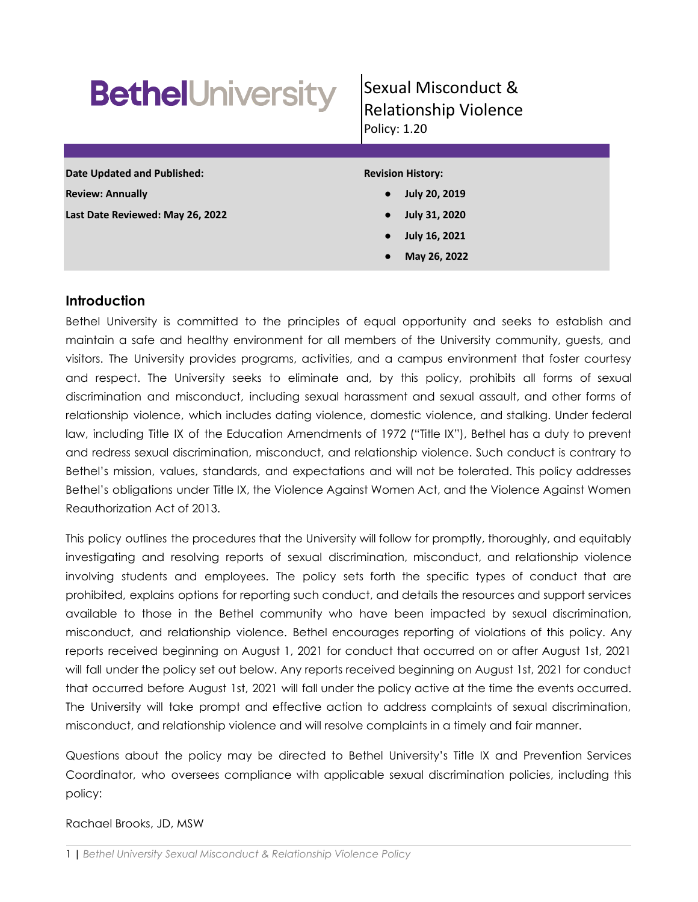# BethelUniversity

**Sexual Misconduct & Relationship Violence**

Policy: 1.20

| Date Updated and Published: | Revision History: |
|---|---|
| Review: Annually | • July 20, 2019 |
| Last Date Reviewed: May 26, 2022 | • July 31, 2020 |
| | • July 16, 2021 |
| | • May 26, 2022 |

## Introduction

Bethel University is committed to the principles of equal opportunity and seeks to establish and maintain a safe and healthy environment for all members of the University community, guests, and visitors. The University provides programs, activities, and a campus environment that foster courtesy and respect. The University seeks to eliminate and, by this policy, prohibits all forms of sexual discrimination and misconduct, including sexual harassment and sexual assault, and other forms of relationship violence, which includes dating violence, domestic violence, and stalking. Under federal law, including Title IX of the Education Amendments of 1972 ("Title IX"), Bethel has a duty to prevent and redress sexual discrimination, misconduct, and relationship violence. Such conduct is contrary to Bethel's mission, values, standards, and expectations and will not be tolerated. This policy addresses Bethel's obligations under Title IX, the Violence Against Women Act, and the Violence Against Women Reauthorization Act of 2013.

This policy outlines the procedures that the University will follow for promptly, thoroughly, and equitably investigating and resolving reports of sexual discrimination, misconduct, and relationship violence involving students and employees. The policy sets forth the specific types of conduct that are prohibited, explains options for reporting such conduct, and details the resources and support services available to those in the Bethel community who have been impacted by sexual discrimination, misconduct, and relationship violence. Bethel encourages reporting of violations of this policy. Any reports received beginning on August 1, 2021 for conduct that occurred on or after August 1st, 2021 will fall under the policy set out below. Any reports received beginning on August 1st, 2021 for conduct that occurred before August 1st, 2021 will fall under the policy active at the time the events occurred. The University will take prompt and effective action to address complaints of sexual discrimination, misconduct, and relationship violence and will resolve complaints in a timely and fair manner.

Questions about the policy may be directed to Bethel University's Title IX and Prevention Services Coordinator, who oversees compliance with applicable sexual discrimination policies, including this policy:

Rachael Brooks, JD, MSW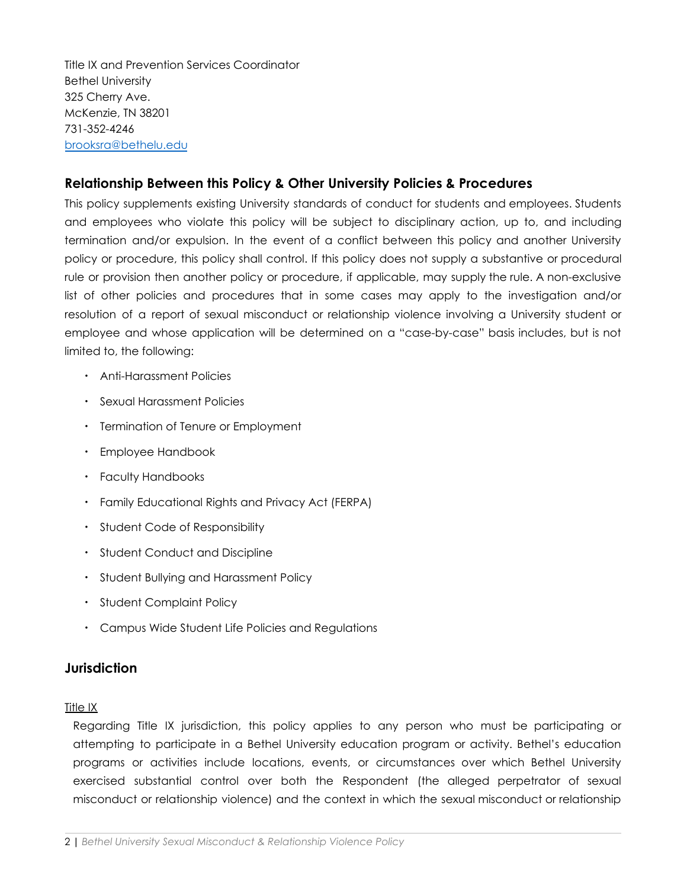Title IX and Prevention Services Coordinator
Bethel University
325 Cherry Ave.
McKenzie, TN 38201
731-352-4246
[brooksra@bethelu.edu](mailto:brooksra@bethelu.edu)

## Relationship Between this Policy & Other University Policies & Procedures

This policy supplements existing University standards of conduct for students and employees. Students and employees who violate this policy will be subject to disciplinary action, up to, and including termination and/or expulsion. In the event of a conflict between this policy and another University policy or procedure, this policy shall control. If this policy does not supply a substantive or procedural rule or provision then another policy or procedure, if applicable, may supply the rule. A non-exclusive list of other policies and procedures that in some cases may apply to the investigation and/or resolution of a report of sexual misconduct or relationship violence involving a University student or employee and whose application will be determined on a "case-by-case" basis includes, but is not limited to, the following:

- Anti-Harassment Policies
- Sexual Harassment Policies
- Termination of Tenure or Employment
- Employee Handbook
- Faculty Handbooks
- Family Educational Rights and Privacy Act (FERPA)
- Student Code of Responsibility
- Student Conduct and Discipline
- Student Bullying and Harassment Policy
- Student Complaint Policy
- Campus Wide Student Life Policies and Regulations

## Jurisdiction

Title IX

Regarding Title IX jurisdiction, this policy applies to any person who must be participating or attempting to participate in a Bethel University education program or activity. Bethel's education programs or activities include locations, events, or circumstances over which Bethel University exercised substantial control over both the Respondent (the alleged perpetrator of sexual misconduct or relationship violence) and the context in which the sexual misconduct or relationship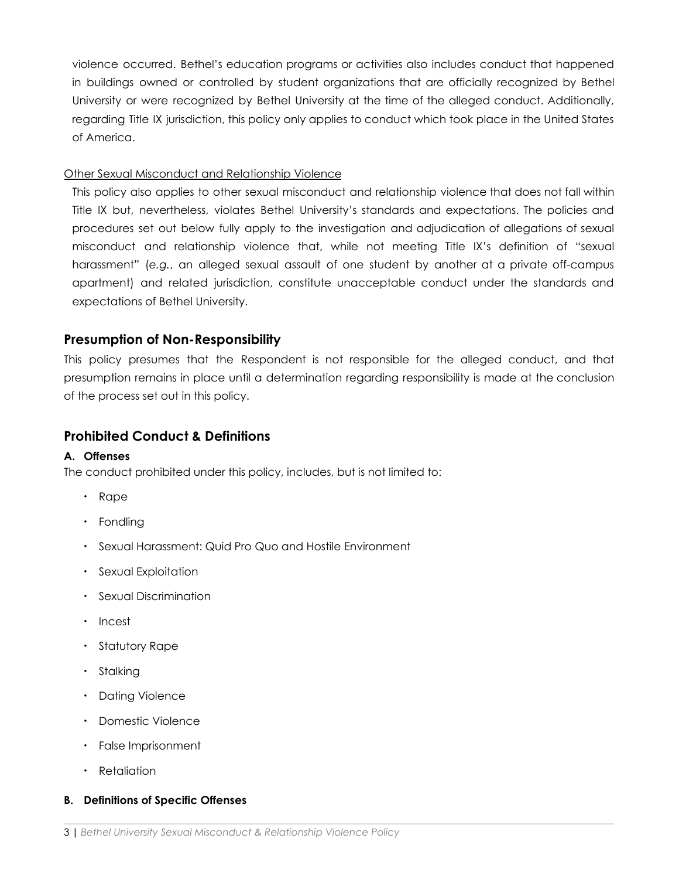violence occurred. Bethel's education programs or activities also includes conduct that happened in buildings owned or controlled by student organizations that are officially recognized by Bethel University or were recognized by Bethel University at the time of the alleged conduct. Additionally, regarding Title IX jurisdiction, this policy only applies to conduct which took place in the United States of America.

Other Sexual Misconduct and Relationship Violence

This policy also applies to other sexual misconduct and relationship violence that does not fall within Title IX but, nevertheless, violates Bethel University's standards and expectations. The policies and procedures set out below fully apply to the investigation and adjudication of allegations of sexual misconduct and relationship violence that, while not meeting Title IX's definition of "sexual harassment" (*e.g.*, an alleged sexual assault of one student by another at a private off-campus apartment) and related jurisdiction, constitute unacceptable conduct under the standards and expectations of Bethel University.

## Presumption of Non-Responsibility

This policy presumes that the Respondent is not responsible for the alleged conduct, and that presumption remains in place until a determination regarding responsibility is made at the conclusion of the process set out in this policy.

## Prohibited Conduct & Definitions

### A. Offenses

The conduct prohibited under this policy, includes, but is not limited to:

- Rape
- Fondling
- Sexual Harassment: Quid Pro Quo and Hostile Environment
- Sexual Exploitation
- Sexual Discrimination
- Incest
- Statutory Rape
- Stalking
- Dating Violence
- Domestic Violence
- False Imprisonment
- Retaliation

### B. Definitions of Specific Offenses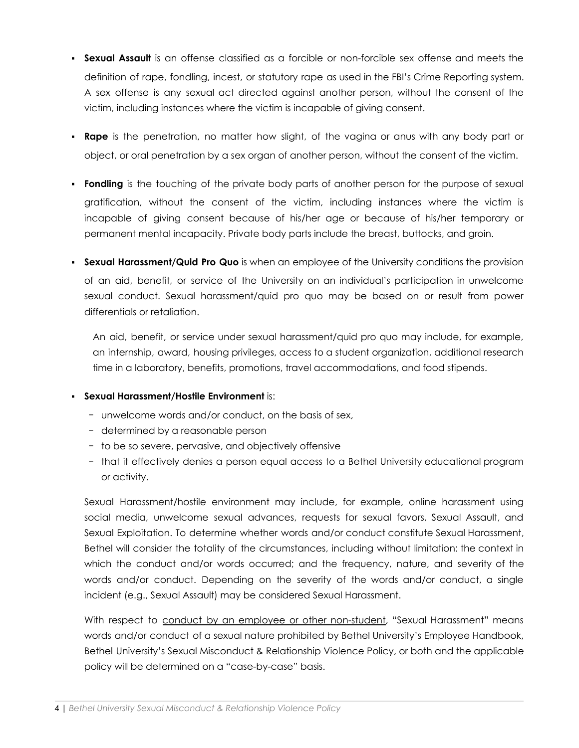- **Sexual Assault** is an offense classified as a forcible or non-forcible sex offense and meets the definition of rape, fondling, incest, or statutory rape as used in the FBI's Crime Reporting system. A sex offense is any sexual act directed against another person, without the consent of the victim, including instances where the victim is incapable of giving consent.

- **Rape** is the penetration, no matter how slight, of the vagina or anus with any body part or object, or oral penetration by a sex organ of another person, without the consent of the victim.

- **Fondling** is the touching of the private body parts of another person for the purpose of sexual gratification, without the consent of the victim, including instances where the victim is incapable of giving consent because of his/her age or because of his/her temporary or permanent mental incapacity. Private body parts include the breast, buttocks, and groin.

- **Sexual Harassment/Quid Pro Quo** is when an employee of the University conditions the provision of an aid, benefit, or service of the University on an individual's participation in unwelcome sexual conduct. Sexual harassment/quid pro quo may be based on or result from power differentials or retaliation.

  An aid, benefit, or service under sexual harassment/quid pro quo may include, for example, an internship, award, housing privileges, access to a student organization, additional research time in a laboratory, benefits, promotions, travel accommodations, and food stipends.

- **Sexual Harassment/Hostile Environment** is:
  - unwelcome words and/or conduct, on the basis of sex,
  - determined by a reasonable person
  - to be so severe, pervasive, and objectively offensive
  - that it effectively denies a person equal access to a Bethel University educational program or activity.

  Sexual Harassment/hostile environment may include, for example, online harassment using social media, unwelcome sexual advances, requests for sexual favors, Sexual Assault, and Sexual Exploitation. To determine whether words and/or conduct constitute Sexual Harassment, Bethel will consider the totality of the circumstances, including without limitation: the context in which the conduct and/or words occurred; and the frequency, nature, and severity of the words and/or conduct. Depending on the severity of the words and/or conduct, a single incident (e.g., Sexual Assault) may be considered Sexual Harassment.

  With respect to <u>conduct by an employee or other non-student</u>, "Sexual Harassment" means words and/or conduct of a sexual nature prohibited by Bethel University's Employee Handbook, Bethel University's Sexual Misconduct & Relationship Violence Policy, or both and the applicable policy will be determined on a "case-by-case" basis.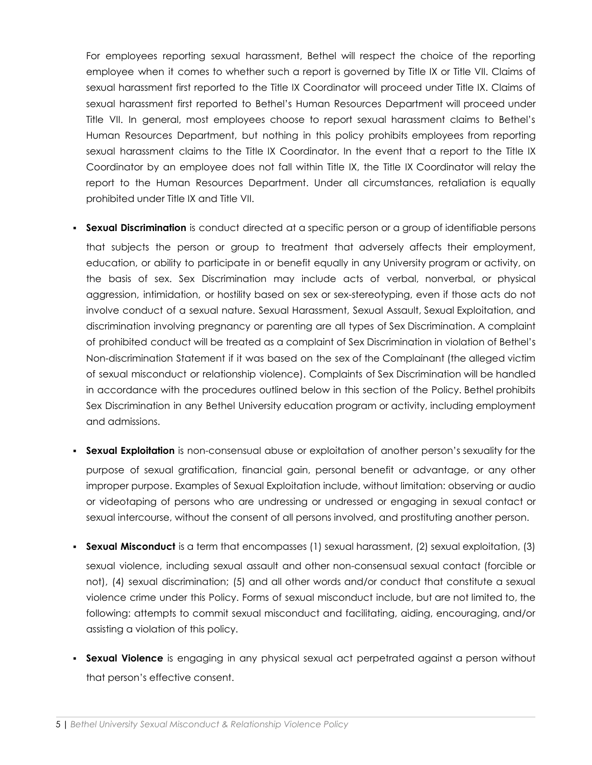For employees reporting sexual harassment, Bethel will respect the choice of the reporting employee when it comes to whether such a report is governed by Title IX or Title VII. Claims of sexual harassment first reported to the Title IX Coordinator will proceed under Title IX. Claims of sexual harassment first reported to Bethel's Human Resources Department will proceed under Title VII. In general, most employees choose to report sexual harassment claims to Bethel's Human Resources Department, but nothing in this policy prohibits employees from reporting sexual harassment claims to the Title IX Coordinator. In the event that a report to the Title IX Coordinator by an employee does not fall within Title IX, the Title IX Coordinator will relay the report to the Human Resources Department. Under all circumstances, retaliation is equally prohibited under Title IX and Title VII.

- **Sexual Discrimination** is conduct directed at a specific person or a group of identifiable persons that subjects the person or group to treatment that adversely affects their employment, education, or ability to participate in or benefit equally in any University program or activity, on the basis of sex. Sex Discrimination may include acts of verbal, nonverbal, or physical aggression, intimidation, or hostility based on sex or sex-stereotyping, even if those acts do not involve conduct of a sexual nature. Sexual Harassment, Sexual Assault, Sexual Exploitation, and discrimination involving pregnancy or parenting are all types of Sex Discrimination. A complaint of prohibited conduct will be treated as a complaint of Sex Discrimination in violation of Bethel's Non-discrimination Statement if it was based on the sex of the Complainant (the alleged victim of sexual misconduct or relationship violence). Complaints of Sex Discrimination will be handled in accordance with the procedures outlined below in this section of the Policy. Bethel prohibits Sex Discrimination in any Bethel University education program or activity, including employment and admissions.

- **Sexual Exploitation** is non-consensual abuse or exploitation of another person's sexuality for the purpose of sexual gratification, financial gain, personal benefit or advantage, or any other improper purpose. Examples of Sexual Exploitation include, without limitation: observing or audio or videotaping of persons who are undressing or undressed or engaging in sexual contact or sexual intercourse, without the consent of all persons involved, and prostituting another person.

- **Sexual Misconduct** is a term that encompasses (1) sexual harassment, (2) sexual exploitation, (3) sexual violence, including sexual assault and other non-consensual sexual contact (forcible or not), (4) sexual discrimination; (5) and all other words and/or conduct that constitute a sexual violence crime under this Policy. Forms of sexual misconduct include, but are not limited to, the following: attempts to commit sexual misconduct and facilitating, aiding, encouraging, and/or assisting a violation of this policy.

- **Sexual Violence** is engaging in any physical sexual act perpetrated against a person without that person's effective consent.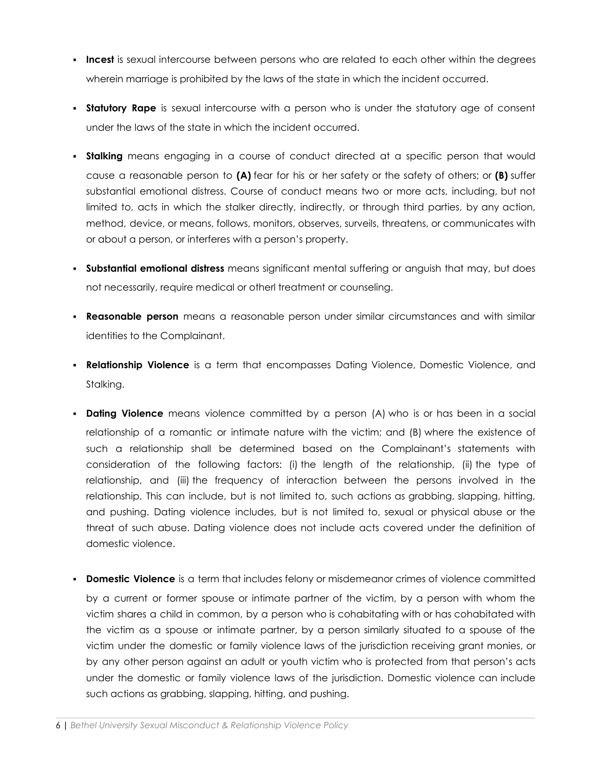- **Incest** is sexual intercourse between persons who are related to each other within the degrees wherein marriage is prohibited by the laws of the state in which the incident occurred.
- **Statutory Rape** is sexual intercourse with a person who is under the statutory age of consent under the laws of the state in which the incident occurred.
- **Stalking** means engaging in a course of conduct directed at a specific person that would cause a reasonable person to **(A)** fear for his or her safety or the safety of others; or **(B)** suffer substantial emotional distress. Course of conduct means two or more acts, including, but not limited to, acts in which the stalker directly, indirectly, or through third parties, by any action, method, device, or means, follows, monitors, observes, surveils, threatens, or communicates with or about a person, or interferes with a person's property.
- **Substantial emotional distress** means significant mental suffering or anguish that may, but does not necessarily, require medical or otherl treatment or counseling.
- **Reasonable person** means a reasonable person under similar circumstances and with similar identities to the Complainant.
- **Relationship Violence** is a term that encompasses Dating Violence, Domestic Violence, and Stalking.
- **Dating Violence** means violence committed by a person (A) who is or has been in a social relationship of a romantic or intimate nature with the victim; and (B) where the existence of such a relationship shall be determined based on the Complainant's statements with consideration of the following factors: (i) the length of the relationship, (ii) the type of relationship, and (iii) the frequency of interaction between the persons involved in the relationship. This can include, but is not limited to, such actions as grabbing, slapping, hitting, and pushing. Dating violence includes, but is not limited to, sexual or physical abuse or the threat of such abuse. Dating violence does not include acts covered under the definition of domestic violence.
- **Domestic Violence** is a term that includes felony or misdemeanor crimes of violence committed by a current or former spouse or intimate partner of the victim, by a person with whom the victim shares a child in common, by a person who is cohabitating with or has cohabitated with the victim as a spouse or intimate partner, by a person similarly situated to a spouse of the victim under the domestic or family violence laws of the jurisdiction receiving grant monies, or by any other person against an adult or youth victim who is protected from that person's acts under the domestic or family violence laws of the jurisdiction. Domestic violence can include such actions as grabbing, slapping, hitting, and pushing.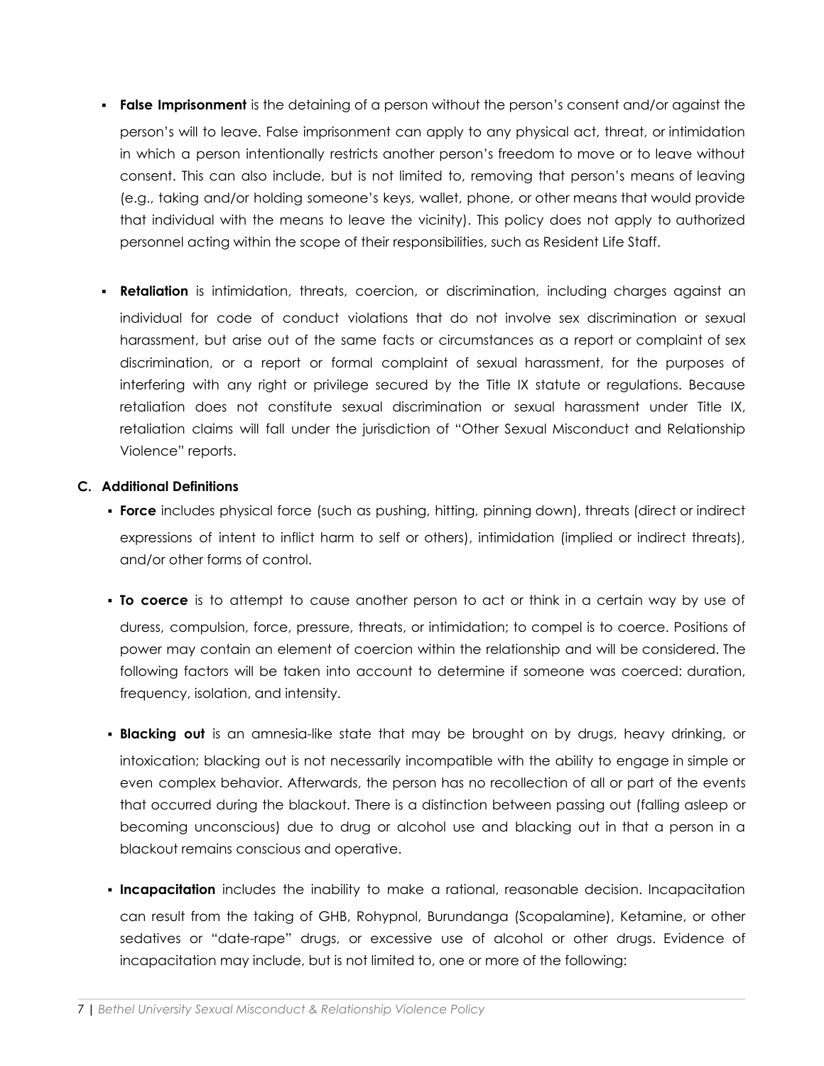- **False Imprisonment** is the detaining of a person without the person's consent and/or against the person's will to leave. False imprisonment can apply to any physical act, threat, or intimidation in which a person intentionally restricts another person's freedom to move or to leave without consent. This can also include, but is not limited to, removing that person's means of leaving (e.g., taking and/or holding someone's keys, wallet, phone, or other means that would provide that individual with the means to leave the vicinity). This policy does not apply to authorized personnel acting within the scope of their responsibilities, such as Resident Life Staff.

- **Retaliation** is intimidation, threats, coercion, or discrimination, including charges against an individual for code of conduct violations that do not involve sex discrimination or sexual harassment, but arise out of the same facts or circumstances as a report or complaint of sex discrimination, or a report or formal complaint of sexual harassment, for the purposes of interfering with any right or privilege secured by the Title IX statute or regulations. Because retaliation does not constitute sexual discrimination or sexual harassment under Title IX, retaliation claims will fall under the jurisdiction of "Other Sexual Misconduct and Relationship Violence" reports.

**C. Additional Definitions**

- **Force** includes physical force (such as pushing, hitting, pinning down), threats (direct or indirect expressions of intent to inflict harm to self or others), intimidation (implied or indirect threats), and/or other forms of control.

- **To coerce** is to attempt to cause another person to act or think in a certain way by use of duress, compulsion, force, pressure, threats, or intimidation; to compel is to coerce. Positions of power may contain an element of coercion within the relationship and will be considered. The following factors will be taken into account to determine if someone was coerced: duration, frequency, isolation, and intensity.

- **Blacking out** is an amnesia-like state that may be brought on by drugs, heavy drinking, or intoxication; blacking out is not necessarily incompatible with the ability to engage in simple or even complex behavior. Afterwards, the person has no recollection of all or part of the events that occurred during the blackout. There is a distinction between passing out (falling asleep or becoming unconscious) due to drug or alcohol use and blacking out in that a person in a blackout remains conscious and operative.

- **Incapacitation** includes the inability to make a rational, reasonable decision. Incapacitation can result from the taking of GHB, Rohypnol, Burundanga (Scopalamine), Ketamine, or other sedatives or "date-rape" drugs, or excessive use of alcohol or other drugs. Evidence of incapacitation may include, but is not limited to, one or more of the following: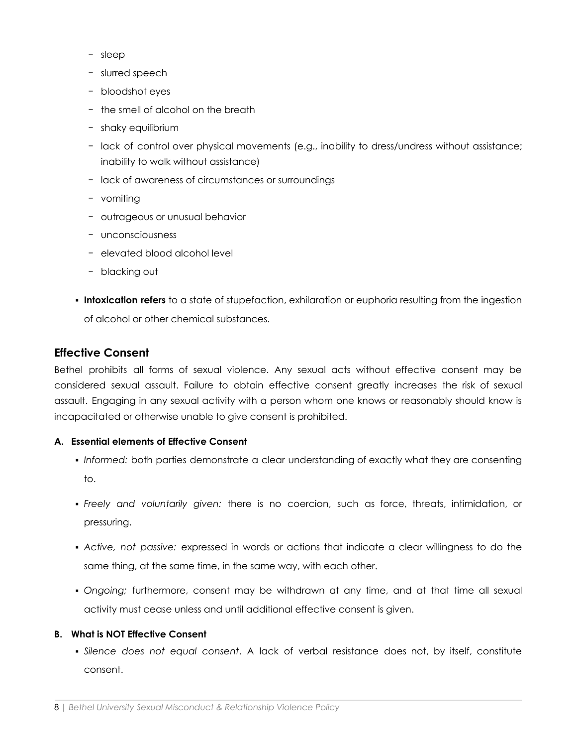- sleep
- slurred speech
- bloodshot eyes
- the smell of alcohol on the breath
- shaky equilibrium
- lack of control over physical movements (e.g., inability to dress/undress without assistance; inability to walk without assistance)
- lack of awareness of circumstances or surroundings
- vomiting
- outrageous or unusual behavior
- unconsciousness
- elevated blood alcohol level
- blacking out

- **Intoxication refers** to a state of stupefaction, exhilaration or euphoria resulting from the ingestion of alcohol or other chemical substances.

## Effective Consent

Bethel prohibits all forms of sexual violence. Any sexual acts without effective consent may be considered sexual assault. Failure to obtain effective consent greatly increases the risk of sexual assault. Engaging in any sexual activity with a person whom one knows or reasonably should know is incapacitated or otherwise unable to give consent is prohibited.

### A. Essential elements of Effective Consent

- *Informed:* both parties demonstrate a clear understanding of exactly what they are consenting to.
- *Freely and voluntarily given:* there is no coercion, such as force, threats, intimidation, or pressuring.
- *Active, not passive:* expressed in words or actions that indicate a clear willingness to do the same thing, at the same time, in the same way, with each other.
- *Ongoing;* furthermore, consent may be withdrawn at any time, and at that time all sexual activity must cease unless and until additional effective consent is given.

### B. What is NOT Effective Consent

- *Silence does not equal consent*. A lack of verbal resistance does not, by itself, constitute consent.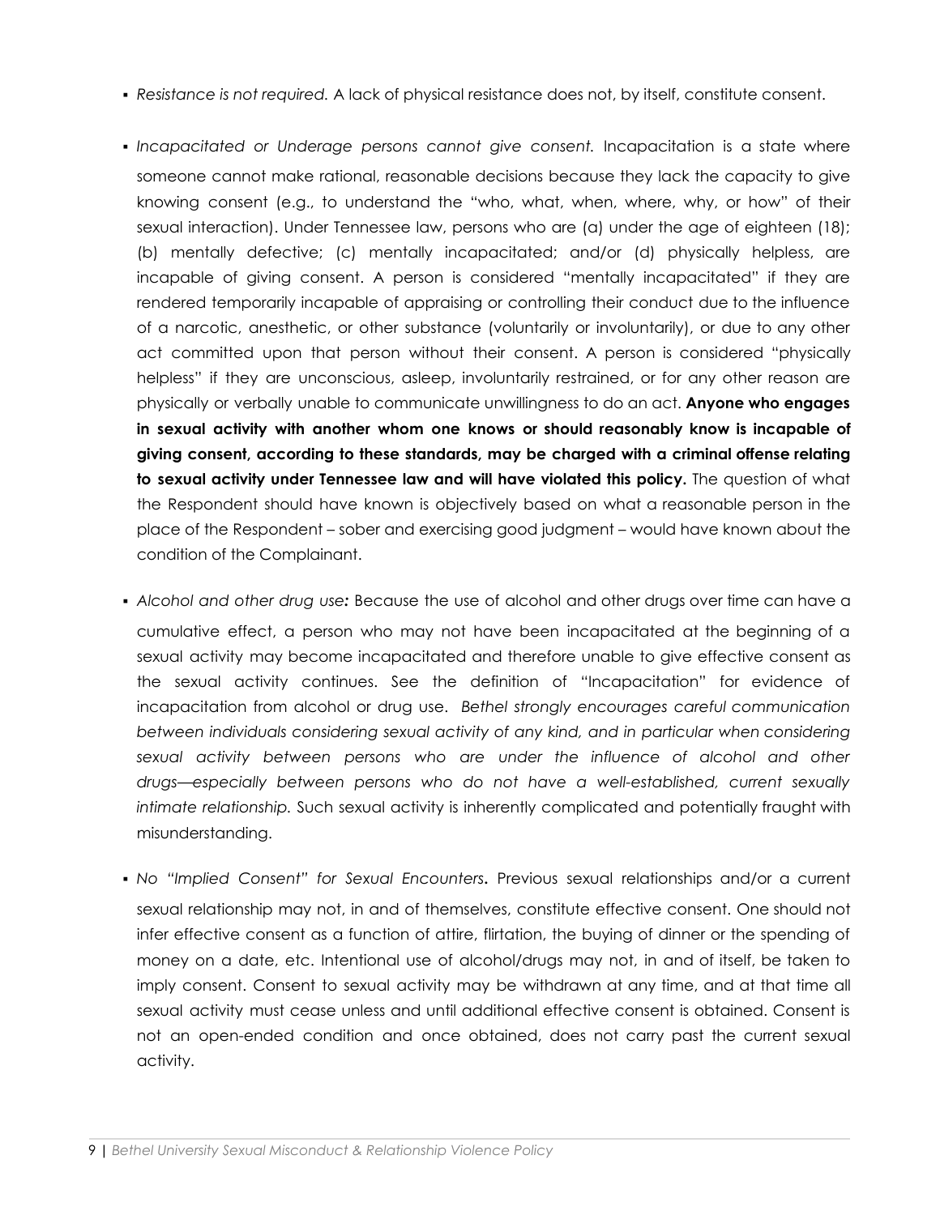- *Resistance is not required.* A lack of physical resistance does not, by itself, constitute consent.

- *Incapacitated or Underage persons cannot give consent.* Incapacitation is a state where someone cannot make rational, reasonable decisions because they lack the capacity to give knowing consent (e.g., to understand the "who, what, when, where, why, or how" of their sexual interaction). Under Tennessee law, persons who are (a) under the age of eighteen (18); (b) mentally defective; (c) mentally incapacitated; and/or (d) physically helpless, are incapable of giving consent. A person is considered "mentally incapacitated" if they are rendered temporarily incapable of appraising or controlling their conduct due to the influence of a narcotic, anesthetic, or other substance (voluntarily or involuntarily), or due to any other act committed upon that person without their consent. A person is considered "physically helpless" if they are unconscious, asleep, involuntarily restrained, or for any other reason are physically or verbally unable to communicate unwillingness to do an act. **Anyone who engages in sexual activity with another whom one knows or should reasonably know is incapable of giving consent, according to these standards, may be charged with a criminal offense relating to sexual activity under Tennessee law and will have violated this policy.** The question of what the Respondent should have known is objectively based on what a reasonable person in the place of the Respondent – sober and exercising good judgment – would have known about the condition of the Complainant.

- *Alcohol and other drug use:* Because the use of alcohol and other drugs over time can have a cumulative effect, a person who may not have been incapacitated at the beginning of a sexual activity may become incapacitated and therefore unable to give effective consent as the sexual activity continues. See the definition of "Incapacitation" for evidence of incapacitation from alcohol or drug use. *Bethel strongly encourages careful communication between individuals considering sexual activity of any kind, and in particular when considering sexual activity between persons who are under the influence of alcohol and other drugs—especially between persons who do not have a well-established, current sexually intimate relationship.* Such sexual activity is inherently complicated and potentially fraught with misunderstanding.

- *No "Implied Consent" for Sexual Encounters***.** Previous sexual relationships and/or a current sexual relationship may not, in and of themselves, constitute effective consent. One should not infer effective consent as a function of attire, flirtation, the buying of dinner or the spending of money on a date, etc. Intentional use of alcohol/drugs may not, in and of itself, be taken to imply consent. Consent to sexual activity may be withdrawn at any time, and at that time all sexual activity must cease unless and until additional effective consent is obtained. Consent is not an open-ended condition and once obtained, does not carry past the current sexual activity.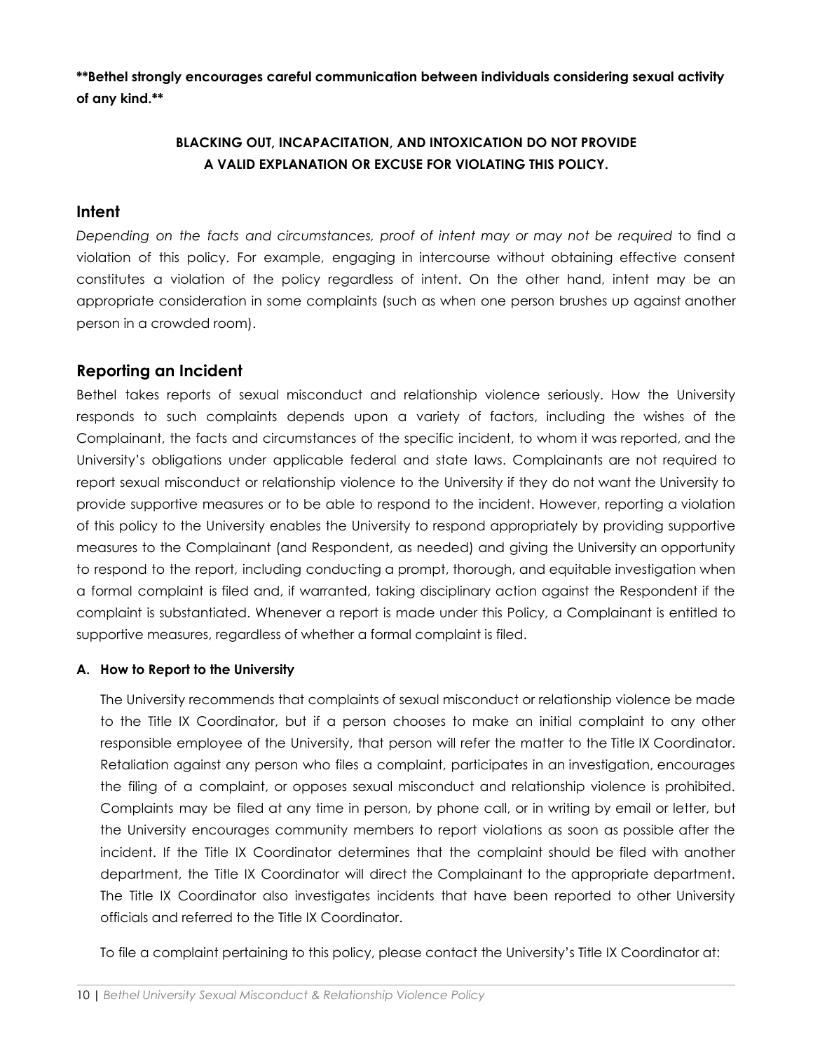****Bethel strongly encourages careful communication between individuals considering sexual activity of any kind.****

**BLACKING OUT, INCAPACITATION, AND INTOXICATION DO NOT PROVIDE A VALID EXPLANATION OR EXCUSE FOR VIOLATING THIS POLICY.**

## Intent

*Depending on the facts and circumstances, proof of intent may or may not be required* to find a violation of this policy. For example, engaging in intercourse without obtaining effective consent constitutes a violation of the policy regardless of intent. On the other hand, intent may be an appropriate consideration in some complaints (such as when one person brushes up against another person in a crowded room).

## Reporting an Incident

Bethel takes reports of sexual misconduct and relationship violence seriously. How the University responds to such complaints depends upon a variety of factors, including the wishes of the Complainant, the facts and circumstances of the specific incident, to whom it was reported, and the University's obligations under applicable federal and state laws. Complainants are not required to report sexual misconduct or relationship violence to the University if they do not want the University to provide supportive measures or to be able to respond to the incident. However, reporting a violation of this policy to the University enables the University to respond appropriately by providing supportive measures to the Complainant (and Respondent, as needed) and giving the University an opportunity to respond to the report, including conducting a prompt, thorough, and equitable investigation when a formal complaint is filed and, if warranted, taking disciplinary action against the Respondent if the complaint is substantiated. Whenever a report is made under this Policy, a Complainant is entitled to supportive measures, regardless of whether a formal complaint is filed.

### A. How to Report to the University

The University recommends that complaints of sexual misconduct or relationship violence be made to the Title IX Coordinator, but if a person chooses to make an initial complaint to any other responsible employee of the University, that person will refer the matter to the Title IX Coordinator. Retaliation against any person who files a complaint, participates in an investigation, encourages the filing of a complaint, or opposes sexual misconduct and relationship violence is prohibited. Complaints may be filed at any time in person, by phone call, or in writing by email or letter, but the University encourages community members to report violations as soon as possible after the incident. If the Title IX Coordinator determines that the complaint should be filed with another department, the Title IX Coordinator will direct the Complainant to the appropriate department. The Title IX Coordinator also investigates incidents that have been reported to other University officials and referred to the Title IX Coordinator.

To file a complaint pertaining to this policy, please contact the University's Title IX Coordinator at: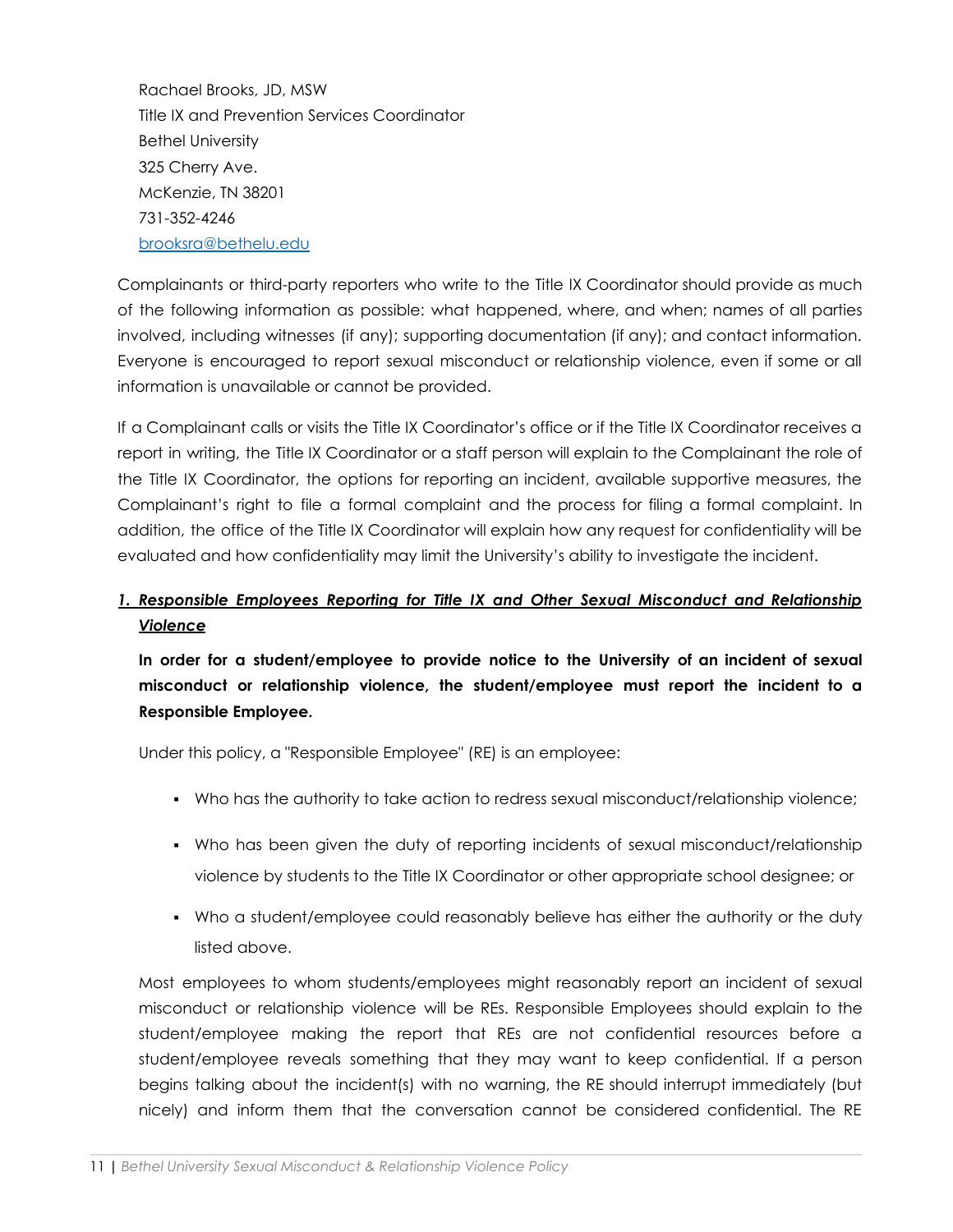Rachael Brooks, JD, MSW
Title IX and Prevention Services Coordinator
Bethel University
325 Cherry Ave.
McKenzie, TN 38201
731-352-4246
[brooksra@bethelu.edu](mailto:brooksra@bethelu.edu)

Complainants or third-party reporters who write to the Title IX Coordinator should provide as much of the following information as possible: what happened, where, and when; names of all parties involved, including witnesses (if any); supporting documentation (if any); and contact information. Everyone is encouraged to report sexual misconduct or relationship violence, even if some or all information is unavailable or cannot be provided.

If a Complainant calls or visits the Title IX Coordinator's office or if the Title IX Coordinator receives a report in writing, the Title IX Coordinator or a staff person will explain to the Complainant the role of the Title IX Coordinator, the options for reporting an incident, available supportive measures, the Complainant's right to file a formal complaint and the process for filing a formal complaint. In addition, the office of the Title IX Coordinator will explain how any request for confidentiality will be evaluated and how confidentiality may limit the University's ability to investigate the incident.

### ***1. Responsible Employees Reporting for Title IX and Other Sexual Misconduct and Relationship Violence***

**In order for a student/employee to provide notice to the University of an incident of sexual misconduct or relationship violence, the student/employee must report the incident to a Responsible Employee.**

Under this policy, a "Responsible Employee" (RE) is an employee:

- Who has the authority to take action to redress sexual misconduct/relationship violence;
- Who has been given the duty of reporting incidents of sexual misconduct/relationship violence by students to the Title IX Coordinator or other appropriate school designee; or
- Who a student/employee could reasonably believe has either the authority or the duty listed above.

Most employees to whom students/employees might reasonably report an incident of sexual misconduct or relationship violence will be REs. Responsible Employees should explain to the student/employee making the report that REs are not confidential resources before a student/employee reveals something that they may want to keep confidential. If a person begins talking about the incident(s) with no warning, the RE should interrupt immediately (but nicely) and inform them that the conversation cannot be considered confidential. The RE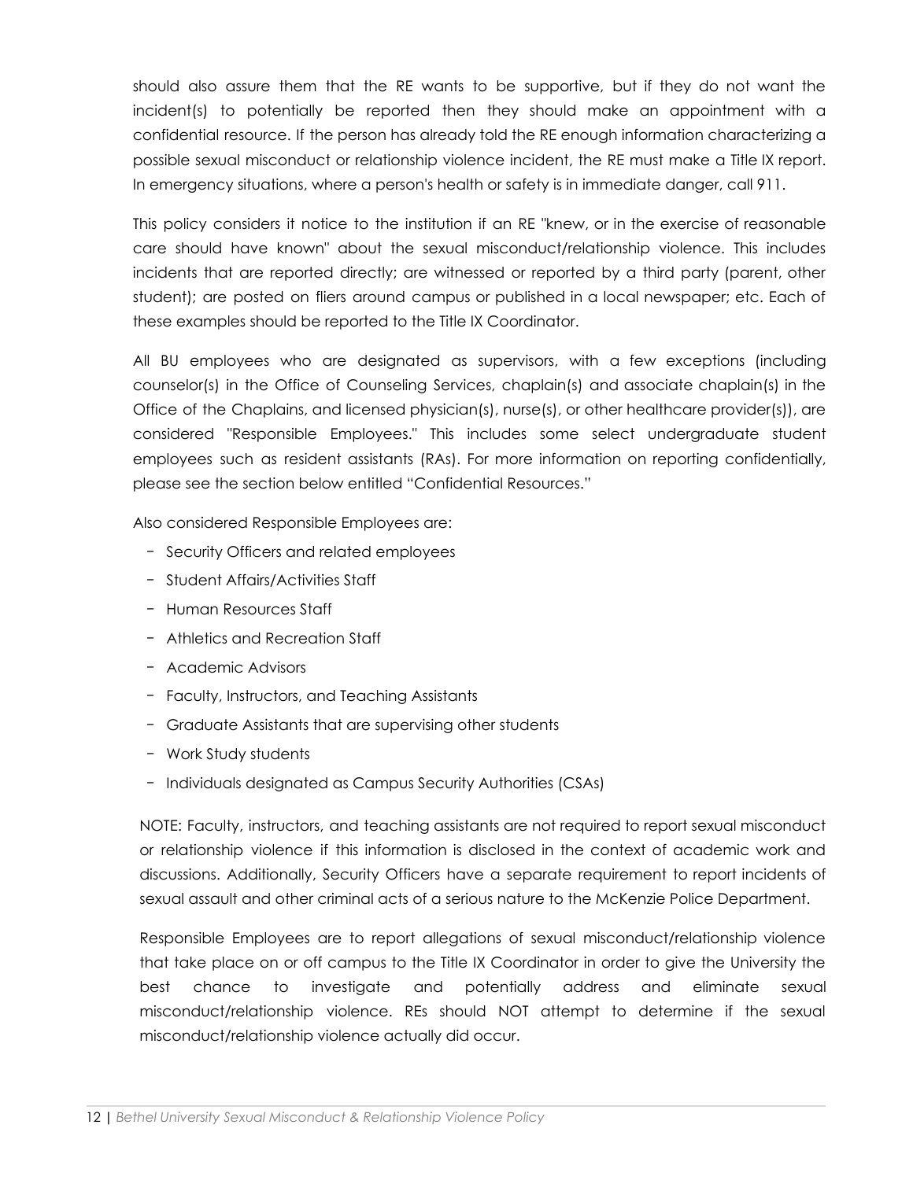should also assure them that the RE wants to be supportive, but if they do not want the incident(s) to potentially be reported then they should make an appointment with a confidential resource. If the person has already told the RE enough information characterizing a possible sexual misconduct or relationship violence incident, the RE must make a Title IX report. In emergency situations, where a person's health or safety is in immediate danger, call 911.

This policy considers it notice to the institution if an RE "knew, or in the exercise of reasonable care should have known" about the sexual misconduct/relationship violence. This includes incidents that are reported directly; are witnessed or reported by a third party (parent, other student); are posted on fliers around campus or published in a local newspaper; etc. Each of these examples should be reported to the Title IX Coordinator.

All BU employees who are designated as supervisors, with a few exceptions (including counselor(s) in the Office of Counseling Services, chaplain(s) and associate chaplain(s) in the Office of the Chaplains, and licensed physician(s), nurse(s), or other healthcare provider(s)), are considered "Responsible Employees." This includes some select undergraduate student employees such as resident assistants (RAs). For more information on reporting confidentially, please see the section below entitled "Confidential Resources."

Also considered Responsible Employees are:

- Security Officers and related employees
- Student Affairs/Activities Staff
- Human Resources Staff
- Athletics and Recreation Staff
- Academic Advisors
- Faculty, Instructors, and Teaching Assistants
- Graduate Assistants that are supervising other students
- Work Study students
- Individuals designated as Campus Security Authorities (CSAs)

NOTE: Faculty, instructors, and teaching assistants are not required to report sexual misconduct or relationship violence if this information is disclosed in the context of academic work and discussions. Additionally, Security Officers have a separate requirement to report incidents of sexual assault and other criminal acts of a serious nature to the McKenzie Police Department.

Responsible Employees are to report allegations of sexual misconduct/relationship violence that take place on or off campus to the Title IX Coordinator in order to give the University the best chance to investigate and potentially address and eliminate sexual misconduct/relationship violence. REs should NOT attempt to determine if the sexual misconduct/relationship violence actually did occur.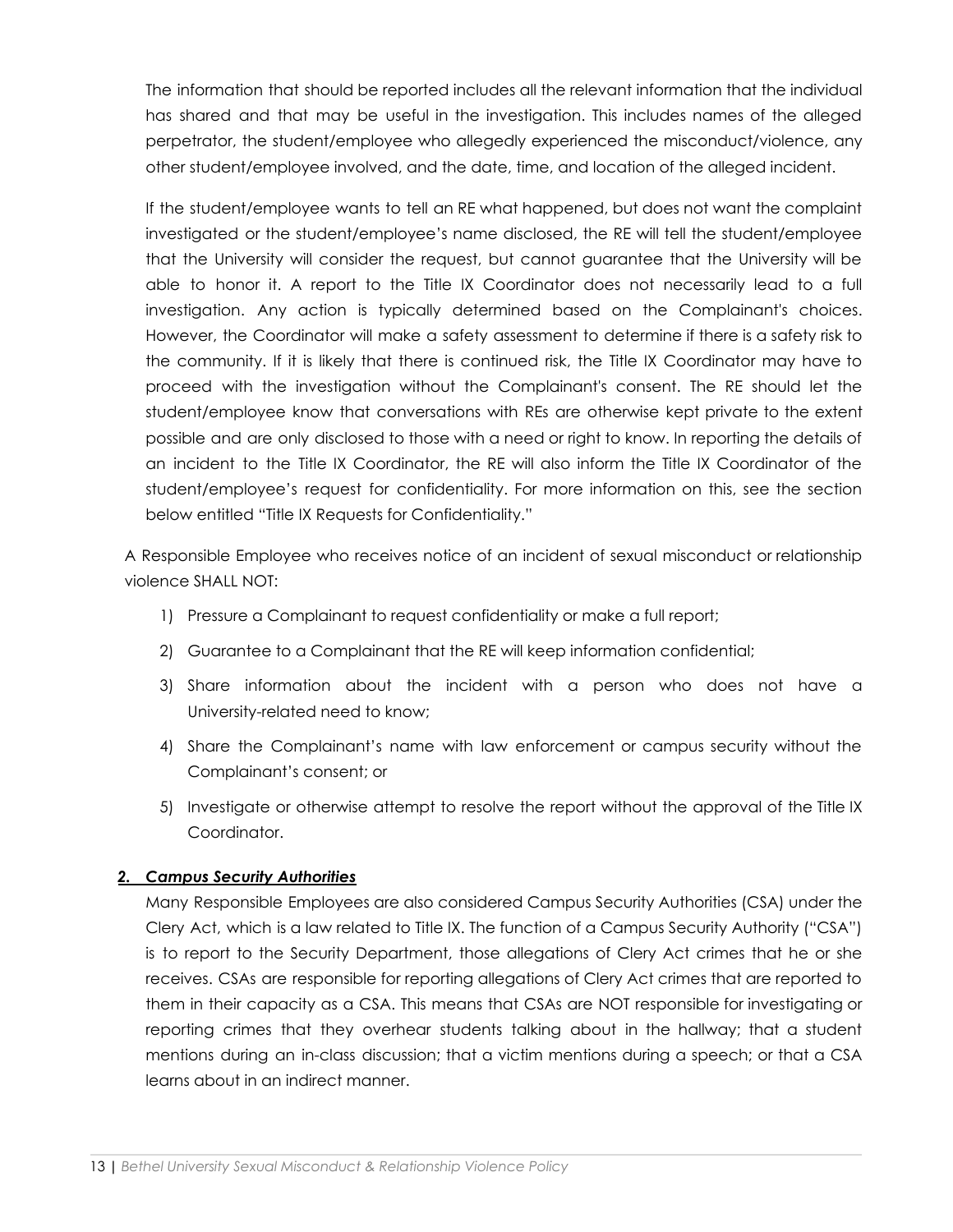The information that should be reported includes all the relevant information that the individual has shared and that may be useful in the investigation. This includes names of the alleged perpetrator, the student/employee who allegedly experienced the misconduct/violence, any other student/employee involved, and the date, time, and location of the alleged incident.

If the student/employee wants to tell an RE what happened, but does not want the complaint investigated or the student/employee's name disclosed, the RE will tell the student/employee that the University will consider the request, but cannot guarantee that the University will be able to honor it. A report to the Title IX Coordinator does not necessarily lead to a full investigation. Any action is typically determined based on the Complainant's choices. However, the Coordinator will make a safety assessment to determine if there is a safety risk to the community. If it is likely that there is continued risk, the Title IX Coordinator may have to proceed with the investigation without the Complainant's consent. The RE should let the student/employee know that conversations with REs are otherwise kept private to the extent possible and are only disclosed to those with a need or right to know. In reporting the details of an incident to the Title IX Coordinator, the RE will also inform the Title IX Coordinator of the student/employee's request for confidentiality. For more information on this, see the section below entitled "Title IX Requests for Confidentiality."

A Responsible Employee who receives notice of an incident of sexual misconduct or relationship violence SHALL NOT:

1) Pressure a Complainant to request confidentiality or make a full report;
2) Guarantee to a Complainant that the RE will keep information confidential;
3) Share information about the incident with a person who does not have a University-related need to know;
4) Share the Complainant's name with law enforcement or campus security without the Complainant's consent; or
5) Investigate or otherwise attempt to resolve the report without the approval of the Title IX Coordinator.

### ***2. Campus Security Authorities***

Many Responsible Employees are also considered Campus Security Authorities (CSA) under the Clery Act, which is a law related to Title IX. The function of a Campus Security Authority ("CSA") is to report to the Security Department, those allegations of Clery Act crimes that he or she receives. CSAs are responsible for reporting allegations of Clery Act crimes that are reported to them in their capacity as a CSA. This means that CSAs are NOT responsible for investigating or reporting crimes that they overhear students talking about in the hallway; that a student mentions during an in-class discussion; that a victim mentions during a speech; or that a CSA learns about in an indirect manner.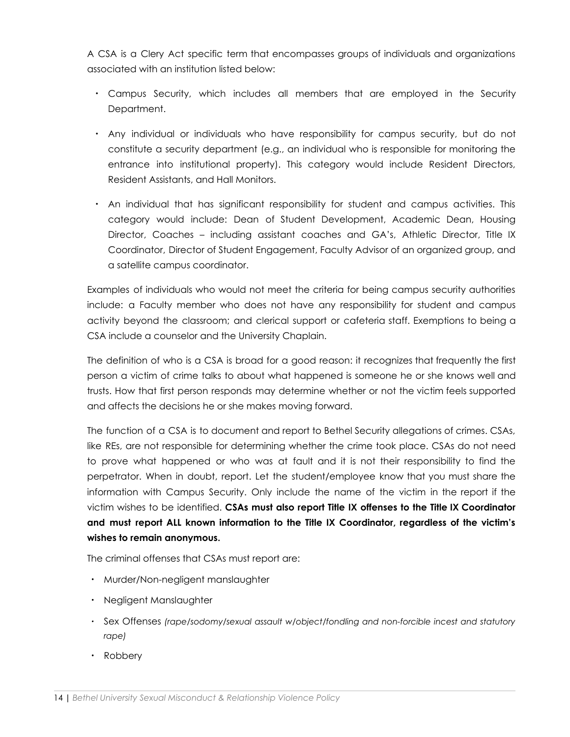A CSA is a Clery Act specific term that encompasses groups of individuals and organizations associated with an institution listed below:

- Campus Security, which includes all members that are employed in the Security Department.
- Any individual or individuals who have responsibility for campus security, but do not constitute a security department (e.g., an individual who is responsible for monitoring the entrance into institutional property). This category would include Resident Directors, Resident Assistants, and Hall Monitors.
- An individual that has significant responsibility for student and campus activities. This category would include: Dean of Student Development, Academic Dean, Housing Director, Coaches – including assistant coaches and GA's, Athletic Director, Title IX Coordinator, Director of Student Engagement, Faculty Advisor of an organized group, and a satellite campus coordinator.

Examples of individuals who would not meet the criteria for being campus security authorities include: a Faculty member who does not have any responsibility for student and campus activity beyond the classroom; and clerical support or cafeteria staff. Exemptions to being a CSA include a counselor and the University Chaplain.

The definition of who is a CSA is broad for a good reason: it recognizes that frequently the first person a victim of crime talks to about what happened is someone he or she knows well and trusts. How that first person responds may determine whether or not the victim feels supported and affects the decisions he or she makes moving forward.

The function of a CSA is to document and report to Bethel Security allegations of crimes. CSAs, like REs, are not responsible for determining whether the crime took place. CSAs do not need to prove what happened or who was at fault and it is not their responsibility to find the perpetrator. When in doubt, report. Let the student/employee know that you must share the information with Campus Security. Only include the name of the victim in the report if the victim wishes to be identified. **CSAs must also report Title IX offenses to the Title IX Coordinator and must report ALL known information to the Title IX Coordinator, regardless of the victim's wishes to remain anonymous.**

The criminal offenses that CSAs must report are:

- Murder/Non-negligent manslaughter
- Negligent Manslaughter
- Sex Offenses *(rape/sodomy/sexual assault w/object/fondling and non-forcible incest and statutory rape)*
- Robbery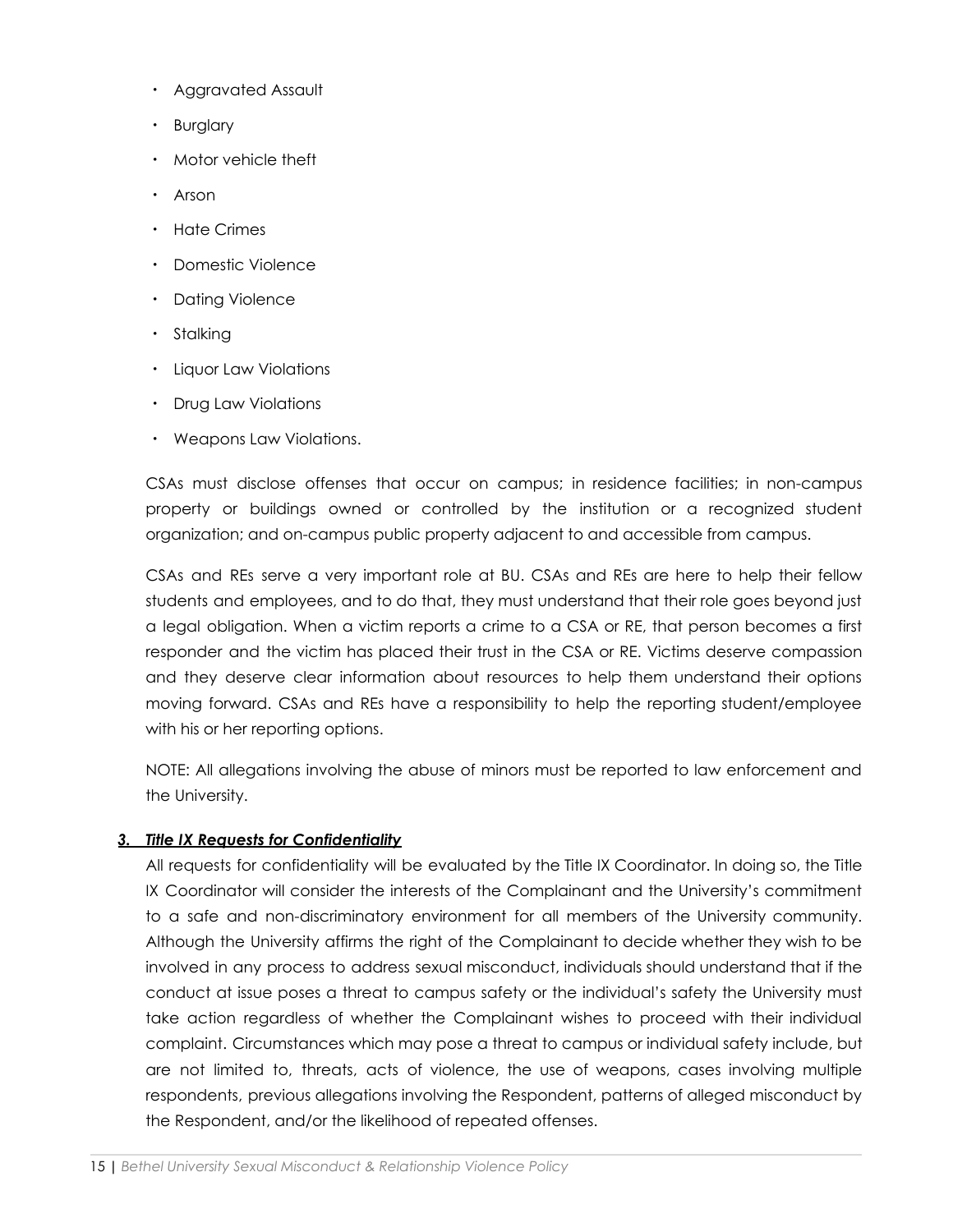- Aggravated Assault
- Burglary
- Motor vehicle theft
- Arson
- Hate Crimes
- Domestic Violence
- Dating Violence
- Stalking
- Liquor Law Violations
- Drug Law Violations
- Weapons Law Violations.

CSAs must disclose offenses that occur on campus; in residence facilities; in non-campus property or buildings owned or controlled by the institution or a recognized student organization; and on-campus public property adjacent to and accessible from campus.

CSAs and REs serve a very important role at BU. CSAs and REs are here to help their fellow students and employees, and to do that, they must understand that their role goes beyond just a legal obligation. When a victim reports a crime to a CSA or RE, that person becomes a first responder and the victim has placed their trust in the CSA or RE. Victims deserve compassion and they deserve clear information about resources to help them understand their options moving forward. CSAs and REs have a responsibility to help the reporting student/employee with his or her reporting options.

NOTE: All allegations involving the abuse of minors must be reported to law enforcement and the University.

### ***3. Title IX Requests for Confidentiality***

All requests for confidentiality will be evaluated by the Title IX Coordinator. In doing so, the Title IX Coordinator will consider the interests of the Complainant and the University's commitment to a safe and non-discriminatory environment for all members of the University community. Although the University affirms the right of the Complainant to decide whether they wish to be involved in any process to address sexual misconduct, individuals should understand that if the conduct at issue poses a threat to campus safety or the individual's safety the University must take action regardless of whether the Complainant wishes to proceed with their individual complaint. Circumstances which may pose a threat to campus or individual safety include, but are not limited to, threats, acts of violence, the use of weapons, cases involving multiple respondents, previous allegations involving the Respondent, patterns of alleged misconduct by the Respondent, and/or the likelihood of repeated offenses.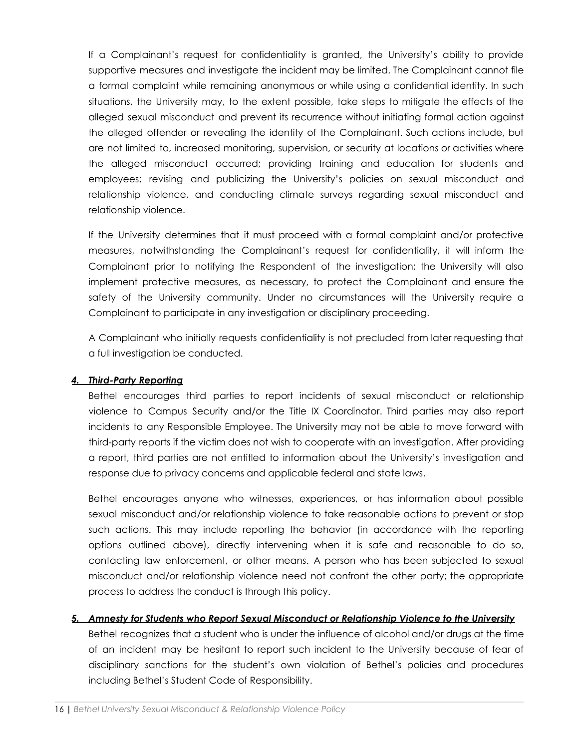If a Complainant's request for confidentiality is granted, the University's ability to provide supportive measures and investigate the incident may be limited. The Complainant cannot file a formal complaint while remaining anonymous or while using a confidential identity. In such situations, the University may, to the extent possible, take steps to mitigate the effects of the alleged sexual misconduct and prevent its recurrence without initiating formal action against the alleged offender or revealing the identity of the Complainant. Such actions include, but are not limited to, increased monitoring, supervision, or security at locations or activities where the alleged misconduct occurred; providing training and education for students and employees; revising and publicizing the University's policies on sexual misconduct and relationship violence, and conducting climate surveys regarding sexual misconduct and relationship violence.

If the University determines that it must proceed with a formal complaint and/or protective measures, notwithstanding the Complainant's request for confidentiality, it will inform the Complainant prior to notifying the Respondent of the investigation; the University will also implement protective measures, as necessary, to protect the Complainant and ensure the safety of the University community. Under no circumstances will the University require a Complainant to participate in any investigation or disciplinary proceeding.

A Complainant who initially requests confidentiality is not precluded from later requesting that a full investigation be conducted.

#### *4. Third-Party Reporting*

Bethel encourages third parties to report incidents of sexual misconduct or relationship violence to Campus Security and/or the Title IX Coordinator. Third parties may also report incidents to any Responsible Employee. The University may not be able to move forward with third-party reports if the victim does not wish to cooperate with an investigation. After providing a report, third parties are not entitled to information about the University's investigation and response due to privacy concerns and applicable federal and state laws.

Bethel encourages anyone who witnesses, experiences, or has information about possible sexual misconduct and/or relationship violence to take reasonable actions to prevent or stop such actions. This may include reporting the behavior (in accordance with the reporting options outlined above), directly intervening when it is safe and reasonable to do so, contacting law enforcement, or other means. A person who has been subjected to sexual misconduct and/or relationship violence need not confront the other party; the appropriate process to address the conduct is through this policy.

#### *5. Amnesty for Students who Report Sexual Misconduct or Relationship Violence to the University*

Bethel recognizes that a student who is under the influence of alcohol and/or drugs at the time of an incident may be hesitant to report such incident to the University because of fear of disciplinary sanctions for the student's own violation of Bethel's policies and procedures including Bethel's Student Code of Responsibility.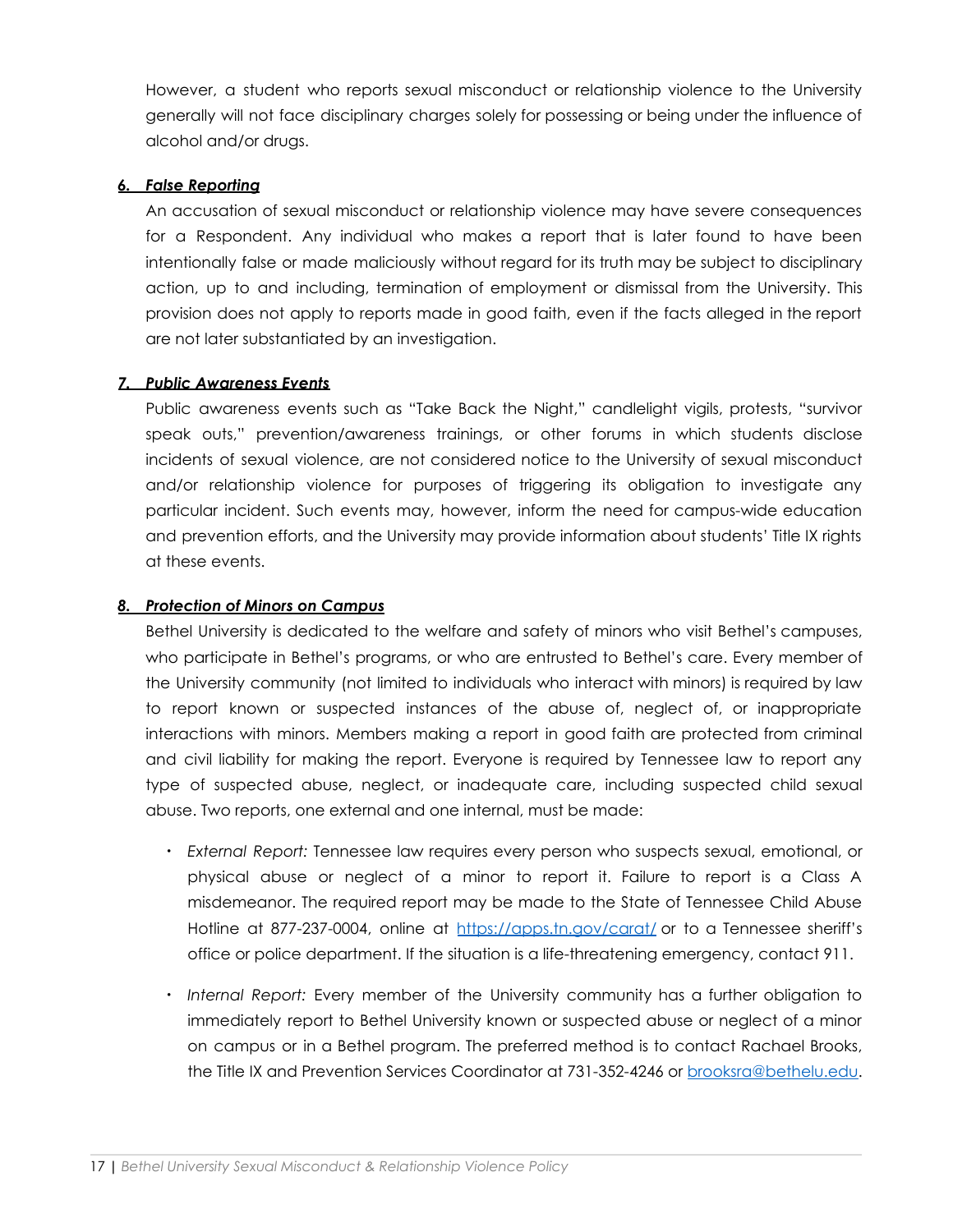However, a student who reports sexual misconduct or relationship violence to the University generally will not face disciplinary charges solely for possessing or being under the influence of alcohol and/or drugs.

#### ***6. False Reporting***

An accusation of sexual misconduct or relationship violence may have severe consequences for a Respondent. Any individual who makes a report that is later found to have been intentionally false or made maliciously without regard for its truth may be subject to disciplinary action, up to and including, termination of employment or dismissal from the University. This provision does not apply to reports made in good faith, even if the facts alleged in the report are not later substantiated by an investigation.

#### ***7. Public Awareness Events***

Public awareness events such as "Take Back the Night," candlelight vigils, protests, "survivor speak outs," prevention/awareness trainings, or other forums in which students disclose incidents of sexual violence, are not considered notice to the University of sexual misconduct and/or relationship violence for purposes of triggering its obligation to investigate any particular incident. Such events may, however, inform the need for campus-wide education and prevention efforts, and the University may provide information about students' Title IX rights at these events.

#### ***8. Protection of Minors on Campus***

Bethel University is dedicated to the welfare and safety of minors who visit Bethel's campuses, who participate in Bethel's programs, or who are entrusted to Bethel's care. Every member of the University community (not limited to individuals who interact with minors) is required by law to report known or suspected instances of the abuse of, neglect of, or inappropriate interactions with minors. Members making a report in good faith are protected from criminal and civil liability for making the report. Everyone is required by Tennessee law to report any type of suspected abuse, neglect, or inadequate care, including suspected child sexual abuse. Two reports, one external and one internal, must be made:

- *External Report:* Tennessee law requires every person who suspects sexual, emotional, or physical abuse or neglect of a minor to report it. Failure to report is a Class A misdemeanor. The required report may be made to the State of Tennessee Child Abuse Hotline at 877-237-0004, online at https://apps.tn.gov/carat/ or to a Tennessee sheriff's office or police department. If the situation is a life-threatening emergency, contact 911.
- *Internal Report:* Every member of the University community has a further obligation to immediately report to Bethel University known or suspected abuse or neglect of a minor on campus or in a Bethel program. The preferred method is to contact Rachael Brooks, the Title IX and Prevention Services Coordinator at 731-352-4246 or brooksra@bethelu.edu.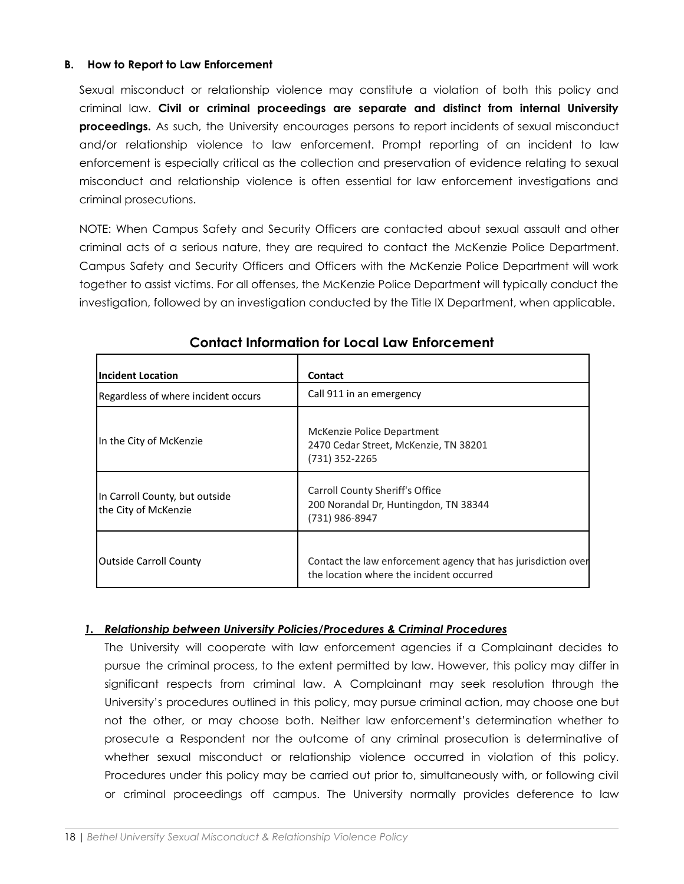### B. How to Report to Law Enforcement

Sexual misconduct or relationship violence may constitute a violation of both this policy and criminal law. **Civil or criminal proceedings are separate and distinct from internal University proceedings.** As such, the University encourages persons to report incidents of sexual misconduct and/or relationship violence to law enforcement. Prompt reporting of an incident to law enforcement is especially critical as the collection and preservation of evidence relating to sexual misconduct and relationship violence is often essential for law enforcement investigations and criminal prosecutions.

NOTE: When Campus Safety and Security Officers are contacted about sexual assault and other criminal acts of a serious nature, they are required to contact the McKenzie Police Department. Campus Safety and Security Officers and Officers with the McKenzie Police Department will work together to assist victims. For all offenses, the McKenzie Police Department will typically conduct the investigation, followed by an investigation conducted by the Title IX Department, when applicable.

**Contact Information for Local Law Enforcement**

| Incident Location | Contact |
|---|---|
| Regardless of where incident occurs | Call 911 in an emergency |
| In the City of McKenzie | McKenzie Police Department<br>2470 Cedar Street, McKenzie, TN 38201<br>(731) 352-2265 |
| In Carroll County, but outside the City of McKenzie | Carroll County Sheriff's Office<br>200 Norandal Dr, Huntingdon, TN 38344<br>(731) 986-8947 |
| Outside Carroll County | Contact the law enforcement agency that has jurisdiction over the location where the incident occurred |

#### *1. Relationship between University Policies/Procedures & Criminal Procedures*

The University will cooperate with law enforcement agencies if a Complainant decides to pursue the criminal process, to the extent permitted by law. However, this policy may differ in significant respects from criminal law. A Complainant may seek resolution through the University's procedures outlined in this policy, may pursue criminal action, may choose one but not the other, or may choose both. Neither law enforcement's determination whether to prosecute a Respondent nor the outcome of any criminal prosecution is determinative of whether sexual misconduct or relationship violence occurred in violation of this policy. Procedures under this policy may be carried out prior to, simultaneously with, or following civil or criminal proceedings off campus. The University normally provides deference to law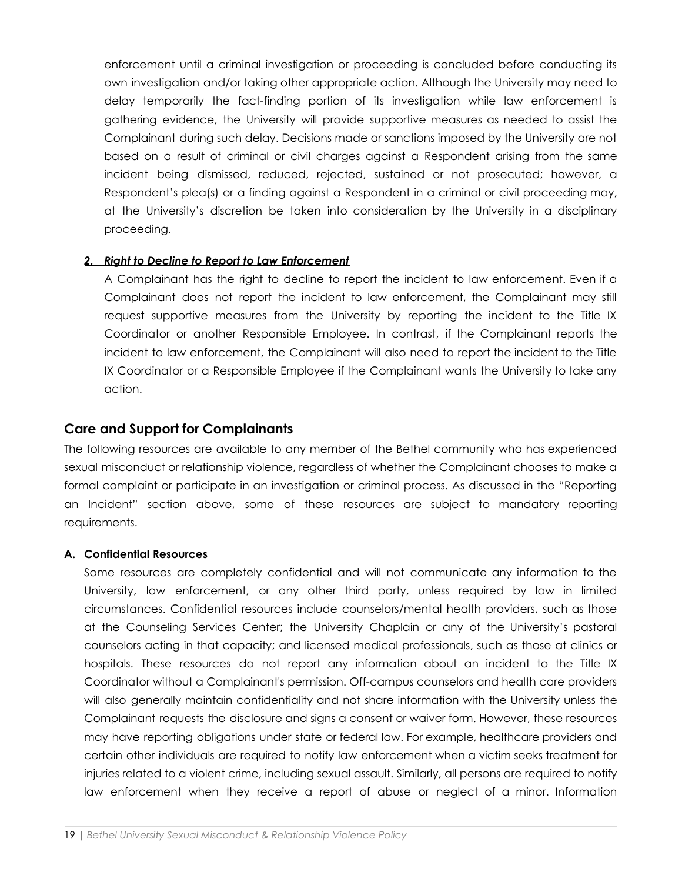enforcement until a criminal investigation or proceeding is concluded before conducting its own investigation and/or taking other appropriate action. Although the University may need to delay temporarily the fact-finding portion of its investigation while law enforcement is gathering evidence, the University will provide supportive measures as needed to assist the Complainant during such delay. Decisions made or sanctions imposed by the University are not based on a result of criminal or civil charges against a Respondent arising from the same incident being dismissed, reduced, rejected, sustained or not prosecuted; however, a Respondent's plea(s) or a finding against a Respondent in a criminal or civil proceeding may, at the University's discretion be taken into consideration by the University in a disciplinary proceeding.

***2. Right to Decline to Report to Law Enforcement***

A Complainant has the right to decline to report the incident to law enforcement. Even if a Complainant does not report the incident to law enforcement, the Complainant may still request supportive measures from the University by reporting the incident to the Title IX Coordinator or another Responsible Employee. In contrast, if the Complainant reports the incident to law enforcement, the Complainant will also need to report the incident to the Title IX Coordinator or a Responsible Employee if the Complainant wants the University to take any action.

## Care and Support for Complainants

The following resources are available to any member of the Bethel community who has experienced sexual misconduct or relationship violence, regardless of whether the Complainant chooses to make a formal complaint or participate in an investigation or criminal process. As discussed in the "Reporting an Incident" section above, some of these resources are subject to mandatory reporting requirements.

**A. Confidential Resources**

Some resources are completely confidential and will not communicate any information to the University, law enforcement, or any other third party, unless required by law in limited circumstances. Confidential resources include counselors/mental health providers, such as those at the Counseling Services Center; the University Chaplain or any of the University's pastoral counselors acting in that capacity; and licensed medical professionals, such as those at clinics or hospitals. These resources do not report any information about an incident to the Title IX Coordinator without a Complainant's permission. Off-campus counselors and health care providers will also generally maintain confidentiality and not share information with the University unless the Complainant requests the disclosure and signs a consent or waiver form. However, these resources may have reporting obligations under state or federal law. For example, healthcare providers and certain other individuals are required to notify law enforcement when a victim seeks treatment for injuries related to a violent crime, including sexual assault. Similarly, all persons are required to notify law enforcement when they receive a report of abuse or neglect of a minor. Information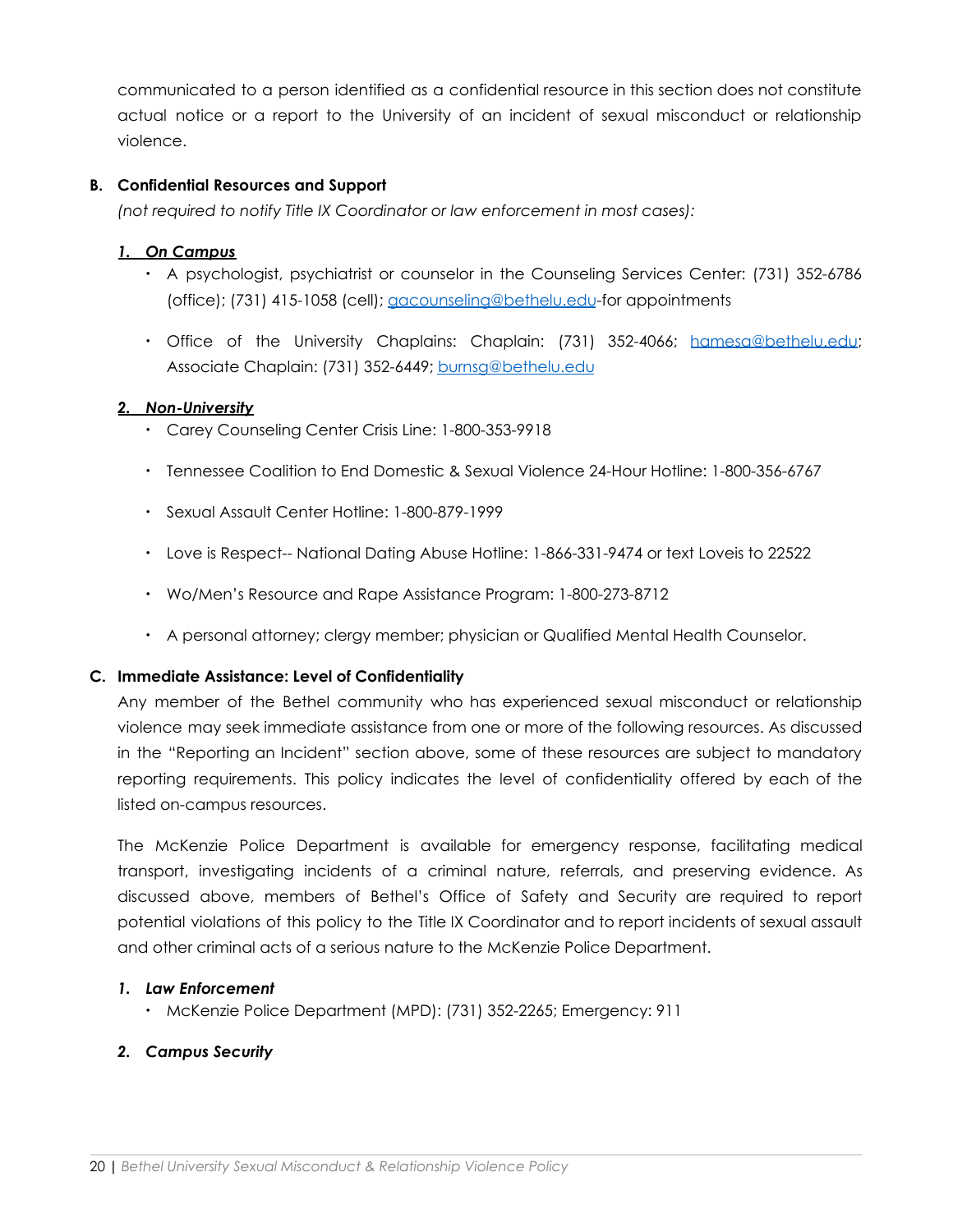communicated to a person identified as a confidential resource in this section does not constitute actual notice or a report to the University of an incident of sexual misconduct or relationship violence.

**B. Confidential Resources and Support**

*(not required to notify Title IX Coordinator or law enforcement in most cases):*

***1. On Campus***

- A psychologist, psychiatrist or counselor in the Counseling Services Center: (731) 352-6786 (office); (731) 415-1058 (cell); gacounseling@bethelu.edu-for appointments
- Office of the University Chaplains: Chaplain: (731) 352-4066; hamesa@bethelu.edu; Associate Chaplain: (731) 352-6449; burnsg@bethelu.edu

***2. Non-University***

- Carey Counseling Center Crisis Line: 1-800-353-9918
- Tennessee Coalition to End Domestic & Sexual Violence 24-Hour Hotline: 1-800-356-6767
- Sexual Assault Center Hotline: 1-800-879-1999
- Love is Respect-- National Dating Abuse Hotline: 1-866-331-9474 or text Loveis to 22522
- Wo/Men's Resource and Rape Assistance Program: 1-800-273-8712
- A personal attorney; clergy member; physician or Qualified Mental Health Counselor.

**C. Immediate Assistance: Level of Confidentiality**

Any member of the Bethel community who has experienced sexual misconduct or relationship violence may seek immediate assistance from one or more of the following resources. As discussed in the "Reporting an Incident" section above, some of these resources are subject to mandatory reporting requirements. This policy indicates the level of confidentiality offered by each of the listed on-campus resources.

The McKenzie Police Department is available for emergency response, facilitating medical transport, investigating incidents of a criminal nature, referrals, and preserving evidence. As discussed above, members of Bethel's Office of Safety and Security are required to report potential violations of this policy to the Title IX Coordinator and to report incidents of sexual assault and other criminal acts of a serious nature to the McKenzie Police Department.

***1. Law Enforcement***

- McKenzie Police Department (MPD): (731) 352-2265; Emergency: 911

***2. Campus Security***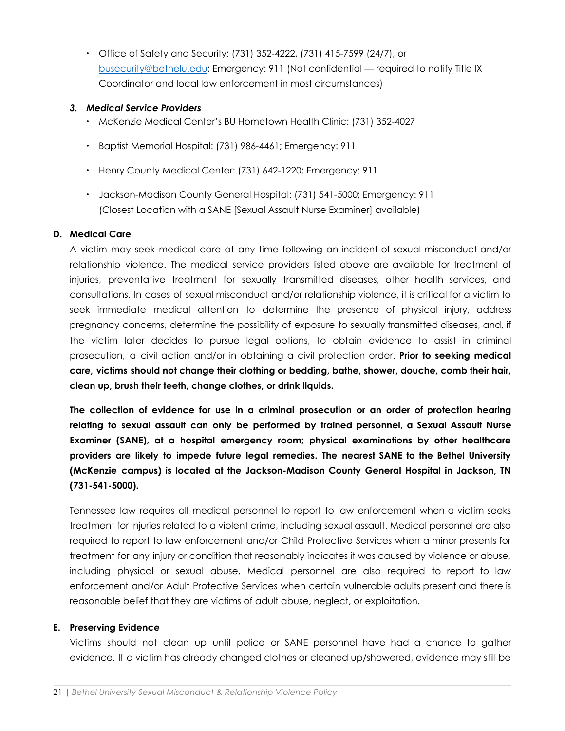- Office of Safety and Security: (731) 352-4222, (731) 415-7599 (24/7), or [busecurity@bethelu.edu](mailto:busecurity@bethelu.edu); Emergency: 911 (Not confidential — required to notify Title IX Coordinator and local law enforcement in most circumstances)

### 3. *Medical Service Providers*

- McKenzie Medical Center's BU Hometown Health Clinic: (731) 352-4027
- Baptist Memorial Hospital: (731) 986-4461; Emergency: 911
- Henry County Medical Center: (731) 642-1220; Emergency: 911
- Jackson-Madison County General Hospital: (731) 541-5000; Emergency: 911 (Closest Location with a SANE [Sexual Assault Nurse Examiner] available)

## D. Medical Care

A victim may seek medical care at any time following an incident of sexual misconduct and/or relationship violence. The medical service providers listed above are available for treatment of injuries, preventative treatment for sexually transmitted diseases, other health services, and consultations. In cases of sexual misconduct and/or relationship violence, it is critical for a victim to seek immediate medical attention to determine the presence of physical injury, address pregnancy concerns, determine the possibility of exposure to sexually transmitted diseases, and, if the victim later decides to pursue legal options, to obtain evidence to assist in criminal prosecution, a civil action and/or in obtaining a civil protection order. **Prior to seeking medical care, victims should not change their clothing or bedding, bathe, shower, douche, comb their hair, clean up, brush their teeth, change clothes, or drink liquids.**

**The collection of evidence for use in a criminal prosecution or an order of protection hearing relating to sexual assault can only be performed by trained personnel, a Sexual Assault Nurse Examiner (SANE), at a hospital emergency room; physical examinations by other healthcare providers are likely to impede future legal remedies. The nearest SANE to the Bethel University (McKenzie campus) is located at the Jackson-Madison County General Hospital in Jackson, TN (731-541-5000).**

Tennessee law requires all medical personnel to report to law enforcement when a victim seeks treatment for injuries related to a violent crime, including sexual assault. Medical personnel are also required to report to law enforcement and/or Child Protective Services when a minor presents for treatment for any injury or condition that reasonably indicates it was caused by violence or abuse, including physical or sexual abuse. Medical personnel are also required to report to law enforcement and/or Adult Protective Services when certain vulnerable adults present and there is reasonable belief that they are victims of adult abuse, neglect, or exploitation.

## E. Preserving Evidence

Victims should not clean up until police or SANE personnel have had a chance to gather evidence. If a victim has already changed clothes or cleaned up/showered, evidence may still be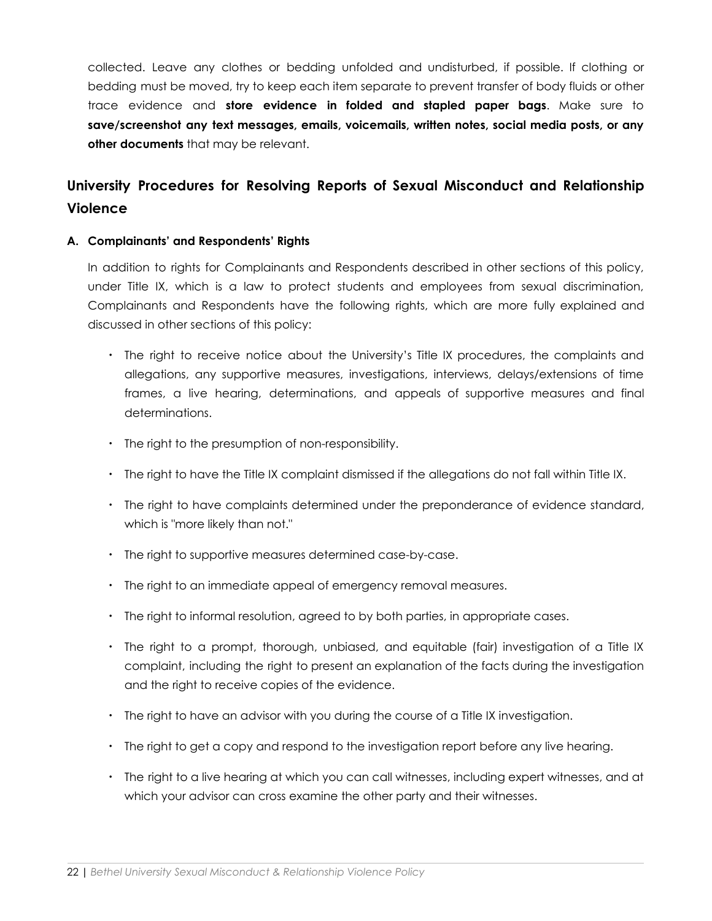collected. Leave any clothes or bedding unfolded and undisturbed, if possible. If clothing or bedding must be moved, try to keep each item separate to prevent transfer of body fluids or other trace evidence and **store evidence in folded and stapled paper bags**. Make sure to **save/screenshot any text messages, emails, voicemails, written notes, social media posts, or any other documents** that may be relevant.

## University Procedures for Resolving Reports of Sexual Misconduct and Relationship Violence

**A. Complainants' and Respondents' Rights**

In addition to rights for Complainants and Respondents described in other sections of this policy, under Title IX, which is a law to protect students and employees from sexual discrimination, Complainants and Respondents have the following rights, which are more fully explained and discussed in other sections of this policy:

- The right to receive notice about the University's Title IX procedures, the complaints and allegations, any supportive measures, investigations, interviews, delays/extensions of time frames, a live hearing, determinations, and appeals of supportive measures and final determinations.
- The right to the presumption of non-responsibility.
- The right to have the Title IX complaint dismissed if the allegations do not fall within Title IX.
- The right to have complaints determined under the preponderance of evidence standard, which is "more likely than not."
- The right to supportive measures determined case-by-case.
- The right to an immediate appeal of emergency removal measures.
- The right to informal resolution, agreed to by both parties, in appropriate cases.
- The right to a prompt, thorough, unbiased, and equitable (fair) investigation of a Title IX complaint, including the right to present an explanation of the facts during the investigation and the right to receive copies of the evidence.
- The right to have an advisor with you during the course of a Title IX investigation.
- The right to get a copy and respond to the investigation report before any live hearing.
- The right to a live hearing at which you can call witnesses, including expert witnesses, and at which your advisor can cross examine the other party and their witnesses.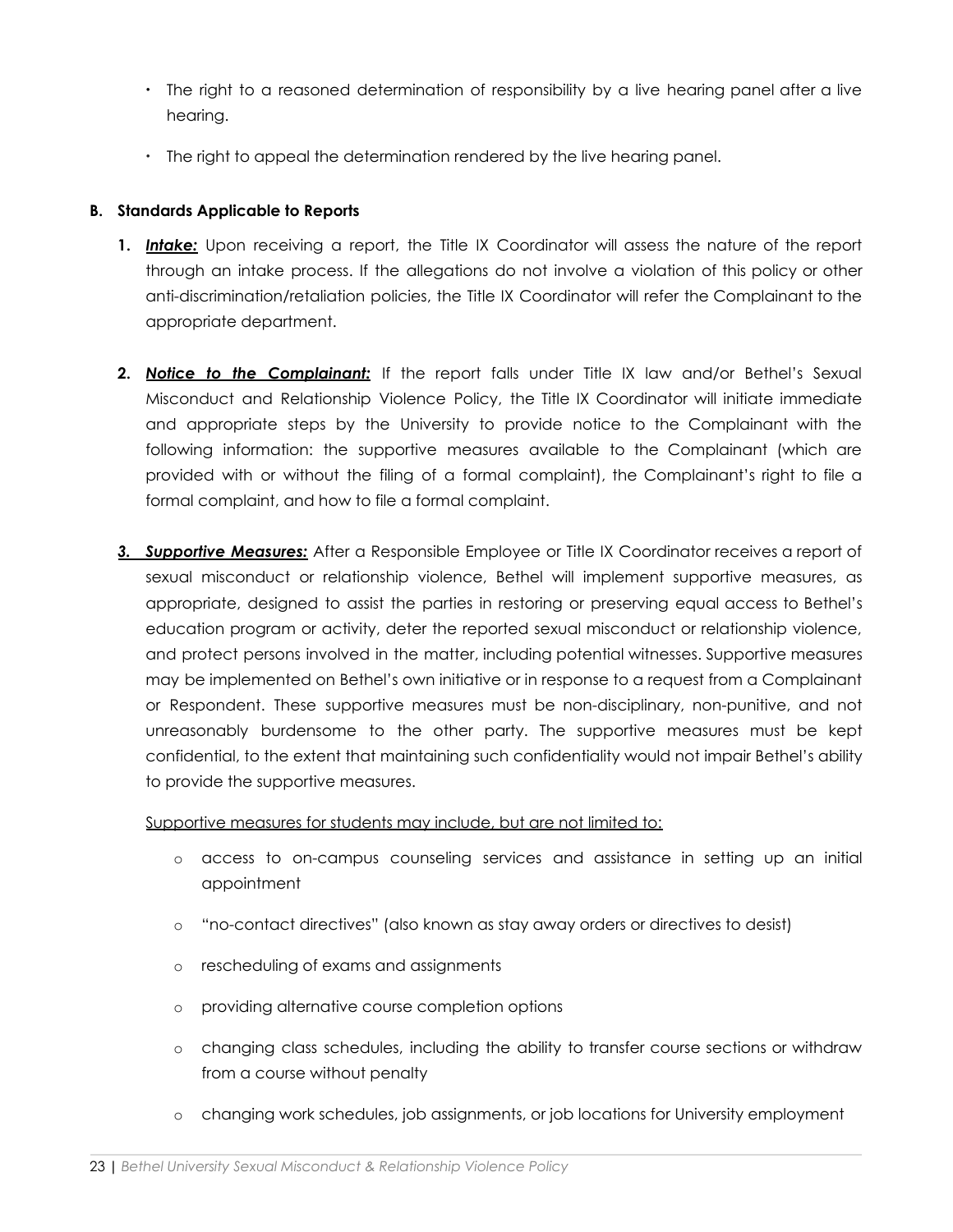- The right to a reasoned determination of responsibility by a live hearing panel after a live hearing.
- The right to appeal the determination rendered by the live hearing panel.

**B. Standards Applicable to Reports**

1. ***Intake:*** Upon receiving a report, the Title IX Coordinator will assess the nature of the report through an intake process. If the allegations do not involve a violation of this policy or other anti-discrimination/retaliation policies, the Title IX Coordinator will refer the Complainant to the appropriate department.

2. ***Notice to the Complainant:*** If the report falls under Title IX law and/or Bethel's Sexual Misconduct and Relationship Violence Policy, the Title IX Coordinator will initiate immediate and appropriate steps by the University to provide notice to the Complainant with the following information: the supportive measures available to the Complainant (which are provided with or without the filing of a formal complaint), the Complainant's right to file a formal complaint, and how to file a formal complaint.

3. ***Supportive Measures:*** After a Responsible Employee or Title IX Coordinator receives a report of sexual misconduct or relationship violence, Bethel will implement supportive measures, as appropriate, designed to assist the parties in restoring or preserving equal access to Bethel's education program or activity, deter the reported sexual misconduct or relationship violence, and protect persons involved in the matter, including potential witnesses. Supportive measures may be implemented on Bethel's own initiative or in response to a request from a Complainant or Respondent. These supportive measures must be non-disciplinary, non-punitive, and not unreasonably burdensome to the other party. The supportive measures must be kept confidential, to the extent that maintaining such confidentiality would not impair Bethel's ability to provide the supportive measures.

   Supportive measures for students may include, but are not limited to:

   - access to on-campus counseling services and assistance in setting up an initial appointment
   - "no-contact directives" (also known as stay away orders or directives to desist)
   - rescheduling of exams and assignments
   - providing alternative course completion options
   - changing class schedules, including the ability to transfer course sections or withdraw from a course without penalty
   - changing work schedules, job assignments, or job locations for University employment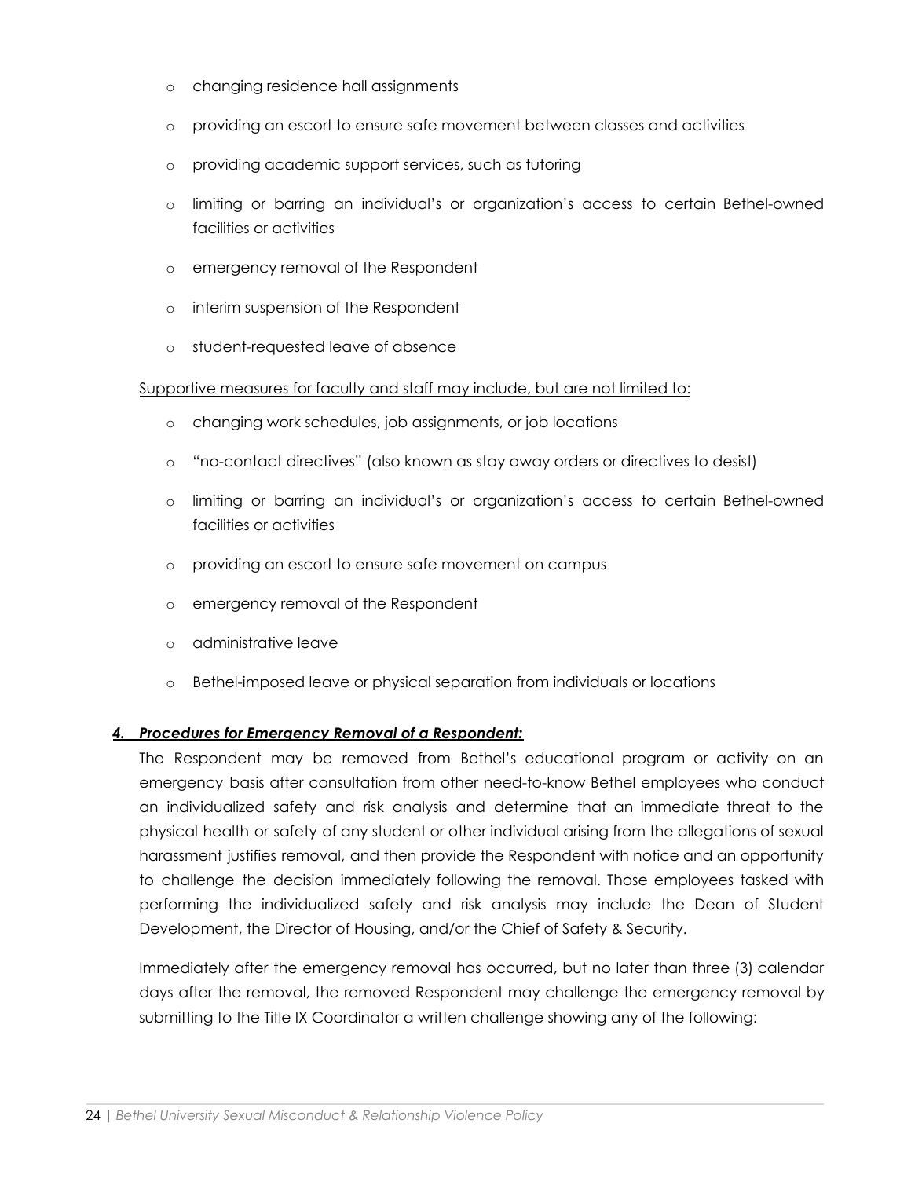- changing residence hall assignments
- providing an escort to ensure safe movement between classes and activities
- providing academic support services, such as tutoring
- limiting or barring an individual's or organization's access to certain Bethel-owned facilities or activities
- emergency removal of the Respondent
- interim suspension of the Respondent
- student-requested leave of absence

<u>Supportive measures for faculty and staff may include, but are not limited to:</u>

- changing work schedules, job assignments, or job locations
- "no-contact directives" (also known as stay away orders or directives to desist)
- limiting or barring an individual's or organization's access to certain Bethel-owned facilities or activities
- providing an escort to ensure safe movement on campus
- emergency removal of the Respondent
- administrative leave
- Bethel-imposed leave or physical separation from individuals or locations

***<u>4. Procedures for Emergency Removal of a Respondent:</u>***

The Respondent may be removed from Bethel's educational program or activity on an emergency basis after consultation from other need-to-know Bethel employees who conduct an individualized safety and risk analysis and determine that an immediate threat to the physical health or safety of any student or other individual arising from the allegations of sexual harassment justifies removal, and then provide the Respondent with notice and an opportunity to challenge the decision immediately following the removal. Those employees tasked with performing the individualized safety and risk analysis may include the Dean of Student Development, the Director of Housing, and/or the Chief of Safety & Security.

Immediately after the emergency removal has occurred, but no later than three (3) calendar days after the removal, the removed Respondent may challenge the emergency removal by submitting to the Title IX Coordinator a written challenge showing any of the following: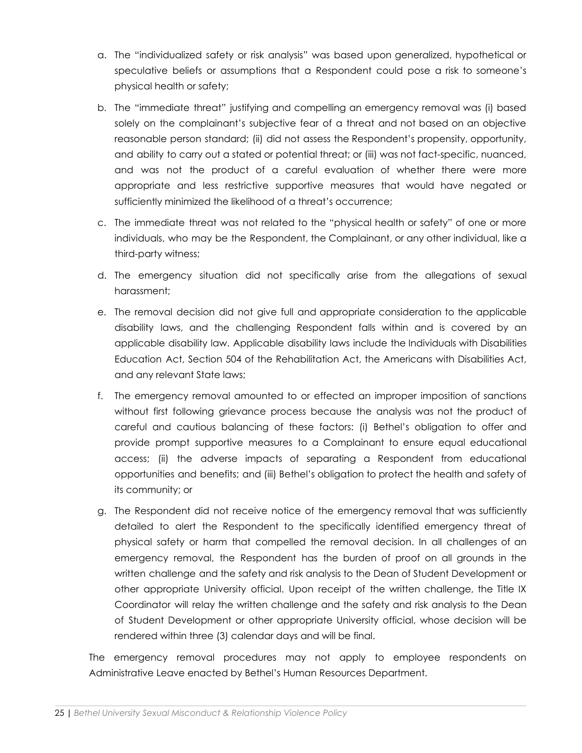a. The "individualized safety or risk analysis" was based upon generalized, hypothetical or speculative beliefs or assumptions that a Respondent could pose a risk to someone's physical health or safety;

b. The "immediate threat" justifying and compelling an emergency removal was (i) based solely on the complainant's subjective fear of a threat and not based on an objective reasonable person standard; (ii) did not assess the Respondent's propensity, opportunity, and ability to carry out a stated or potential threat; or (iii) was not fact-specific, nuanced, and was not the product of a careful evaluation of whether there were more appropriate and less restrictive supportive measures that would have negated or sufficiently minimized the likelihood of a threat's occurrence;

c. The immediate threat was not related to the "physical health or safety" of one or more individuals, who may be the Respondent, the Complainant, or any other individual, like a third-party witness;

d. The emergency situation did not specifically arise from the allegations of sexual harassment;

e. The removal decision did not give full and appropriate consideration to the applicable disability laws, and the challenging Respondent falls within and is covered by an applicable disability law. Applicable disability laws include the Individuals with Disabilities Education Act, Section 504 of the Rehabilitation Act, the Americans with Disabilities Act, and any relevant State laws;

f. The emergency removal amounted to or effected an improper imposition of sanctions without first following grievance process because the analysis was not the product of careful and cautious balancing of these factors: (i) Bethel's obligation to offer and provide prompt supportive measures to a Complainant to ensure equal educational access; (ii) the adverse impacts of separating a Respondent from educational opportunities and benefits; and (iii) Bethel's obligation to protect the health and safety of its community; or

g. The Respondent did not receive notice of the emergency removal that was sufficiently detailed to alert the Respondent to the specifically identified emergency threat of physical safety or harm that compelled the removal decision. In all challenges of an emergency removal, the Respondent has the burden of proof on all grounds in the written challenge and the safety and risk analysis to the Dean of Student Development or other appropriate University official. Upon receipt of the written challenge, the Title IX Coordinator will relay the written challenge and the safety and risk analysis to the Dean of Student Development or other appropriate University official, whose decision will be rendered within three (3) calendar days and will be final.

The emergency removal procedures may not apply to employee respondents on Administrative Leave enacted by Bethel's Human Resources Department.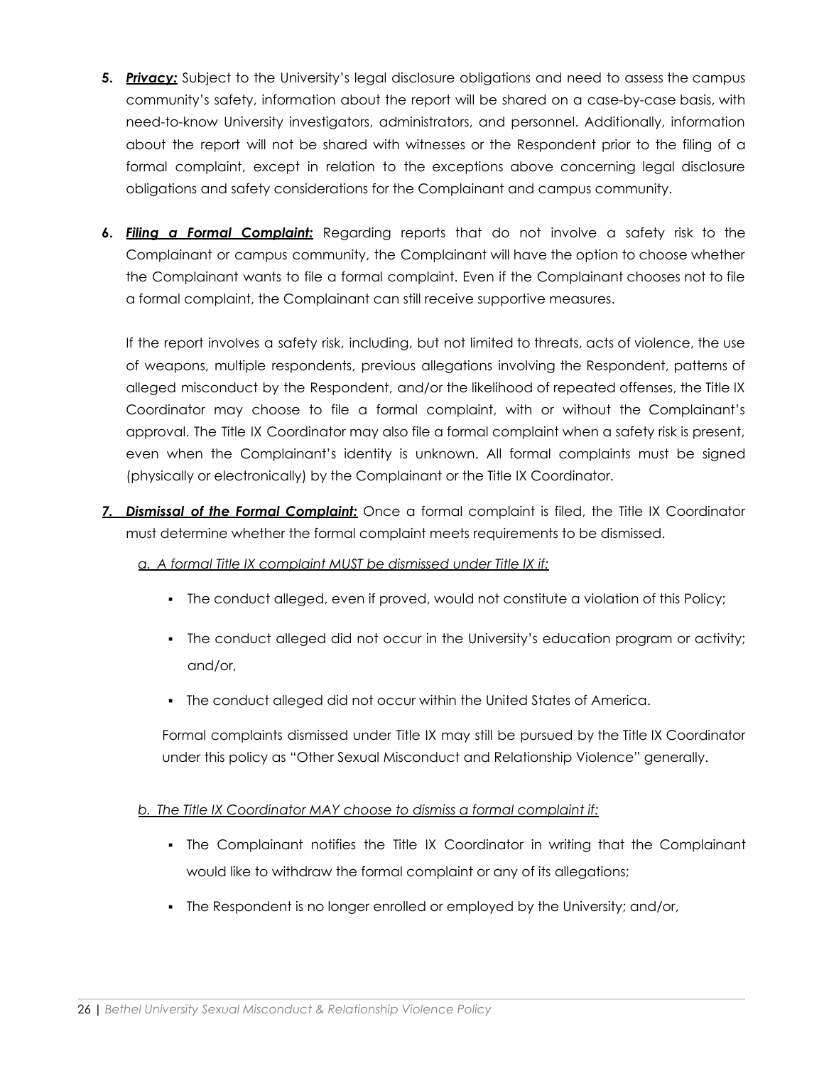5. ***Privacy:*** Subject to the University's legal disclosure obligations and need to assess the campus community's safety, information about the report will be shared on a case-by-case basis, with need-to-know University investigators, administrators, and personnel. Additionally, information about the report will not be shared with witnesses or the Respondent prior to the filing of a formal complaint, except in relation to the exceptions above concerning legal disclosure obligations and safety considerations for the Complainant and campus community.

6. ***Filing a Formal Complaint:*** Regarding reports that do not involve a safety risk to the Complainant or campus community, the Complainant will have the option to choose whether the Complainant wants to file a formal complaint. Even if the Complainant chooses not to file a formal complaint, the Complainant can still receive supportive measures.

   If the report involves a safety risk, including, but not limited to threats, acts of violence, the use of weapons, multiple respondents, previous allegations involving the Respondent, patterns of alleged misconduct by the Respondent, and/or the likelihood of repeated offenses, the Title IX Coordinator may choose to file a formal complaint, with or without the Complainant's approval. The Title IX Coordinator may also file a formal complaint when a safety risk is present, even when the Complainant's identity is unknown. All formal complaints must be signed (physically or electronically) by the Complainant or the Title IX Coordinator.

7. ***Dismissal of the Formal Complaint:*** Once a formal complaint is filed, the Title IX Coordinator must determine whether the formal complaint meets requirements to be dismissed.

   *a. A formal Title IX complaint MUST be dismissed under Title IX if:*

   - The conduct alleged, even if proved, would not constitute a violation of this Policy;
   - The conduct alleged did not occur in the University's education program or activity; and/or,
   - The conduct alleged did not occur within the United States of America.

   Formal complaints dismissed under Title IX may still be pursued by the Title IX Coordinator under this policy as "Other Sexual Misconduct and Relationship Violence" generally.

   *b. The Title IX Coordinator MAY choose to dismiss a formal complaint if:*

   - The Complainant notifies the Title IX Coordinator in writing that the Complainant would like to withdraw the formal complaint or any of its allegations;
   - The Respondent is no longer enrolled or employed by the University; and/or,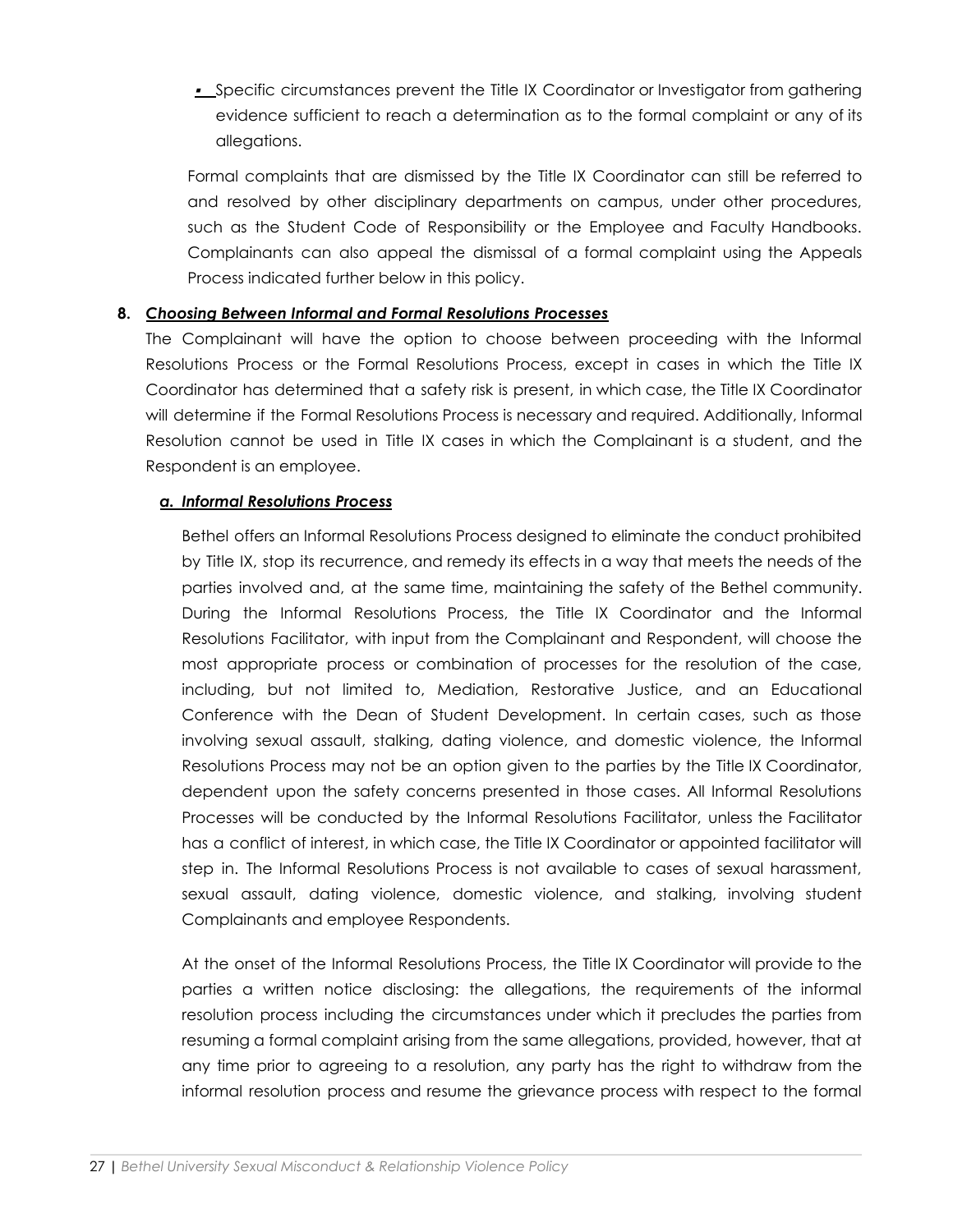- Specific circumstances prevent the Title IX Coordinator or Investigator from gathering evidence sufficient to reach a determination as to the formal complaint or any of its allegations.

Formal complaints that are dismissed by the Title IX Coordinator can still be referred to and resolved by other disciplinary departments on campus, under other procedures, such as the Student Code of Responsibility or the Employee and Faculty Handbooks. Complainants can also appeal the dismissal of a formal complaint using the Appeals Process indicated further below in this policy.

**8.** ***Choosing Between Informal and Formal Resolutions Processes***

The Complainant will have the option to choose between proceeding with the Informal Resolutions Process or the Formal Resolutions Process, except in cases in which the Title IX Coordinator has determined that a safety risk is present, in which case, the Title IX Coordinator will determine if the Formal Resolutions Process is necessary and required. Additionally, Informal Resolution cannot be used in Title IX cases in which the Complainant is a student, and the Respondent is an employee.

***a. Informal Resolutions Process***

Bethel offers an Informal Resolutions Process designed to eliminate the conduct prohibited by Title IX, stop its recurrence, and remedy its effects in a way that meets the needs of the parties involved and, at the same time, maintaining the safety of the Bethel community. During the Informal Resolutions Process, the Title IX Coordinator and the Informal Resolutions Facilitator, with input from the Complainant and Respondent, will choose the most appropriate process or combination of processes for the resolution of the case, including, but not limited to, Mediation, Restorative Justice, and an Educational Conference with the Dean of Student Development. In certain cases, such as those involving sexual assault, stalking, dating violence, and domestic violence, the Informal Resolutions Process may not be an option given to the parties by the Title IX Coordinator, dependent upon the safety concerns presented in those cases. All Informal Resolutions Processes will be conducted by the Informal Resolutions Facilitator, unless the Facilitator has a conflict of interest, in which case, the Title IX Coordinator or appointed facilitator will step in. The Informal Resolutions Process is not available to cases of sexual harassment, sexual assault, dating violence, domestic violence, and stalking, involving student Complainants and employee Respondents.

At the onset of the Informal Resolutions Process, the Title IX Coordinator will provide to the parties a written notice disclosing: the allegations, the requirements of the informal resolution process including the circumstances under which it precludes the parties from resuming a formal complaint arising from the same allegations, provided, however, that at any time prior to agreeing to a resolution, any party has the right to withdraw from the informal resolution process and resume the grievance process with respect to the formal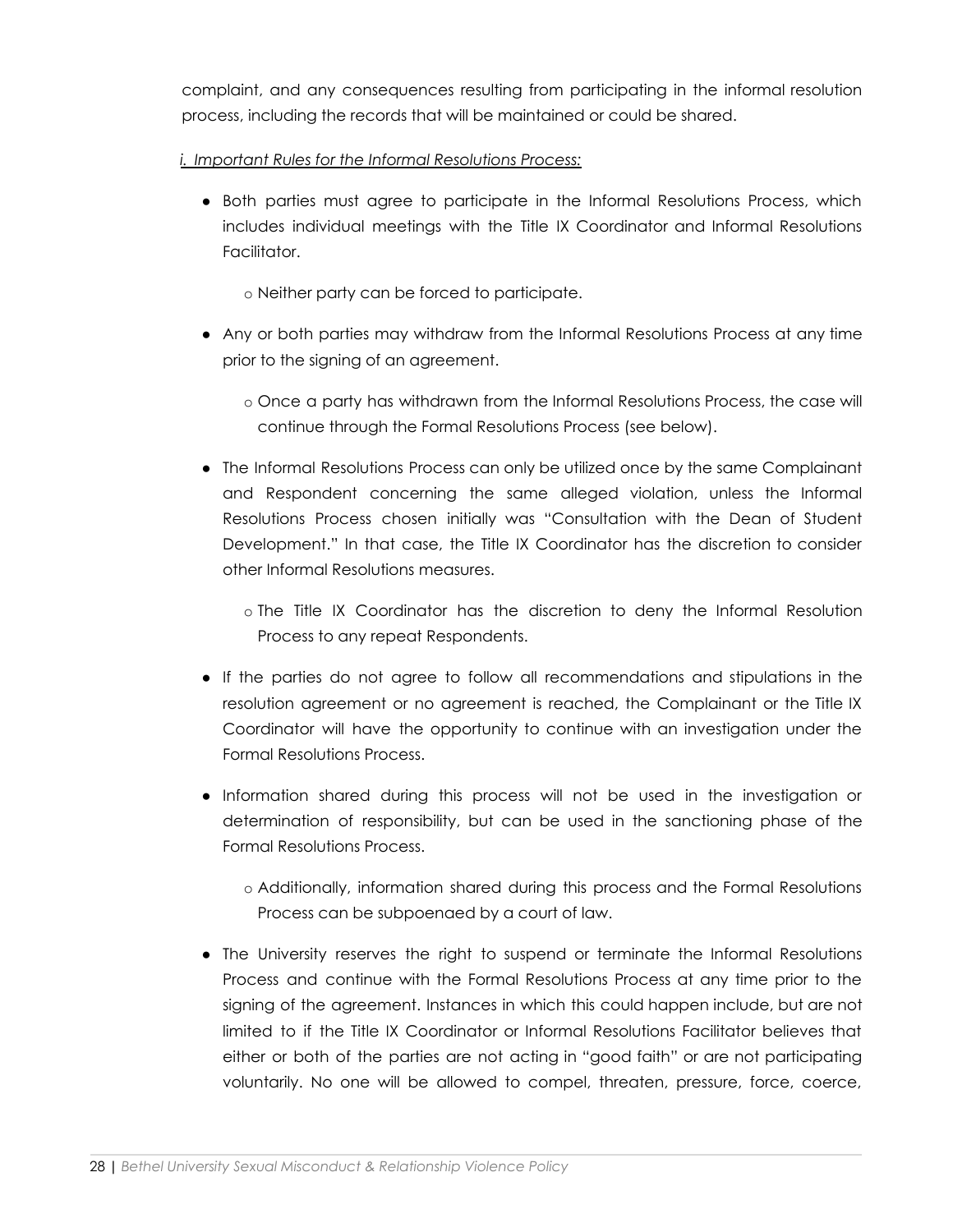complaint, and any consequences resulting from participating in the informal resolution process, including the records that will be maintained or could be shared.

*i. Important Rules for the Informal Resolutions Process:*

- Both parties must agree to participate in the Informal Resolutions Process, which includes individual meetings with the Title IX Coordinator and Informal Resolutions Facilitator.
  - Neither party can be forced to participate.
- Any or both parties may withdraw from the Informal Resolutions Process at any time prior to the signing of an agreement.
  - Once a party has withdrawn from the Informal Resolutions Process, the case will continue through the Formal Resolutions Process (see below).
- The Informal Resolutions Process can only be utilized once by the same Complainant and Respondent concerning the same alleged violation, unless the Informal Resolutions Process chosen initially was "Consultation with the Dean of Student Development." In that case, the Title IX Coordinator has the discretion to consider other Informal Resolutions measures.
  - The Title IX Coordinator has the discretion to deny the Informal Resolution Process to any repeat Respondents.
- If the parties do not agree to follow all recommendations and stipulations in the resolution agreement or no agreement is reached, the Complainant or the Title IX Coordinator will have the opportunity to continue with an investigation under the Formal Resolutions Process.
- Information shared during this process will not be used in the investigation or determination of responsibility, but can be used in the sanctioning phase of the Formal Resolutions Process.
  - Additionally, information shared during this process and the Formal Resolutions Process can be subpoenaed by a court of law.
- The University reserves the right to suspend or terminate the Informal Resolutions Process and continue with the Formal Resolutions Process at any time prior to the signing of the agreement. Instances in which this could happen include, but are not limited to if the Title IX Coordinator or Informal Resolutions Facilitator believes that either or both of the parties are not acting in "good faith" or are not participating voluntarily. No one will be allowed to compel, threaten, pressure, force, coerce,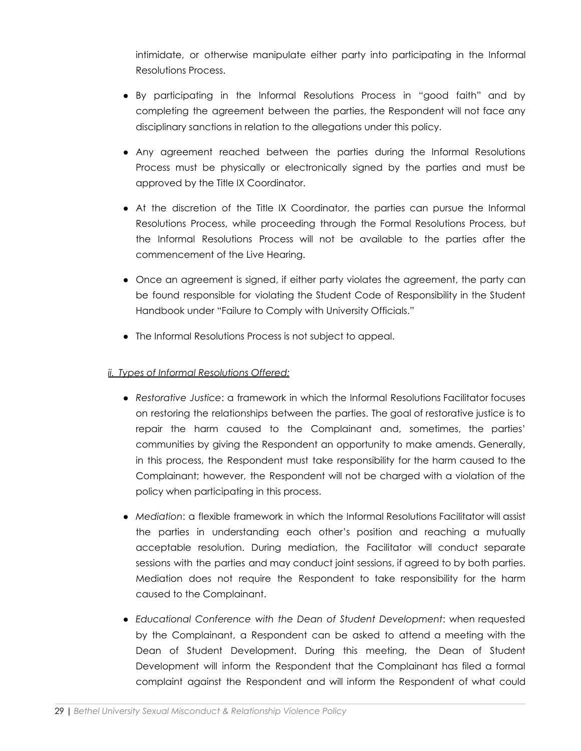intimidate, or otherwise manipulate either party into participating in the Informal Resolutions Process.

- By participating in the Informal Resolutions Process in "good faith" and by completing the agreement between the parties, the Respondent will not face any disciplinary sanctions in relation to the allegations under this policy.
- Any agreement reached between the parties during the Informal Resolutions Process must be physically or electronically signed by the parties and must be approved by the Title IX Coordinator.
- At the discretion of the Title IX Coordinator, the parties can pursue the Informal Resolutions Process, while proceeding through the Formal Resolutions Process, but the Informal Resolutions Process will not be available to the parties after the commencement of the Live Hearing.
- Once an agreement is signed, if either party violates the agreement, the party can be found responsible for violating the Student Code of Responsibility in the Student Handbook under "Failure to Comply with University Officials."
- The Informal Resolutions Process is not subject to appeal.

*ii. Types of Informal Resolutions Offered:*

- *Restorative Justice*: a framework in which the Informal Resolutions Facilitator focuses on restoring the relationships between the parties. The goal of restorative justice is to repair the harm caused to the Complainant and, sometimes, the parties' communities by giving the Respondent an opportunity to make amends. Generally, in this process, the Respondent must take responsibility for the harm caused to the Complainant; however, the Respondent will not be charged with a violation of the policy when participating in this process.
- *Mediation*: a flexible framework in which the Informal Resolutions Facilitator will assist the parties in understanding each other's position and reaching a mutually acceptable resolution. During mediation, the Facilitator will conduct separate sessions with the parties and may conduct joint sessions, if agreed to by both parties. Mediation does not require the Respondent to take responsibility for the harm caused to the Complainant.
- *Educational Conference with the Dean of Student Development*: when requested by the Complainant, a Respondent can be asked to attend a meeting with the Dean of Student Development. During this meeting, the Dean of Student Development will inform the Respondent that the Complainant has filed a formal complaint against the Respondent and will inform the Respondent of what could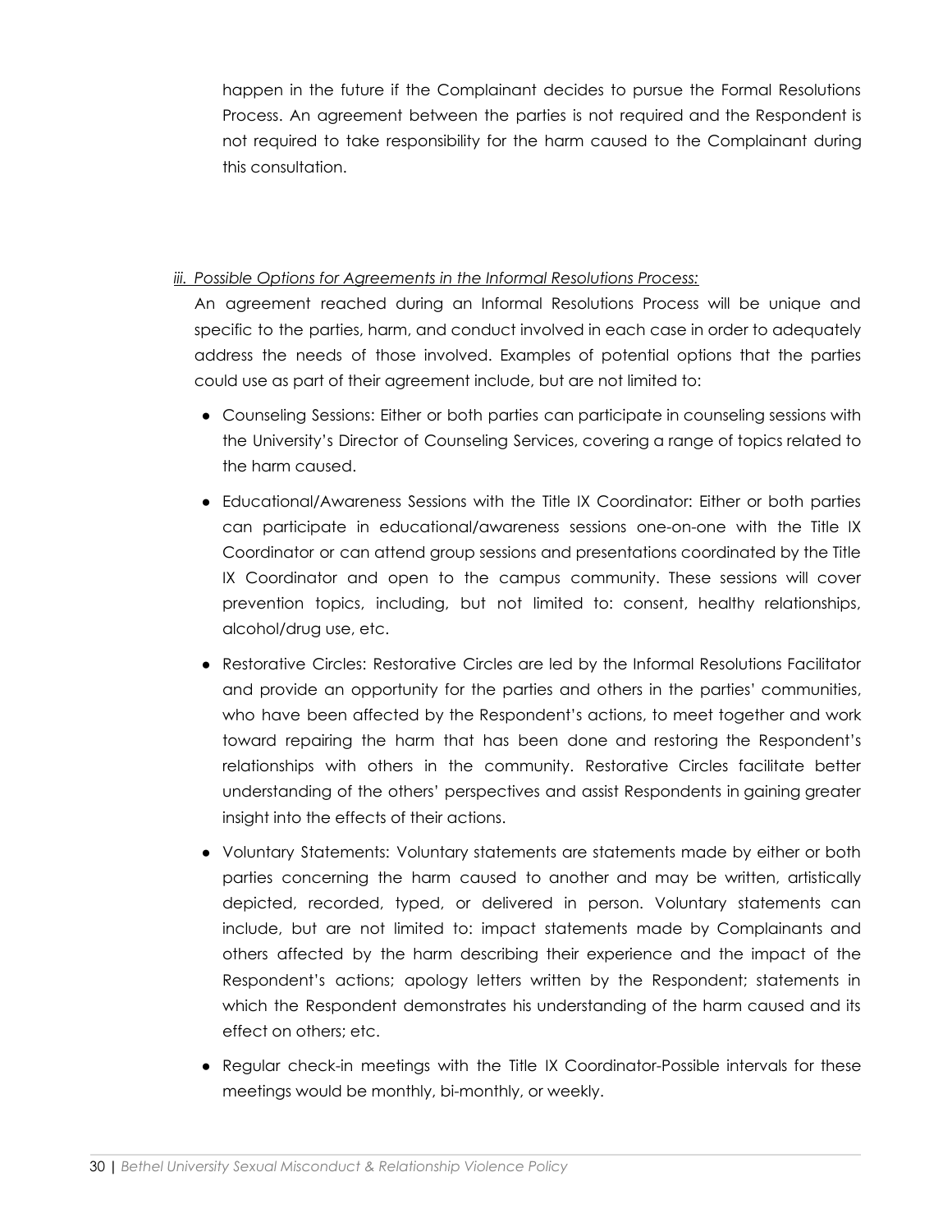happen in the future if the Complainant decides to pursue the Formal Resolutions Process. An agreement between the parties is not required and the Respondent is not required to take responsibility for the harm caused to the Complainant during this consultation.

*iii. Possible Options for Agreements in the Informal Resolutions Process:*

An agreement reached during an Informal Resolutions Process will be unique and specific to the parties, harm, and conduct involved in each case in order to adequately address the needs of those involved. Examples of potential options that the parties could use as part of their agreement include, but are not limited to:

- Counseling Sessions: Either or both parties can participate in counseling sessions with the University's Director of Counseling Services, covering a range of topics related to the harm caused.
- Educational/Awareness Sessions with the Title IX Coordinator: Either or both parties can participate in educational/awareness sessions one-on-one with the Title IX Coordinator or can attend group sessions and presentations coordinated by the Title IX Coordinator and open to the campus community. These sessions will cover prevention topics, including, but not limited to: consent, healthy relationships, alcohol/drug use, etc.
- Restorative Circles: Restorative Circles are led by the Informal Resolutions Facilitator and provide an opportunity for the parties and others in the parties' communities, who have been affected by the Respondent's actions, to meet together and work toward repairing the harm that has been done and restoring the Respondent's relationships with others in the community. Restorative Circles facilitate better understanding of the others' perspectives and assist Respondents in gaining greater insight into the effects of their actions.
- Voluntary Statements: Voluntary statements are statements made by either or both parties concerning the harm caused to another and may be written, artistically depicted, recorded, typed, or delivered in person. Voluntary statements can include, but are not limited to: impact statements made by Complainants and others affected by the harm describing their experience and the impact of the Respondent's actions; apology letters written by the Respondent; statements in which the Respondent demonstrates his understanding of the harm caused and its effect on others; etc.
- Regular check-in meetings with the Title IX Coordinator-Possible intervals for these meetings would be monthly, bi-monthly, or weekly.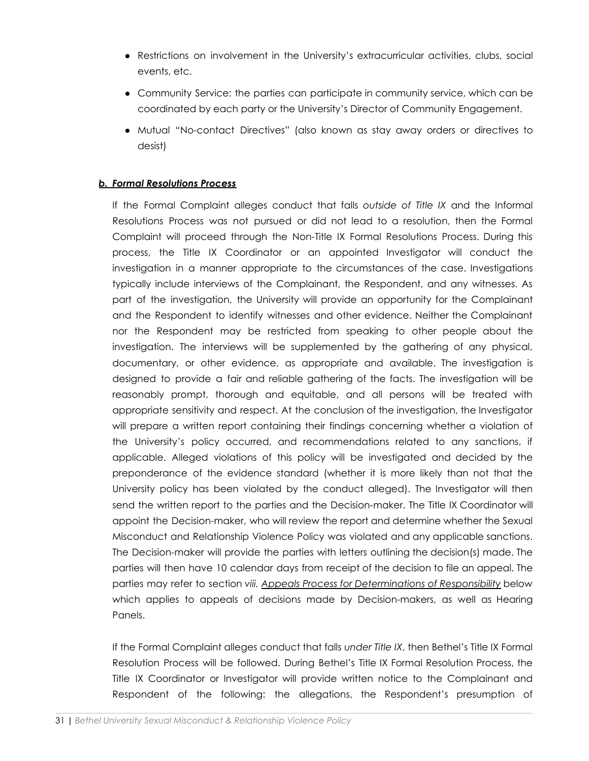- Restrictions on involvement in the University's extracurricular activities, clubs, social events, etc.
- Community Service: the parties can participate in community service, which can be coordinated by each party or the University's Director of Community Engagement.
- Mutual "No-contact Directives" (also known as stay away orders or directives to desist)

***b. Formal Resolutions Process***

If the Formal Complaint alleges conduct that falls *outside of Title IX* and the Informal Resolutions Process was not pursued or did not lead to a resolution, then the Formal Complaint will proceed through the Non-Title IX Formal Resolutions Process. During this process, the Title IX Coordinator or an appointed Investigator will conduct the investigation in a manner appropriate to the circumstances of the case. Investigations typically include interviews of the Complainant, the Respondent, and any witnesses. As part of the investigation, the University will provide an opportunity for the Complainant and the Respondent to identify witnesses and other evidence. Neither the Complainant nor the Respondent may be restricted from speaking to other people about the investigation. The interviews will be supplemented by the gathering of any physical, documentary, or other evidence, as appropriate and available. The investigation is designed to provide a fair and reliable gathering of the facts. The investigation will be reasonably prompt, thorough and equitable, and all persons will be treated with appropriate sensitivity and respect. At the conclusion of the investigation, the Investigator will prepare a written report containing their findings concerning whether a violation of the University's policy occurred, and recommendations related to any sanctions, if applicable. Alleged violations of this policy will be investigated and decided by the preponderance of the evidence standard (whether it is more likely than not that the University policy has been violated by the conduct alleged). The Investigator will then send the written report to the parties and the Decision-maker. The Title IX Coordinator will appoint the Decision-maker, who will review the report and determine whether the Sexual Misconduct and Relationship Violence Policy was violated and any applicable sanctions. The Decision-maker will provide the parties with letters outlining the decision(s) made. The parties will then have 10 calendar days from receipt of the decision to file an appeal. The parties may refer to section *viii. Appeals Process for Determinations of Responsibility* below which applies to appeals of decisions made by Decision-makers, as well as Hearing Panels.

If the Formal Complaint alleges conduct that falls *under Title IX*, then Bethel's Title IX Formal Resolution Process will be followed. During Bethel's Title IX Formal Resolution Process, the Title IX Coordinator or Investigator will provide written notice to the Complainant and Respondent of the following: the allegations, the Respondent's presumption of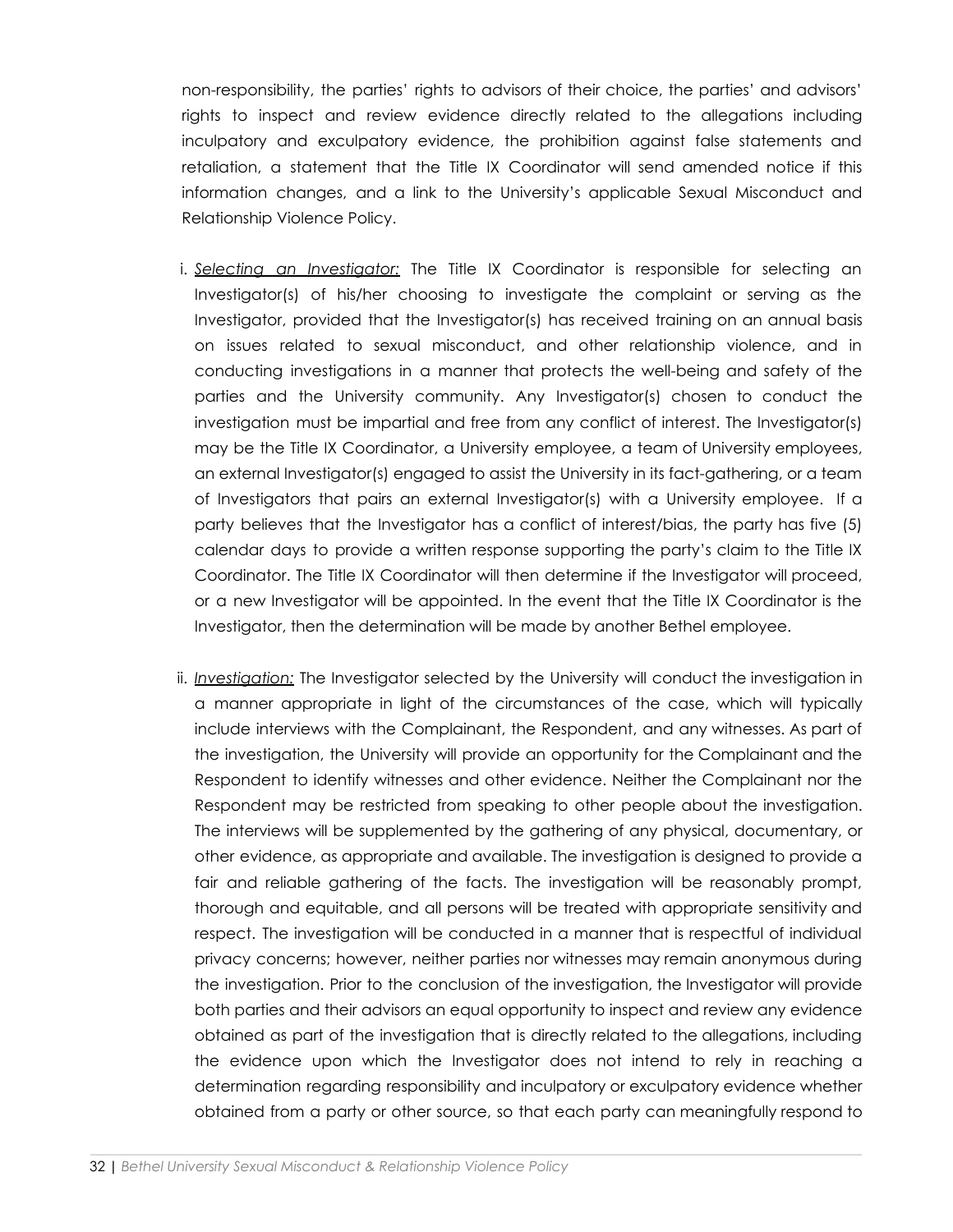non-responsibility, the parties' rights to advisors of their choice, the parties' and advisors' rights to inspect and review evidence directly related to the allegations including inculpatory and exculpatory evidence, the prohibition against false statements and retaliation, a statement that the Title IX Coordinator will send amended notice if this information changes, and a link to the University's applicable Sexual Misconduct and Relationship Violence Policy.

i. *Selecting an Investigator:* The Title IX Coordinator is responsible for selecting an Investigator(s) of his/her choosing to investigate the complaint or serving as the Investigator, provided that the Investigator(s) has received training on an annual basis on issues related to sexual misconduct, and other relationship violence, and in conducting investigations in a manner that protects the well-being and safety of the parties and the University community. Any Investigator(s) chosen to conduct the investigation must be impartial and free from any conflict of interest. The Investigator(s) may be the Title IX Coordinator, a University employee, a team of University employees, an external Investigator(s) engaged to assist the University in its fact-gathering, or a team of Investigators that pairs an external Investigator(s) with a University employee. If a party believes that the Investigator has a conflict of interest/bias, the party has five (5) calendar days to provide a written response supporting the party's claim to the Title IX Coordinator. The Title IX Coordinator will then determine if the Investigator will proceed, or a new Investigator will be appointed. In the event that the Title IX Coordinator is the Investigator, then the determination will be made by another Bethel employee.

ii. *Investigation:* The Investigator selected by the University will conduct the investigation in a manner appropriate in light of the circumstances of the case, which will typically include interviews with the Complainant, the Respondent, and any witnesses. As part of the investigation, the University will provide an opportunity for the Complainant and the Respondent to identify witnesses and other evidence. Neither the Complainant nor the Respondent may be restricted from speaking to other people about the investigation. The interviews will be supplemented by the gathering of any physical, documentary, or other evidence, as appropriate and available. The investigation is designed to provide a fair and reliable gathering of the facts. The investigation will be reasonably prompt, thorough and equitable, and all persons will be treated with appropriate sensitivity and respect. The investigation will be conducted in a manner that is respectful of individual privacy concerns; however, neither parties nor witnesses may remain anonymous during the investigation. Prior to the conclusion of the investigation, the Investigator will provide both parties and their advisors an equal opportunity to inspect and review any evidence obtained as part of the investigation that is directly related to the allegations, including the evidence upon which the Investigator does not intend to rely in reaching a determination regarding responsibility and inculpatory or exculpatory evidence whether obtained from a party or other source, so that each party can meaningfully respond to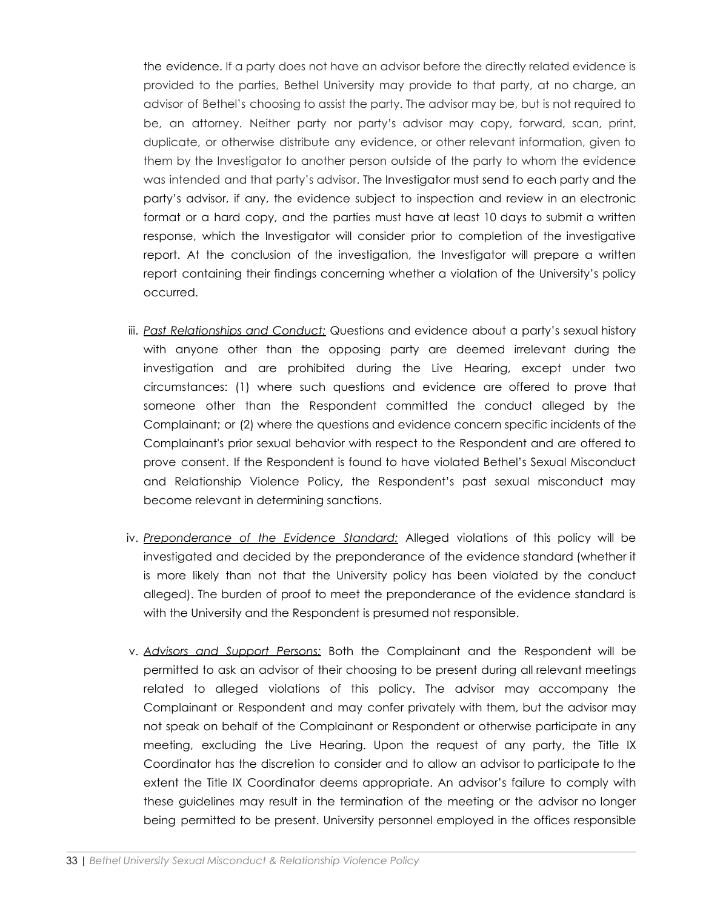the evidence. If a party does not have an advisor before the directly related evidence is provided to the parties, Bethel University may provide to that party, at no charge, an advisor of Bethel's choosing to assist the party. The advisor may be, but is not required to be, an attorney. Neither party nor party's advisor may copy, forward, scan, print, duplicate, or otherwise distribute any evidence, or other relevant information, given to them by the Investigator to another person outside of the party to whom the evidence was intended and that party's advisor. The Investigator must send to each party and the party's advisor, if any, the evidence subject to inspection and review in an electronic format or a hard copy, and the parties must have at least 10 days to submit a written response, which the Investigator will consider prior to completion of the investigative report. At the conclusion of the investigation, the Investigator will prepare a written report containing their findings concerning whether a violation of the University's policy occurred.

iii. *Past Relationships and Conduct:* Questions and evidence about a party's sexual history with anyone other than the opposing party are deemed irrelevant during the investigation and are prohibited during the Live Hearing, except under two circumstances: (1) where such questions and evidence are offered to prove that someone other than the Respondent committed the conduct alleged by the Complainant; or (2) where the questions and evidence concern specific incidents of the Complainant's prior sexual behavior with respect to the Respondent and are offered to prove consent. If the Respondent is found to have violated Bethel's Sexual Misconduct and Relationship Violence Policy, the Respondent's past sexual misconduct may become relevant in determining sanctions.

iv. *Preponderance of the Evidence Standard:* Alleged violations of this policy will be investigated and decided by the preponderance of the evidence standard (whether it is more likely than not that the University policy has been violated by the conduct alleged). The burden of proof to meet the preponderance of the evidence standard is with the University and the Respondent is presumed not responsible.

v. *Advisors and Support Persons:* Both the Complainant and the Respondent will be permitted to ask an advisor of their choosing to be present during all relevant meetings related to alleged violations of this policy. The advisor may accompany the Complainant or Respondent and may confer privately with them, but the advisor may not speak on behalf of the Complainant or Respondent or otherwise participate in any meeting, excluding the Live Hearing. Upon the request of any party, the Title IX Coordinator has the discretion to consider and to allow an advisor to participate to the extent the Title IX Coordinator deems appropriate. An advisor's failure to comply with these guidelines may result in the termination of the meeting or the advisor no longer being permitted to be present. University personnel employed in the offices responsible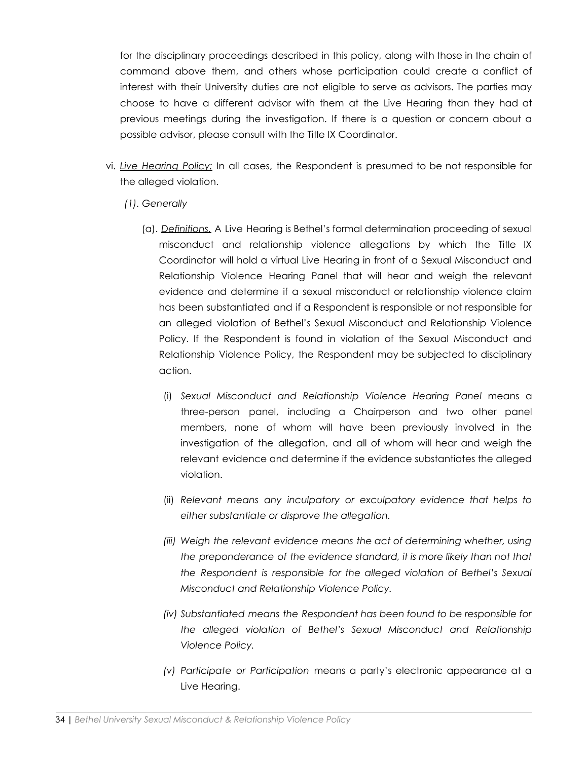for the disciplinary proceedings described in this policy, along with those in the chain of command above them, and others whose participation could create a conflict of interest with their University duties are not eligible to serve as advisors. The parties may choose to have a different advisor with them at the Live Hearing than they had at previous meetings during the investigation. If there is a question or concern about a possible advisor, please consult with the Title IX Coordinator.

vi. *Live Hearing Policy:* In all cases, the Respondent is presumed to be not responsible for the alleged violation.

*(1). Generally*

(a). *Definitions.* A Live Hearing is Bethel's formal determination proceeding of sexual misconduct and relationship violence allegations by which the Title IX Coordinator will hold a virtual Live Hearing in front of a Sexual Misconduct and Relationship Violence Hearing Panel that will hear and weigh the relevant evidence and determine if a sexual misconduct or relationship violence claim has been substantiated and if a Respondent is responsible or not responsible for an alleged violation of Bethel's Sexual Misconduct and Relationship Violence Policy. If the Respondent is found in violation of the Sexual Misconduct and Relationship Violence Policy, the Respondent may be subjected to disciplinary action.

(i) *Sexual Misconduct and Relationship Violence Hearing Panel* means a three-person panel, including a Chairperson and two other panel members, none of whom will have been previously involved in the investigation of the allegation, and all of whom will hear and weigh the relevant evidence and determine if the evidence substantiates the alleged violation.

(ii) *Relevant means any inculpatory or exculpatory evidence that helps to either substantiate or disprove the allegation.*

*(iii) Weigh the relevant evidence means the act of determining whether, using the preponderance of the evidence standard, it is more likely than not that the Respondent is responsible for the alleged violation of Bethel's Sexual Misconduct and Relationship Violence Policy.*

*(iv) Substantiated means the Respondent has been found to be responsible for the alleged violation of Bethel's Sexual Misconduct and Relationship Violence Policy.*

*(v) Participate or Participation* means a party's electronic appearance at a Live Hearing.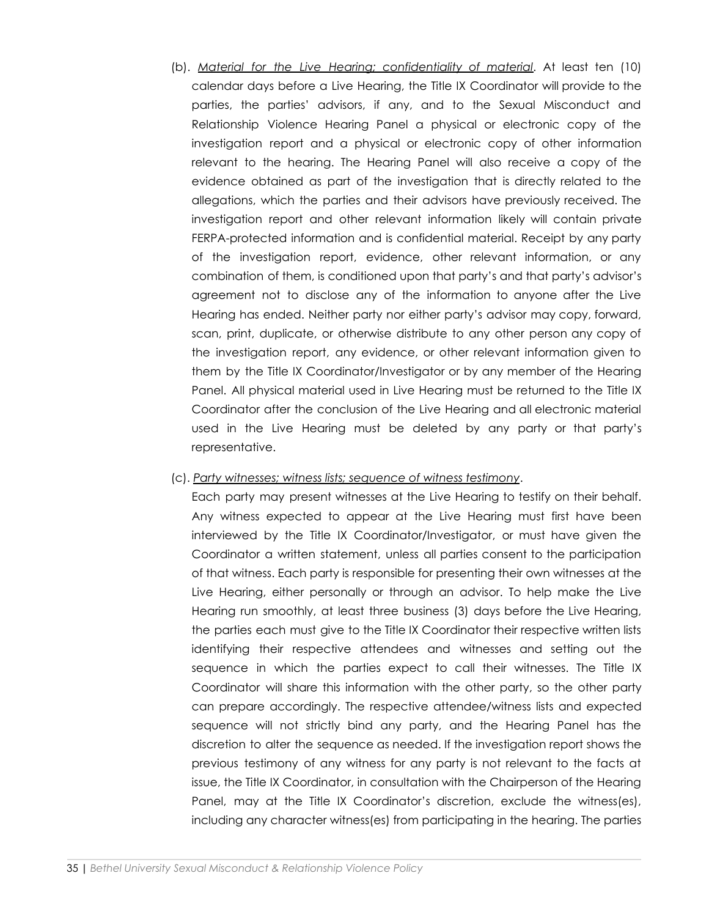(b). *Material for the Live Hearing; confidentiality of material*. At least ten (10) calendar days before a Live Hearing, the Title IX Coordinator will provide to the parties, the parties' advisors, if any, and to the Sexual Misconduct and Relationship Violence Hearing Panel a physical or electronic copy of the investigation report and a physical or electronic copy of other information relevant to the hearing. The Hearing Panel will also receive a copy of the evidence obtained as part of the investigation that is directly related to the allegations, which the parties and their advisors have previously received. The investigation report and other relevant information likely will contain private FERPA-protected information and is confidential material. Receipt by any party of the investigation report, evidence, other relevant information, or any combination of them, is conditioned upon that party's and that party's advisor's agreement not to disclose any of the information to anyone after the Live Hearing has ended. Neither party nor either party's advisor may copy, forward, scan, print, duplicate, or otherwise distribute to any other person any copy of the investigation report, any evidence, or other relevant information given to them by the Title IX Coordinator/Investigator or by any member of the Hearing Panel. All physical material used in Live Hearing must be returned to the Title IX Coordinator after the conclusion of the Live Hearing and all electronic material used in the Live Hearing must be deleted by any party or that party's representative.

(c). *Party witnesses; witness lists; sequence of witness testimony*.

Each party may present witnesses at the Live Hearing to testify on their behalf. Any witness expected to appear at the Live Hearing must first have been interviewed by the Title IX Coordinator/Investigator, or must have given the Coordinator a written statement, unless all parties consent to the participation of that witness. Each party is responsible for presenting their own witnesses at the Live Hearing, either personally or through an advisor. To help make the Live Hearing run smoothly, at least three business (3) days before the Live Hearing, the parties each must give to the Title IX Coordinator their respective written lists identifying their respective attendees and witnesses and setting out the sequence in which the parties expect to call their witnesses. The Title IX Coordinator will share this information with the other party, so the other party can prepare accordingly. The respective attendee/witness lists and expected sequence will not strictly bind any party, and the Hearing Panel has the discretion to alter the sequence as needed. If the investigation report shows the previous testimony of any witness for any party is not relevant to the facts at issue, the Title IX Coordinator, in consultation with the Chairperson of the Hearing Panel, may at the Title IX Coordinator's discretion, exclude the witness(es), including any character witness(es) from participating in the hearing. The parties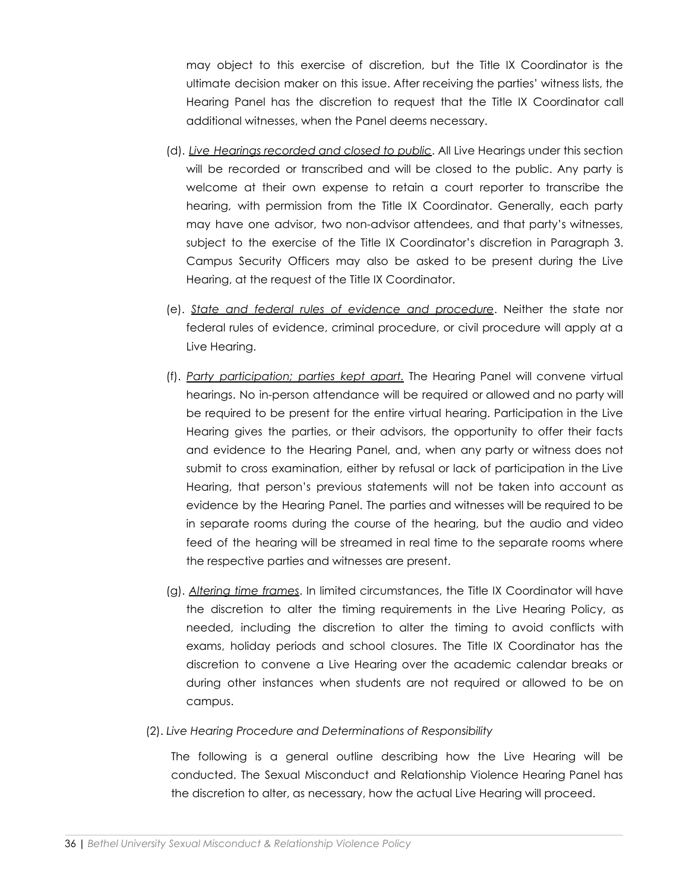may object to this exercise of discretion, but the Title IX Coordinator is the ultimate decision maker on this issue. After receiving the parties' witness lists, the Hearing Panel has the discretion to request that the Title IX Coordinator call additional witnesses, when the Panel deems necessary.

(d). *Live Hearings recorded and closed to public*. All Live Hearings under this section will be recorded or transcribed and will be closed to the public. Any party is welcome at their own expense to retain a court reporter to transcribe the hearing, with permission from the Title IX Coordinator. Generally, each party may have one advisor, two non-advisor attendees, and that party's witnesses, subject to the exercise of the Title IX Coordinator's discretion in Paragraph 3. Campus Security Officers may also be asked to be present during the Live Hearing, at the request of the Title IX Coordinator.

(e). *State and federal rules of evidence and procedure*. Neither the state nor federal rules of evidence, criminal procedure, or civil procedure will apply at a Live Hearing.

(f). *Party participation; parties kept apart.* The Hearing Panel will convene virtual hearings. No in-person attendance will be required or allowed and no party will be required to be present for the entire virtual hearing. Participation in the Live Hearing gives the parties, or their advisors, the opportunity to offer their facts and evidence to the Hearing Panel, and, when any party or witness does not submit to cross examination, either by refusal or lack of participation in the Live Hearing, that person's previous statements will not be taken into account as evidence by the Hearing Panel. The parties and witnesses will be required to be in separate rooms during the course of the hearing, but the audio and video feed of the hearing will be streamed in real time to the separate rooms where the respective parties and witnesses are present.

(g). *Altering time frames*. In limited circumstances, the Title IX Coordinator will have the discretion to alter the timing requirements in the Live Hearing Policy, as needed, including the discretion to alter the timing to avoid conflicts with exams, holiday periods and school closures. The Title IX Coordinator has the discretion to convene a Live Hearing over the academic calendar breaks or during other instances when students are not required or allowed to be on campus.

(2). *Live Hearing Procedure and Determinations of Responsibility*

The following is a general outline describing how the Live Hearing will be conducted. The Sexual Misconduct and Relationship Violence Hearing Panel has the discretion to alter, as necessary, how the actual Live Hearing will proceed.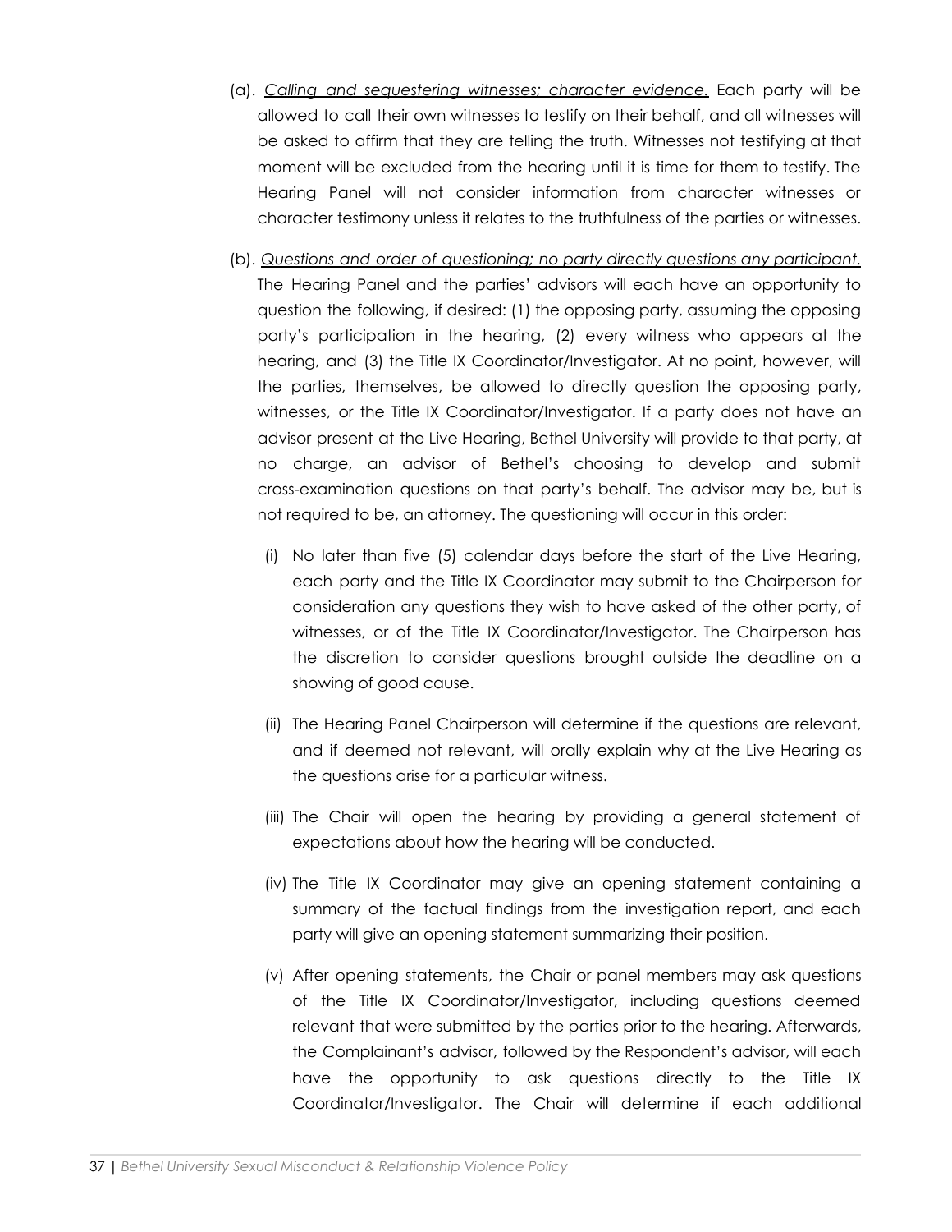(a). *Calling and sequestering witnesses; character evidence.* Each party will be allowed to call their own witnesses to testify on their behalf, and all witnesses will be asked to affirm that they are telling the truth. Witnesses not testifying at that moment will be excluded from the hearing until it is time for them to testify. The Hearing Panel will not consider information from character witnesses or character testimony unless it relates to the truthfulness of the parties or witnesses.

(b). *Questions and order of questioning; no party directly questions any participant.* The Hearing Panel and the parties' advisors will each have an opportunity to question the following, if desired: (1) the opposing party, assuming the opposing party's participation in the hearing, (2) every witness who appears at the hearing, and (3) the Title IX Coordinator/Investigator. At no point, however, will the parties, themselves, be allowed to directly question the opposing party, witnesses, or the Title IX Coordinator/Investigator. If a party does not have an advisor present at the Live Hearing, Bethel University will provide to that party, at no charge, an advisor of Bethel's choosing to develop and submit cross-examination questions on that party's behalf. The advisor may be, but is not required to be, an attorney. The questioning will occur in this order:

(i) No later than five (5) calendar days before the start of the Live Hearing, each party and the Title IX Coordinator may submit to the Chairperson for consideration any questions they wish to have asked of the other party, of witnesses, or of the Title IX Coordinator/Investigator. The Chairperson has the discretion to consider questions brought outside the deadline on a showing of good cause.

(ii) The Hearing Panel Chairperson will determine if the questions are relevant, and if deemed not relevant, will orally explain why at the Live Hearing as the questions arise for a particular witness.

(iii) The Chair will open the hearing by providing a general statement of expectations about how the hearing will be conducted.

(iv) The Title IX Coordinator may give an opening statement containing a summary of the factual findings from the investigation report, and each party will give an opening statement summarizing their position.

(v) After opening statements, the Chair or panel members may ask questions of the Title IX Coordinator/Investigator, including questions deemed relevant that were submitted by the parties prior to the hearing. Afterwards, the Complainant's advisor, followed by the Respondent's advisor, will each have the opportunity to ask questions directly to the Title IX Coordinator/Investigator. The Chair will determine if each additional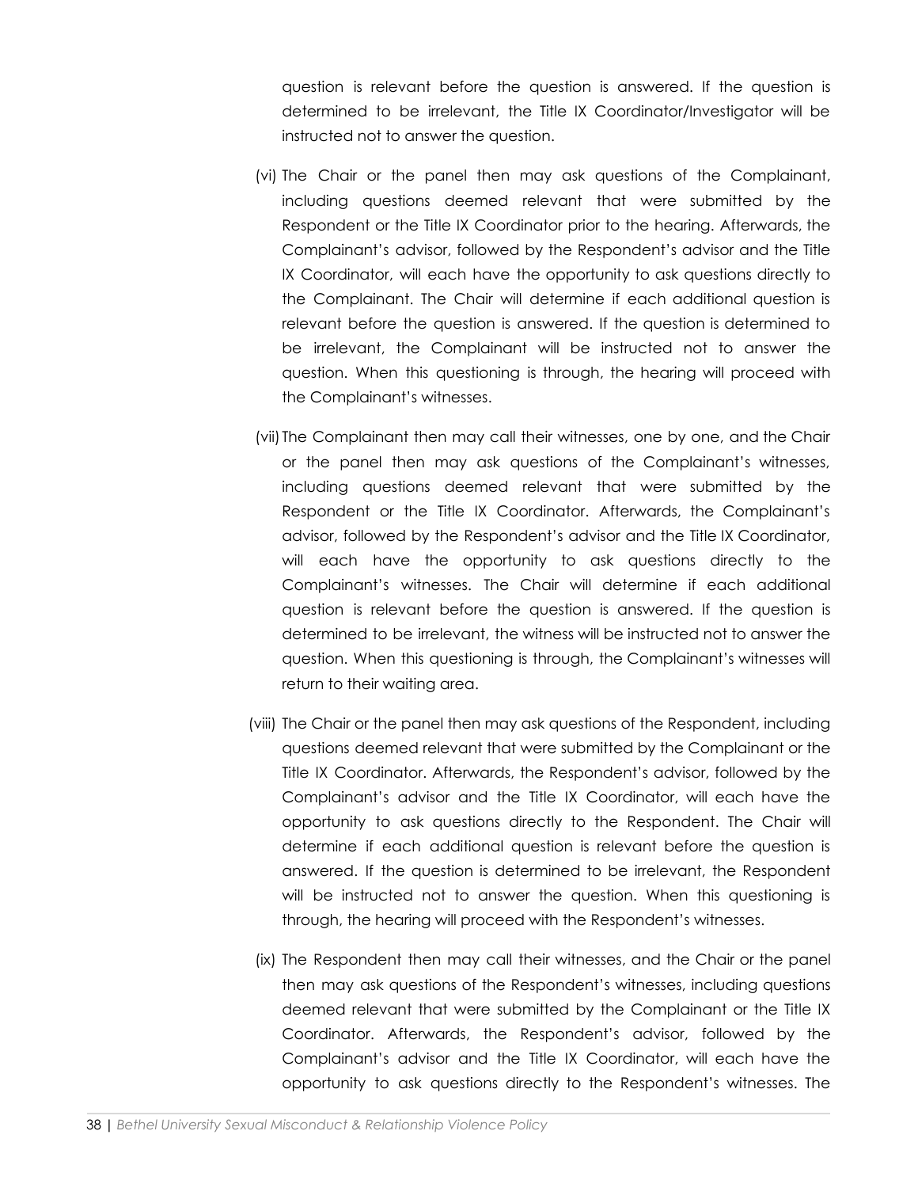question is relevant before the question is answered. If the question is determined to be irrelevant, the Title IX Coordinator/Investigator will be instructed not to answer the question.

(vi) The Chair or the panel then may ask questions of the Complainant, including questions deemed relevant that were submitted by the Respondent or the Title IX Coordinator prior to the hearing. Afterwards, the Complainant's advisor, followed by the Respondent's advisor and the Title IX Coordinator, will each have the opportunity to ask questions directly to the Complainant. The Chair will determine if each additional question is relevant before the question is answered. If the question is determined to be irrelevant, the Complainant will be instructed not to answer the question. When this questioning is through, the hearing will proceed with the Complainant's witnesses.

(vii) The Complainant then may call their witnesses, one by one, and the Chair or the panel then may ask questions of the Complainant's witnesses, including questions deemed relevant that were submitted by the Respondent or the Title IX Coordinator. Afterwards, the Complainant's advisor, followed by the Respondent's advisor and the Title IX Coordinator, will each have the opportunity to ask questions directly to the Complainant's witnesses. The Chair will determine if each additional question is relevant before the question is answered. If the question is determined to be irrelevant, the witness will be instructed not to answer the question. When this questioning is through, the Complainant's witnesses will return to their waiting area.

(viii) The Chair or the panel then may ask questions of the Respondent, including questions deemed relevant that were submitted by the Complainant or the Title IX Coordinator. Afterwards, the Respondent's advisor, followed by the Complainant's advisor and the Title IX Coordinator, will each have the opportunity to ask questions directly to the Respondent. The Chair will determine if each additional question is relevant before the question is answered. If the question is determined to be irrelevant, the Respondent will be instructed not to answer the question. When this questioning is through, the hearing will proceed with the Respondent's witnesses.

(ix) The Respondent then may call their witnesses, and the Chair or the panel then may ask questions of the Respondent's witnesses, including questions deemed relevant that were submitted by the Complainant or the Title IX Coordinator. Afterwards, the Respondent's advisor, followed by the Complainant's advisor and the Title IX Coordinator, will each have the opportunity to ask questions directly to the Respondent's witnesses. The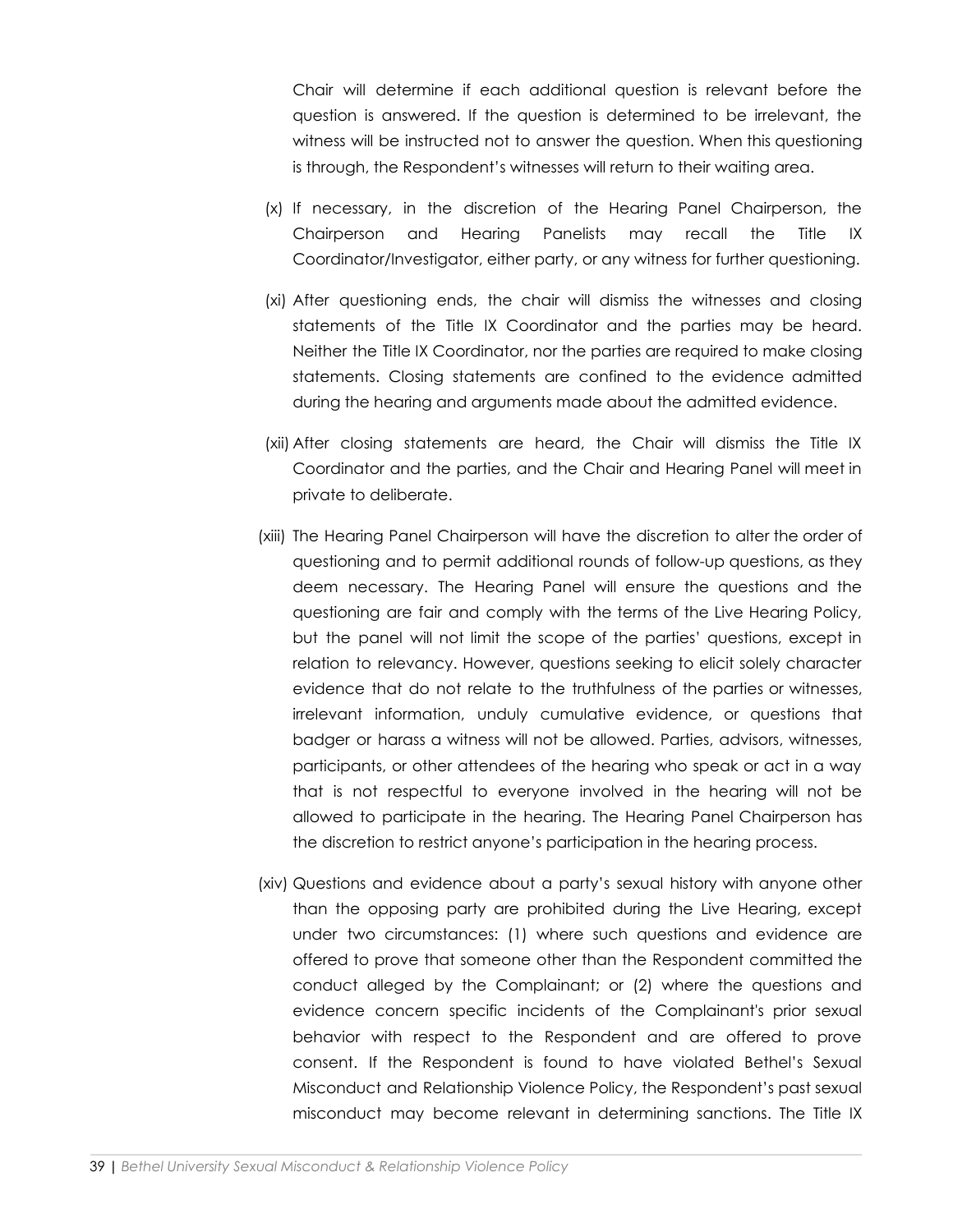Chair will determine if each additional question is relevant before the question is answered. If the question is determined to be irrelevant, the witness will be instructed not to answer the question. When this questioning is through, the Respondent's witnesses will return to their waiting area.

(x) If necessary, in the discretion of the Hearing Panel Chairperson, the Chairperson and Hearing Panelists may recall the Title IX Coordinator/Investigator, either party, or any witness for further questioning.

(xi) After questioning ends, the chair will dismiss the witnesses and closing statements of the Title IX Coordinator and the parties may be heard. Neither the Title IX Coordinator, nor the parties are required to make closing statements. Closing statements are confined to the evidence admitted during the hearing and arguments made about the admitted evidence.

(xii) After closing statements are heard, the Chair will dismiss the Title IX Coordinator and the parties, and the Chair and Hearing Panel will meet in private to deliberate.

(xiii) The Hearing Panel Chairperson will have the discretion to alter the order of questioning and to permit additional rounds of follow-up questions, as they deem necessary. The Hearing Panel will ensure the questions and the questioning are fair and comply with the terms of the Live Hearing Policy, but the panel will not limit the scope of the parties' questions, except in relation to relevancy. However, questions seeking to elicit solely character evidence that do not relate to the truthfulness of the parties or witnesses, irrelevant information, unduly cumulative evidence, or questions that badger or harass a witness will not be allowed. Parties, advisors, witnesses, participants, or other attendees of the hearing who speak or act in a way that is not respectful to everyone involved in the hearing will not be allowed to participate in the hearing. The Hearing Panel Chairperson has the discretion to restrict anyone's participation in the hearing process.

(xiv) Questions and evidence about a party's sexual history with anyone other than the opposing party are prohibited during the Live Hearing, except under two circumstances: (1) where such questions and evidence are offered to prove that someone other than the Respondent committed the conduct alleged by the Complainant; or (2) where the questions and evidence concern specific incidents of the Complainant's prior sexual behavior with respect to the Respondent and are offered to prove consent. If the Respondent is found to have violated Bethel's Sexual Misconduct and Relationship Violence Policy, the Respondent's past sexual misconduct may become relevant in determining sanctions. The Title IX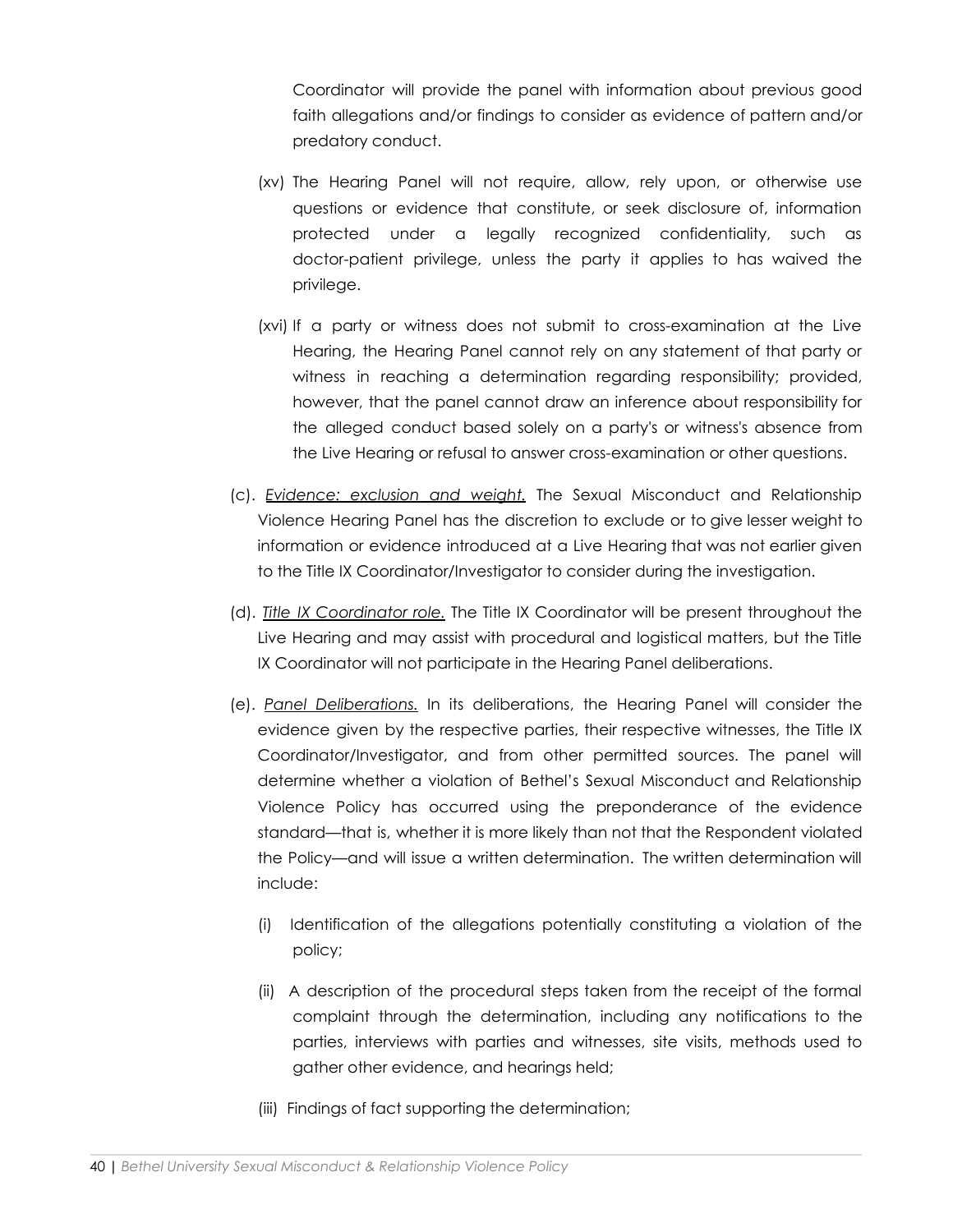Coordinator will provide the panel with information about previous good faith allegations and/or findings to consider as evidence of pattern and/or predatory conduct.

(xv) The Hearing Panel will not require, allow, rely upon, or otherwise use questions or evidence that constitute, or seek disclosure of, information protected under a legally recognized confidentiality, such as doctor-patient privilege, unless the party it applies to has waived the privilege.

(xvi) If a party or witness does not submit to cross-examination at the Live Hearing, the Hearing Panel cannot rely on any statement of that party or witness in reaching a determination regarding responsibility; provided, however, that the panel cannot draw an inference about responsibility for the alleged conduct based solely on a party's or witness's absence from the Live Hearing or refusal to answer cross-examination or other questions.

(c). *Evidence: exclusion and weight.* The Sexual Misconduct and Relationship Violence Hearing Panel has the discretion to exclude or to give lesser weight to information or evidence introduced at a Live Hearing that was not earlier given to the Title IX Coordinator/Investigator to consider during the investigation.

(d). *Title IX Coordinator role.* The Title IX Coordinator will be present throughout the Live Hearing and may assist with procedural and logistical matters, but the Title IX Coordinator will not participate in the Hearing Panel deliberations.

(e). *Panel Deliberations.* In its deliberations, the Hearing Panel will consider the evidence given by the respective parties, their respective witnesses, the Title IX Coordinator/Investigator, and from other permitted sources. The panel will determine whether a violation of Bethel's Sexual Misconduct and Relationship Violence Policy has occurred using the preponderance of the evidence standard—that is, whether it is more likely than not that the Respondent violated the Policy—and will issue a written determination. The written determination will include:

(i) Identification of the allegations potentially constituting a violation of the policy;

(ii) A description of the procedural steps taken from the receipt of the formal complaint through the determination, including any notifications to the parties, interviews with parties and witnesses, site visits, methods used to gather other evidence, and hearings held;

(iii) Findings of fact supporting the determination;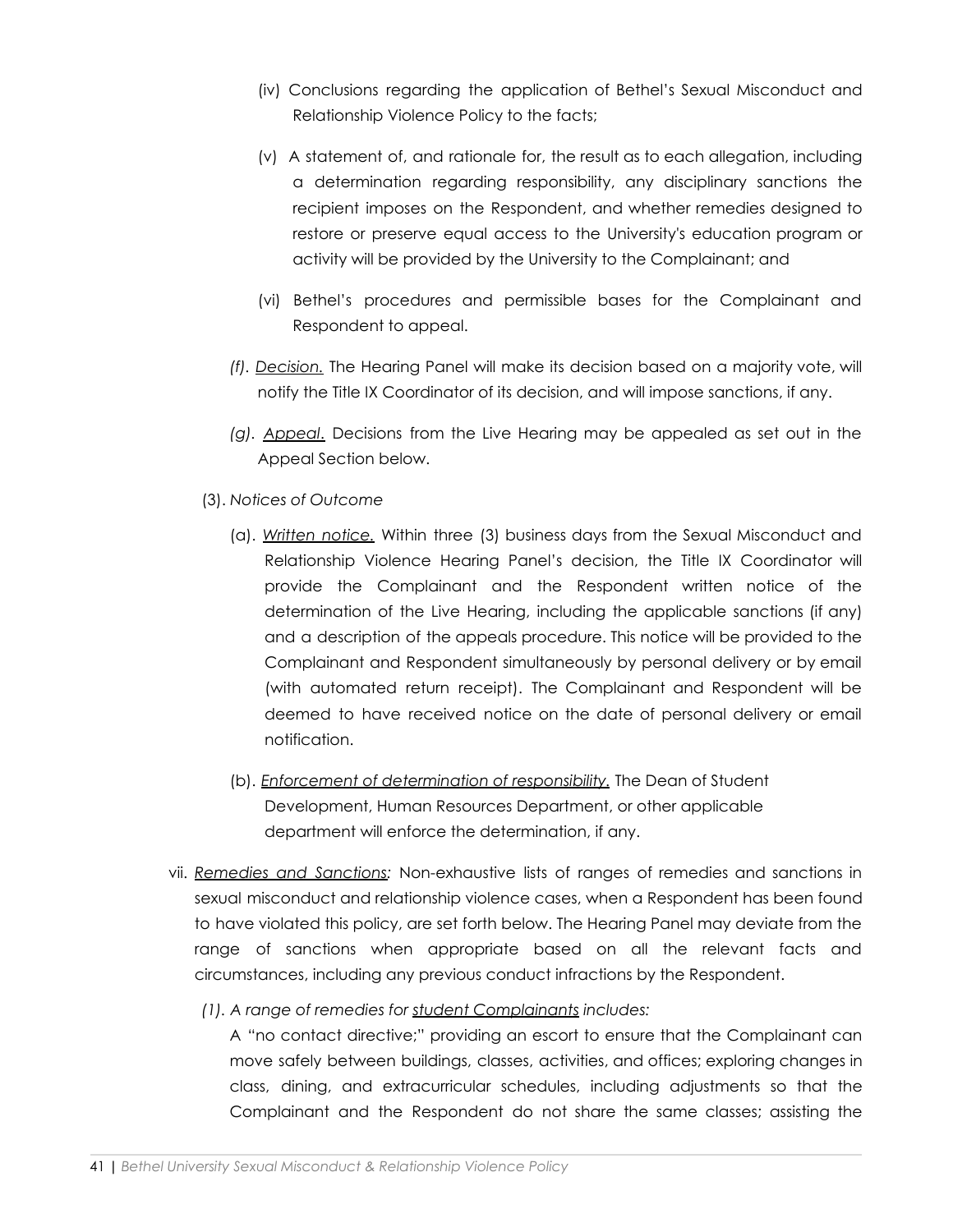(iv) Conclusions regarding the application of Bethel's Sexual Misconduct and Relationship Violence Policy to the facts;

(v) A statement of, and rationale for, the result as to each allegation, including a determination regarding responsibility, any disciplinary sanctions the recipient imposes on the Respondent, and whether remedies designed to restore or preserve equal access to the University's education program or activity will be provided by the University to the Complainant; and

(vi) Bethel's procedures and permissible bases for the Complainant and Respondent to appeal.

*(f).* *Decision.* The Hearing Panel will make its decision based on a majority vote, will notify the Title IX Coordinator of its decision, and will impose sanctions, if any.

*(g).* *Appeal.* Decisions from the Live Hearing may be appealed as set out in the Appeal Section below.

(3). *Notices of Outcome*

(a). *Written notice.* Within three (3) business days from the Sexual Misconduct and Relationship Violence Hearing Panel's decision, the Title IX Coordinator will provide the Complainant and the Respondent written notice of the determination of the Live Hearing, including the applicable sanctions (if any) and a description of the appeals procedure. This notice will be provided to the Complainant and Respondent simultaneously by personal delivery or by email (with automated return receipt). The Complainant and Respondent will be deemed to have received notice on the date of personal delivery or email notification.

(b). *Enforcement of determination of responsibility.* The Dean of Student Development, Human Resources Department, or other applicable department will enforce the determination, if any.

vii. *Remedies and Sanctions:* Non-exhaustive lists of ranges of remedies and sanctions in sexual misconduct and relationship violence cases, when a Respondent has been found to have violated this policy, are set forth below. The Hearing Panel may deviate from the range of sanctions when appropriate based on all the relevant facts and circumstances, including any previous conduct infractions by the Respondent.

*(1). A range of remedies for student Complainants includes:*

A "no contact directive;" providing an escort to ensure that the Complainant can move safely between buildings, classes, activities, and offices; exploring changes in class, dining, and extracurricular schedules, including adjustments so that the Complainant and the Respondent do not share the same classes; assisting the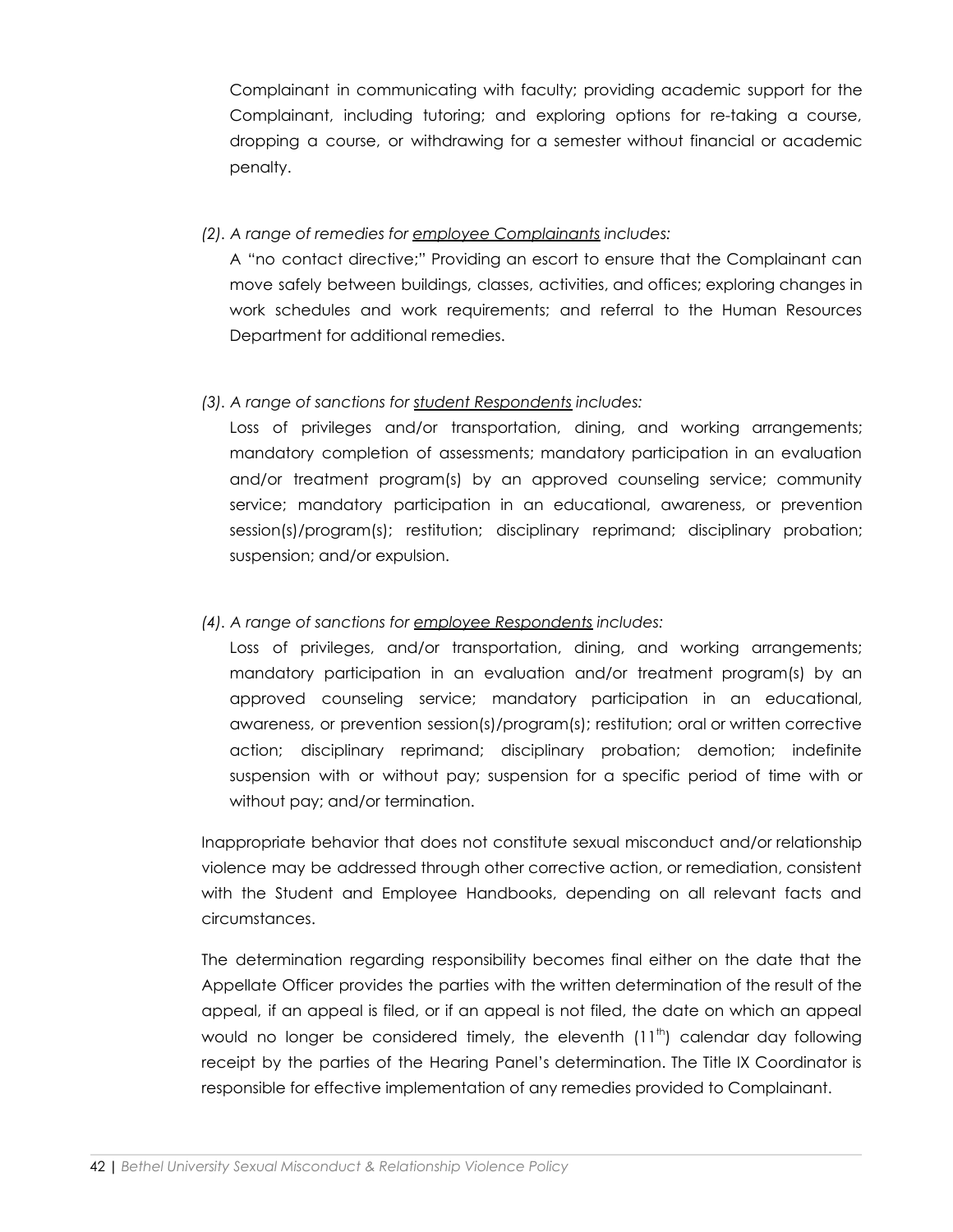Complainant in communicating with faculty; providing academic support for the Complainant, including tutoring; and exploring options for re-taking a course, dropping a course, or withdrawing for a semester without financial or academic penalty.

*(2). A range of remedies for <u>employee Complainants</u> includes:*

A "no contact directive;" Providing an escort to ensure that the Complainant can move safely between buildings, classes, activities, and offices; exploring changes in work schedules and work requirements; and referral to the Human Resources Department for additional remedies.

*(3). A range of sanctions for <u>student Respondents</u> includes:*

Loss of privileges and/or transportation, dining, and working arrangements; mandatory completion of assessments; mandatory participation in an evaluation and/or treatment program(s) by an approved counseling service; community service; mandatory participation in an educational, awareness, or prevention session(s)/program(s); restitution; disciplinary reprimand; disciplinary probation; suspension; and/or expulsion.

*(4). A range of sanctions for <u>employee Respondents</u> includes:*

Loss of privileges, and/or transportation, dining, and working arrangements; mandatory participation in an evaluation and/or treatment program(s) by an approved counseling service; mandatory participation in an educational, awareness, or prevention session(s)/program(s); restitution; oral or written corrective action; disciplinary reprimand; disciplinary probation; demotion; indefinite suspension with or without pay; suspension for a specific period of time with or without pay; and/or termination.

Inappropriate behavior that does not constitute sexual misconduct and/or relationship violence may be addressed through other corrective action, or remediation, consistent with the Student and Employee Handbooks, depending on all relevant facts and circumstances.

The determination regarding responsibility becomes final either on the date that the Appellate Officer provides the parties with the written determination of the result of the appeal, if an appeal is filed, or if an appeal is not filed, the date on which an appeal would no longer be considered timely, the eleventh (11th) calendar day following receipt by the parties of the Hearing Panel's determination. The Title IX Coordinator is responsible for effective implementation of any remedies provided to Complainant.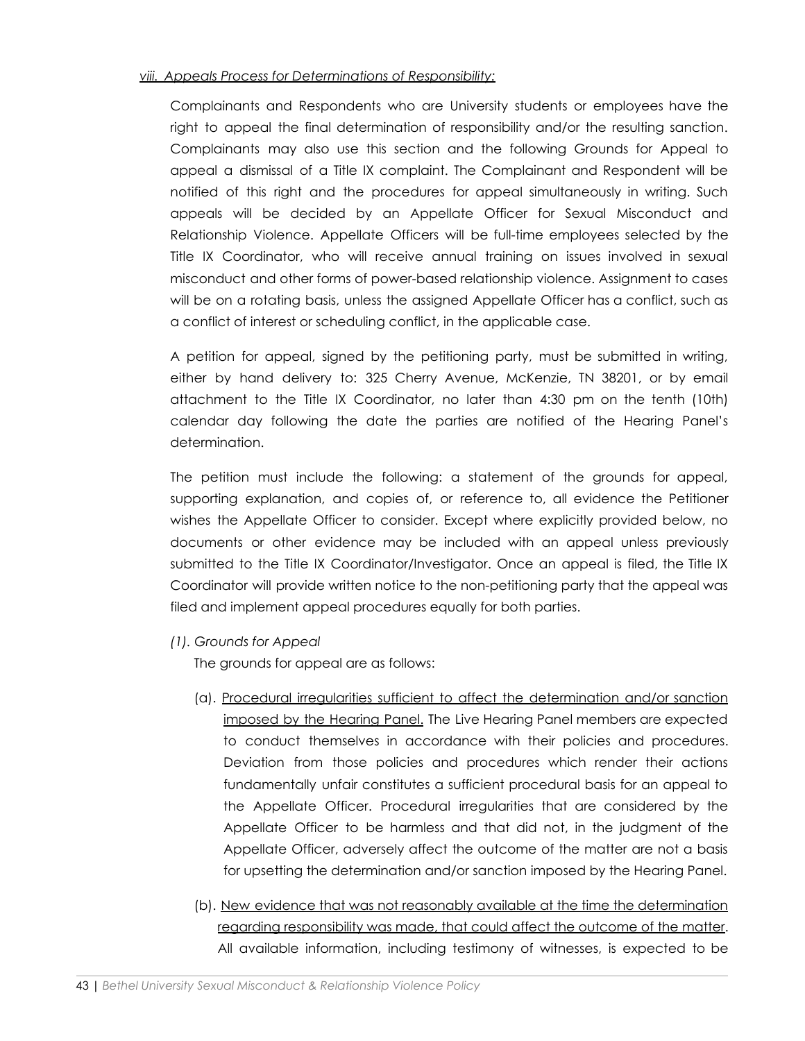*viii. Appeals Process for Determinations of Responsibility:*

Complainants and Respondents who are University students or employees have the right to appeal the final determination of responsibility and/or the resulting sanction. Complainants may also use this section and the following Grounds for Appeal to appeal a dismissal of a Title IX complaint. The Complainant and Respondent will be notified of this right and the procedures for appeal simultaneously in writing. Such appeals will be decided by an Appellate Officer for Sexual Misconduct and Relationship Violence. Appellate Officers will be full-time employees selected by the Title IX Coordinator, who will receive annual training on issues involved in sexual misconduct and other forms of power-based relationship violence. Assignment to cases will be on a rotating basis, unless the assigned Appellate Officer has a conflict, such as a conflict of interest or scheduling conflict, in the applicable case.

A petition for appeal, signed by the petitioning party, must be submitted in writing, either by hand delivery to: 325 Cherry Avenue, McKenzie, TN 38201, or by email attachment to the Title IX Coordinator, no later than 4:30 pm on the tenth (10th) calendar day following the date the parties are notified of the Hearing Panel's determination.

The petition must include the following: a statement of the grounds for appeal, supporting explanation, and copies of, or reference to, all evidence the Petitioner wishes the Appellate Officer to consider. Except where explicitly provided below, no documents or other evidence may be included with an appeal unless previously submitted to the Title IX Coordinator/Investigator. Once an appeal is filed, the Title IX Coordinator will provide written notice to the non-petitioning party that the appeal was filed and implement appeal procedures equally for both parties.

*(1). Grounds for Appeal*

The grounds for appeal are as follows:

(a). Procedural irregularities sufficient to affect the determination and/or sanction imposed by the Hearing Panel. The Live Hearing Panel members are expected to conduct themselves in accordance with their policies and procedures. Deviation from those policies and procedures which render their actions fundamentally unfair constitutes a sufficient procedural basis for an appeal to the Appellate Officer. Procedural irregularities that are considered by the Appellate Officer to be harmless and that did not, in the judgment of the Appellate Officer, adversely affect the outcome of the matter are not a basis for upsetting the determination and/or sanction imposed by the Hearing Panel.

(b). New evidence that was not reasonably available at the time the determination regarding responsibility was made, that could affect the outcome of the matter. All available information, including testimony of witnesses, is expected to be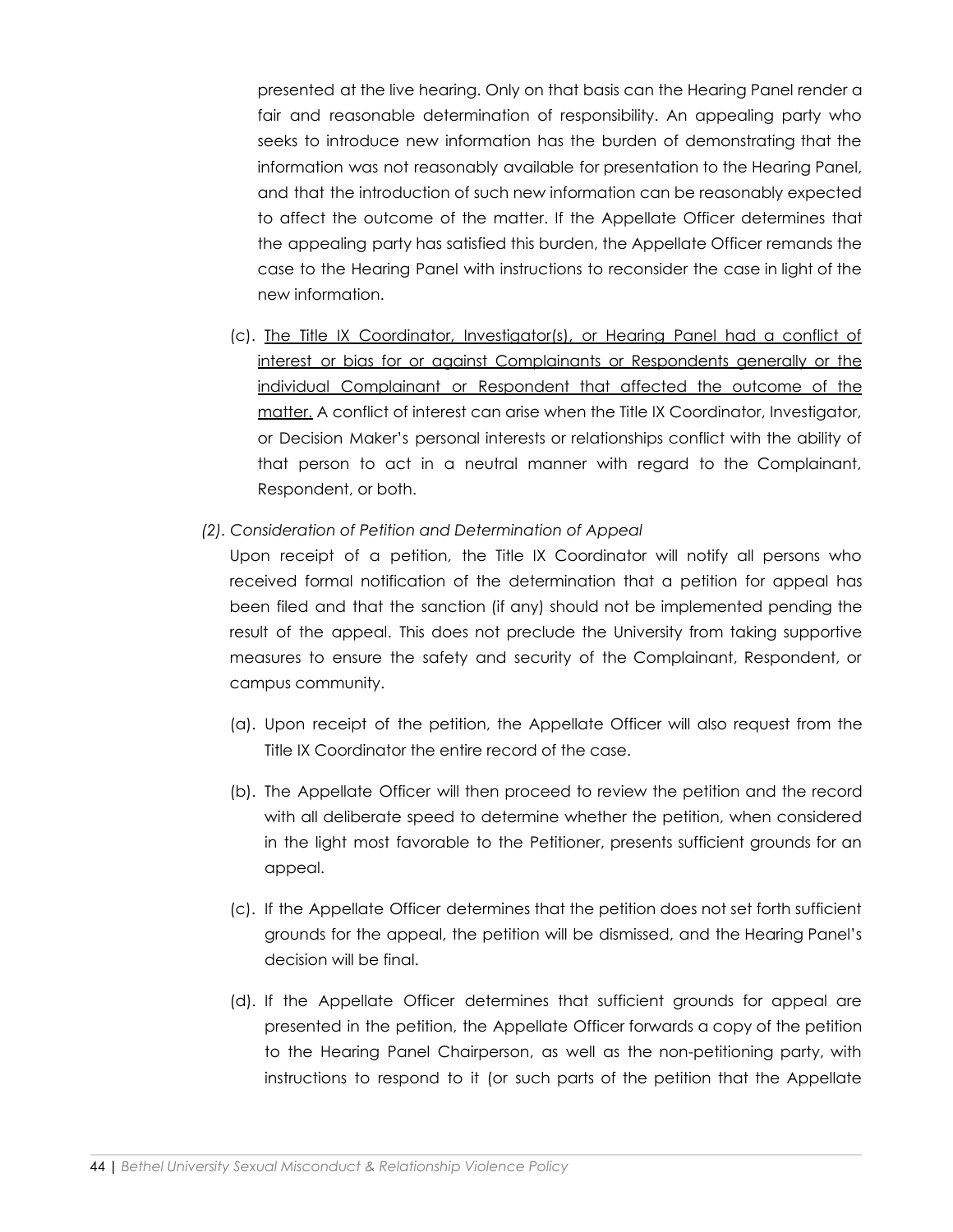presented at the live hearing. Only on that basis can the Hearing Panel render a fair and reasonable determination of responsibility. An appealing party who seeks to introduce new information has the burden of demonstrating that the information was not reasonably available for presentation to the Hearing Panel, and that the introduction of such new information can be reasonably expected to affect the outcome of the matter. If the Appellate Officer determines that the appealing party has satisfied this burden, the Appellate Officer remands the case to the Hearing Panel with instructions to reconsider the case in light of the new information.

(c). <u>The Title IX Coordinator, Investigator(s), or Hearing Panel had a conflict of interest or bias for or against Complainants or Respondents generally or the individual Complainant or Respondent that affected the outcome of the matter.</u> A conflict of interest can arise when the Title IX Coordinator, Investigator, or Decision Maker's personal interests or relationships conflict with the ability of that person to act in a neutral manner with regard to the Complainant, Respondent, or both.

*(2). Consideration of Petition and Determination of Appeal*

Upon receipt of a petition, the Title IX Coordinator will notify all persons who received formal notification of the determination that a petition for appeal has been filed and that the sanction (if any) should not be implemented pending the result of the appeal. This does not preclude the University from taking supportive measures to ensure the safety and security of the Complainant, Respondent, or campus community.

(a). Upon receipt of the petition, the Appellate Officer will also request from the Title IX Coordinator the entire record of the case.

(b). The Appellate Officer will then proceed to review the petition and the record with all deliberate speed to determine whether the petition, when considered in the light most favorable to the Petitioner, presents sufficient grounds for an appeal.

(c). If the Appellate Officer determines that the petition does not set forth sufficient grounds for the appeal, the petition will be dismissed, and the Hearing Panel's decision will be final.

(d). If the Appellate Officer determines that sufficient grounds for appeal are presented in the petition, the Appellate Officer forwards a copy of the petition to the Hearing Panel Chairperson, as well as the non-petitioning party, with instructions to respond to it (or such parts of the petition that the Appellate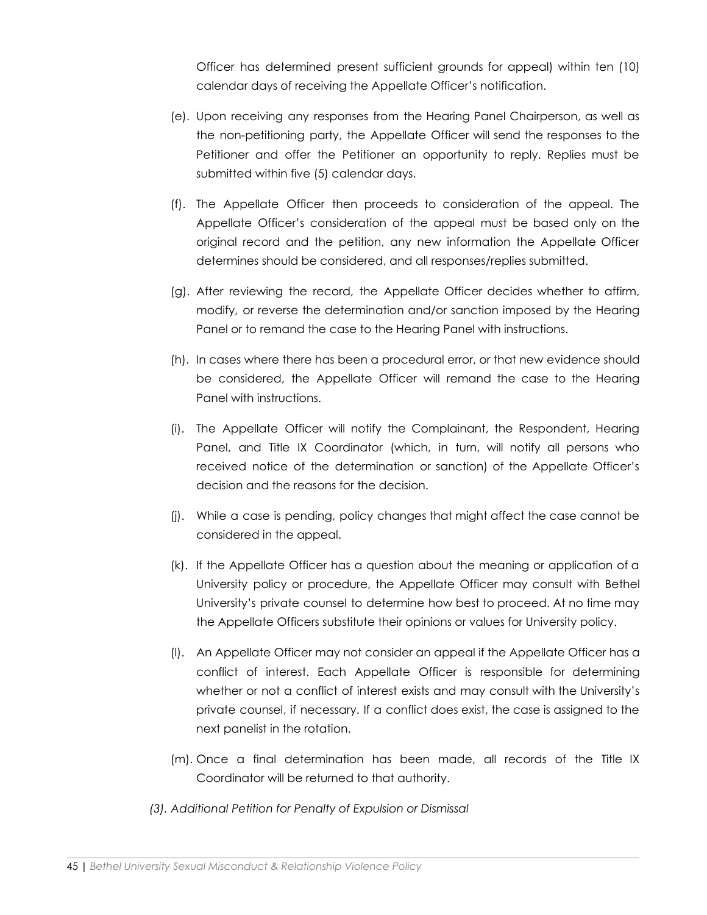Officer has determined present sufficient grounds for appeal) within ten (10) calendar days of receiving the Appellate Officer's notification.

(e). Upon receiving any responses from the Hearing Panel Chairperson, as well as the non-petitioning party, the Appellate Officer will send the responses to the Petitioner and offer the Petitioner an opportunity to reply. Replies must be submitted within five (5) calendar days.

(f). The Appellate Officer then proceeds to consideration of the appeal. The Appellate Officer's consideration of the appeal must be based only on the original record and the petition, any new information the Appellate Officer determines should be considered, and all responses/replies submitted.

(g). After reviewing the record, the Appellate Officer decides whether to affirm, modify, or reverse the determination and/or sanction imposed by the Hearing Panel or to remand the case to the Hearing Panel with instructions.

(h). In cases where there has been a procedural error, or that new evidence should be considered, the Appellate Officer will remand the case to the Hearing Panel with instructions.

(i). The Appellate Officer will notify the Complainant, the Respondent, Hearing Panel, and Title IX Coordinator (which, in turn, will notify all persons who received notice of the determination or sanction) of the Appellate Officer's decision and the reasons for the decision.

(j). While a case is pending, policy changes that might affect the case cannot be considered in the appeal.

(k). If the Appellate Officer has a question about the meaning or application of a University policy or procedure, the Appellate Officer may consult with Bethel University's private counsel to determine how best to proceed. At no time may the Appellate Officers substitute their opinions or values for University policy.

(l). An Appellate Officer may not consider an appeal if the Appellate Officer has a conflict of interest. Each Appellate Officer is responsible for determining whether or not a conflict of interest exists and may consult with the University's private counsel, if necessary. If a conflict does exist, the case is assigned to the next panelist in the rotation.

(m). Once a final determination has been made, all records of the Title IX Coordinator will be returned to that authority.

*(3). Additional Petition for Penalty of Expulsion or Dismissal*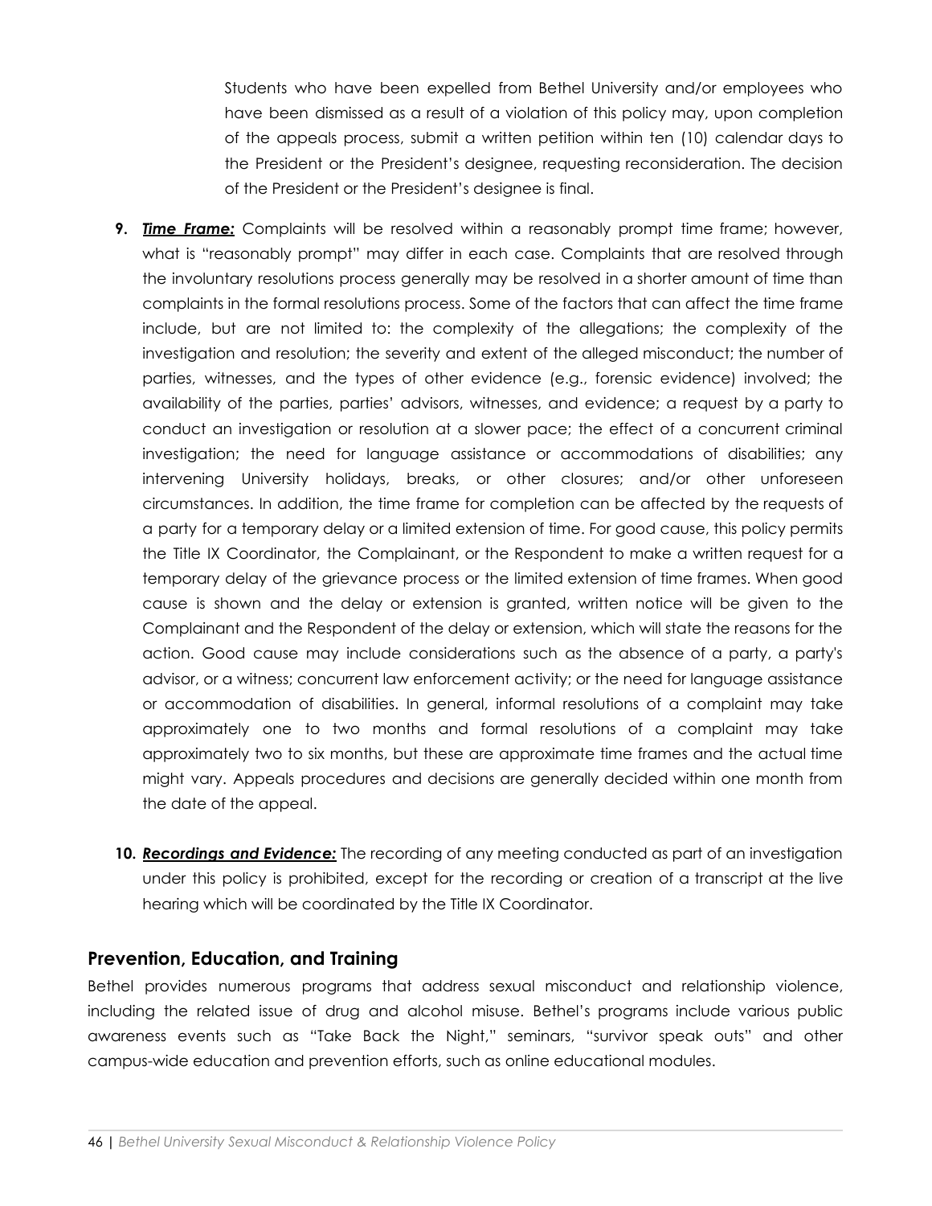Students who have been expelled from Bethel University and/or employees who have been dismissed as a result of a violation of this policy may, upon completion of the appeals process, submit a written petition within ten (10) calendar days to the President or the President's designee, requesting reconsideration. The decision of the President or the President's designee is final.

9. ***Time Frame:*** Complaints will be resolved within a reasonably prompt time frame; however, what is "reasonably prompt" may differ in each case. Complaints that are resolved through the involuntary resolutions process generally may be resolved in a shorter amount of time than complaints in the formal resolutions process. Some of the factors that can affect the time frame include, but are not limited to: the complexity of the allegations; the complexity of the investigation and resolution; the severity and extent of the alleged misconduct; the number of parties, witnesses, and the types of other evidence (e.g., forensic evidence) involved; the availability of the parties, parties' advisors, witnesses, and evidence; a request by a party to conduct an investigation or resolution at a slower pace; the effect of a concurrent criminal investigation; the need for language assistance or accommodations of disabilities; any intervening University holidays, breaks, or other closures; and/or other unforeseen circumstances. In addition, the time frame for completion can be affected by the requests of a party for a temporary delay or a limited extension of time. For good cause, this policy permits the Title IX Coordinator, the Complainant, or the Respondent to make a written request for a temporary delay of the grievance process or the limited extension of time frames. When good cause is shown and the delay or extension is granted, written notice will be given to the Complainant and the Respondent of the delay or extension, which will state the reasons for the action. Good cause may include considerations such as the absence of a party, a party's advisor, or a witness; concurrent law enforcement activity; or the need for language assistance or accommodation of disabilities. In general, informal resolutions of a complaint may take approximately one to two months and formal resolutions of a complaint may take approximately two to six months, but these are approximate time frames and the actual time might vary. Appeals procedures and decisions are generally decided within one month from the date of the appeal.

10. ***Recordings and Evidence:*** The recording of any meeting conducted as part of an investigation under this policy is prohibited, except for the recording or creation of a transcript at the live hearing which will be coordinated by the Title IX Coordinator.

## Prevention, Education, and Training

Bethel provides numerous programs that address sexual misconduct and relationship violence, including the related issue of drug and alcohol misuse. Bethel's programs include various public awareness events such as "Take Back the Night," seminars, "survivor speak outs" and other campus-wide education and prevention efforts, such as online educational modules.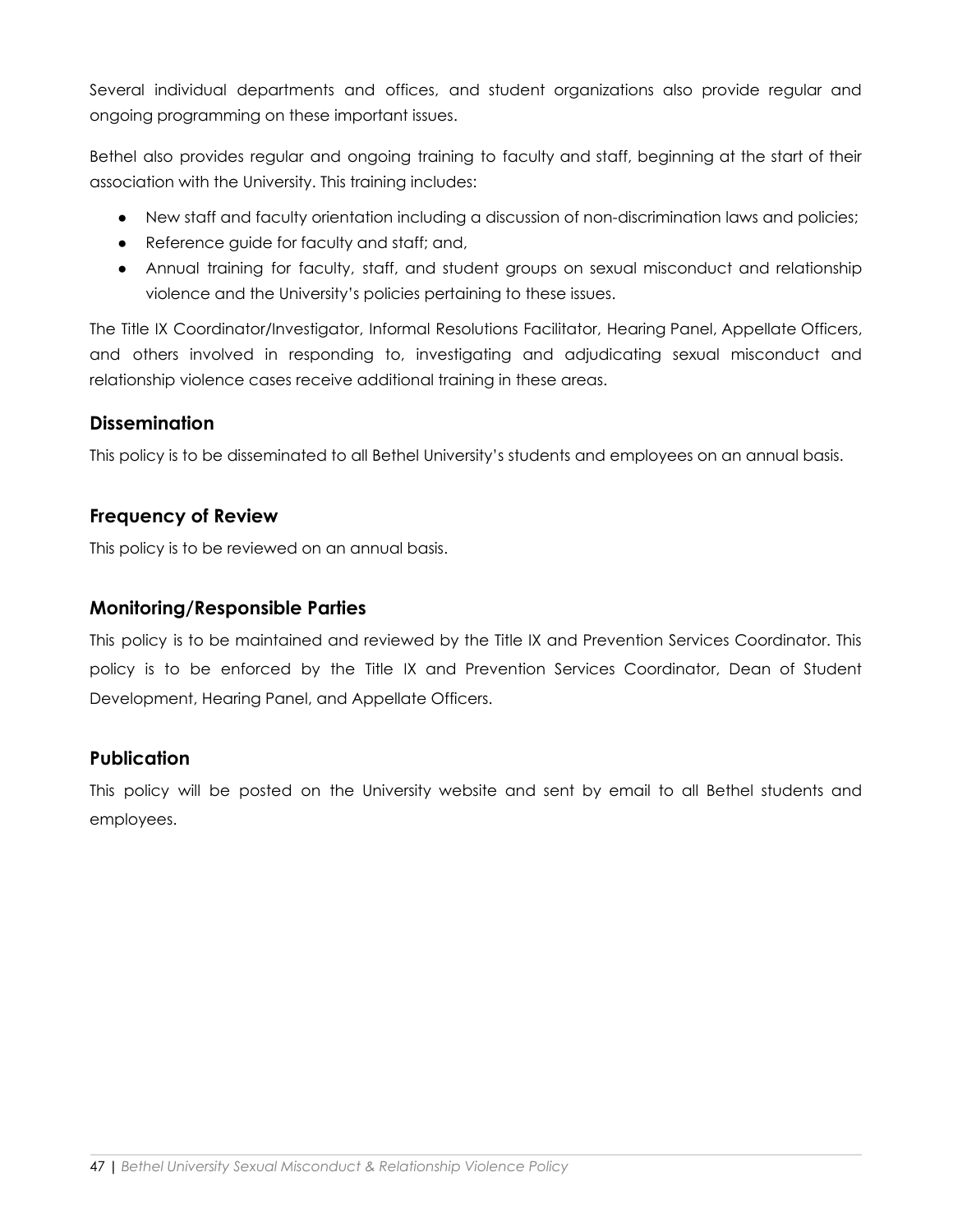Several individual departments and offices, and student organizations also provide regular and ongoing programming on these important issues.

Bethel also provides regular and ongoing training to faculty and staff, beginning at the start of their association with the University. This training includes:

- New staff and faculty orientation including a discussion of non-discrimination laws and policies;
- Reference guide for faculty and staff; and,
- Annual training for faculty, staff, and student groups on sexual misconduct and relationship violence and the University's policies pertaining to these issues.

The Title IX Coordinator/Investigator, Informal Resolutions Facilitator, Hearing Panel, Appellate Officers, and others involved in responding to, investigating and adjudicating sexual misconduct and relationship violence cases receive additional training in these areas.

## Dissemination

This policy is to be disseminated to all Bethel University's students and employees on an annual basis.

## Frequency of Review

This policy is to be reviewed on an annual basis.

## Monitoring/Responsible Parties

This policy is to be maintained and reviewed by the Title IX and Prevention Services Coordinator. This policy is to be enforced by the Title IX and Prevention Services Coordinator, Dean of Student Development, Hearing Panel, and Appellate Officers.

## Publication

This policy will be posted on the University website and sent by email to all Bethel students and employees.